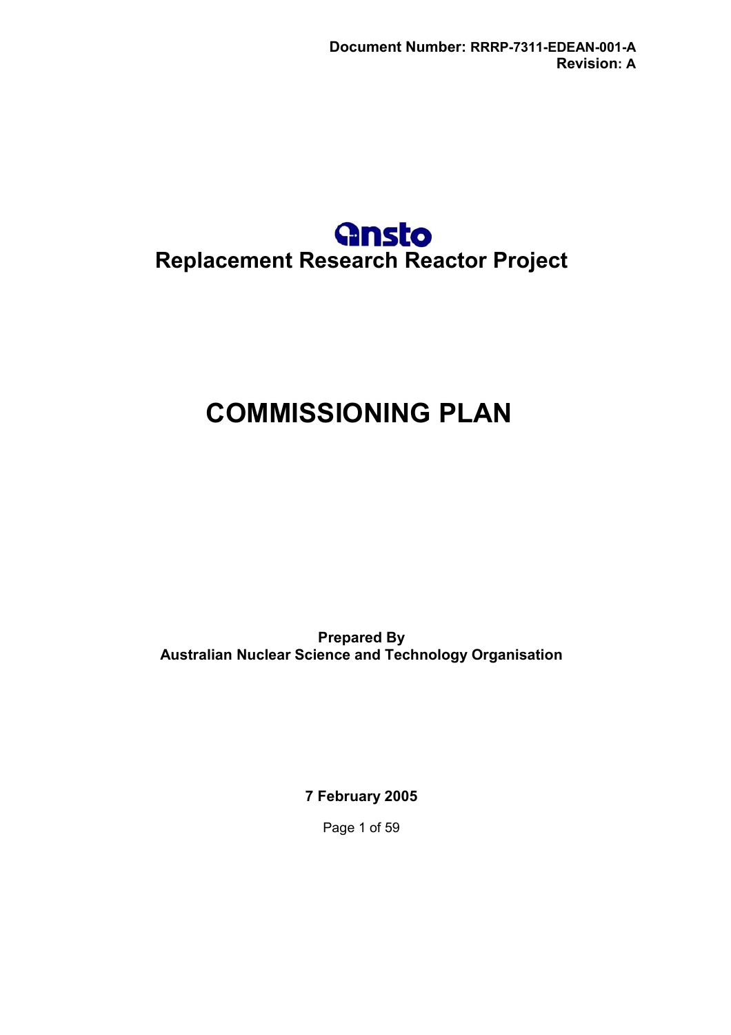**Document Number: RRRP-7311-EDEAN-001-A**
**Revision: A**

ansto

**Replacement Research Reactor Project**

# COMMISSIONING PLAN

**Prepared By**
**Australian Nuclear Science and Technology Organisation**

**7 February 2005**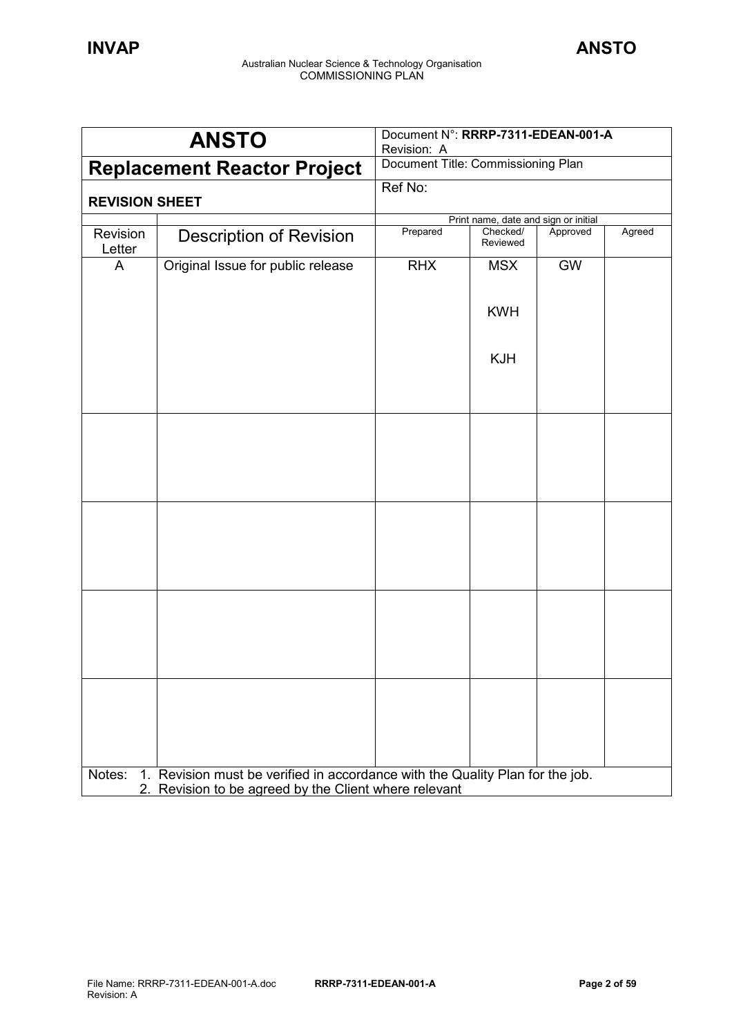| **ANSTO** | | Document N°: **RRRP-7311-EDEAN-001-A**<br>Revision: A | | | |
|---|---|---|---|---|---|
| **Replacement Reactor Project** | | Document Title: Commissioning Plan | | | |
| **REVISION SHEET** | | Ref No: | | | |
| | | Print name, date and sign or initial | | | |
| Revision Letter | Description of Revision | Prepared | Checked/ Reviewed | Approved | Agreed |
| A | Original Issue for public release | RHX | MSX<br><br>KWH<br><br>KJH | GW | |
| | | | | | |
| | | | | | |
| | | | | | |
| | | | | | |

Notes: 1. Revision must be verified in accordance with the Quality Plan for the job.
2. Revision to be agreed by the Client where relevant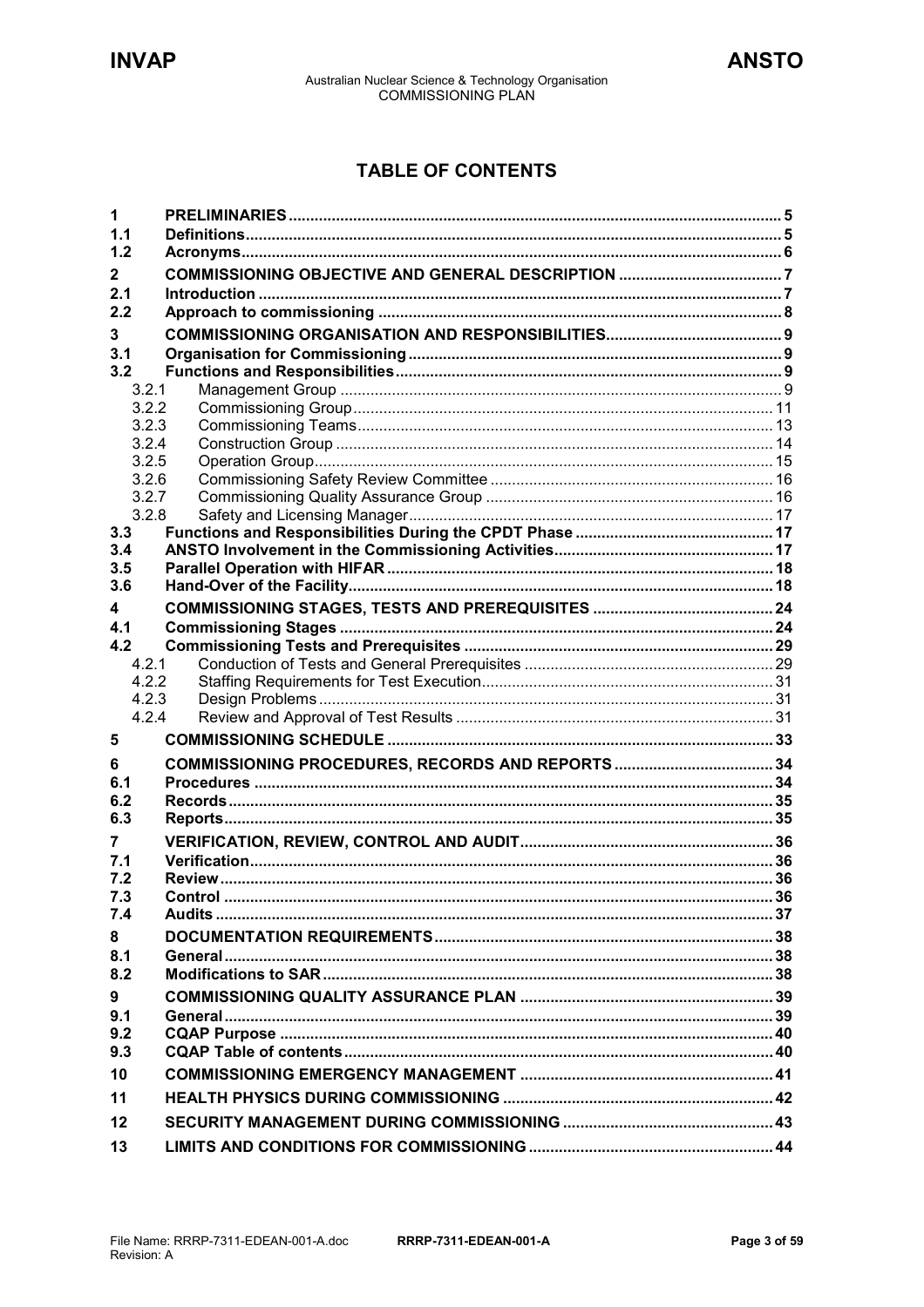## TABLE OF CONTENTS

| | | |
|---|---|---|
| **1** | **PRELIMINARIES** | **5** |
| **1.1** | **Definitions** | **5** |
| **1.2** | **Acronyms** | **6** |
| **2** | **COMMISSIONING OBJECTIVE AND GENERAL DESCRIPTION** | **7** |
| **2.1** | **Introduction** | **7** |
| **2.2** | **Approach to commissioning** | **8** |
| **3** | **COMMISSIONING ORGANISATION AND RESPONSIBILITIES** | **9** |
| **3.1** | **Organisation for Commissioning** | **9** |
| **3.2** | **Functions and Responsibilities** | **9** |
| 3.2.1 | Management Group | 9 |
| 3.2.2 | Commissioning Group | 11 |
| 3.2.3 | Commissioning Teams | 13 |
| 3.2.4 | Construction Group | 14 |
| 3.2.5 | Operation Group | 15 |
| 3.2.6 | Commissioning Safety Review Committee | 16 |
| 3.2.7 | Commissioning Quality Assurance Group | 16 |
| 3.2.8 | Safety and Licensing Manager | 17 |
| **3.3** | **Functions and Responsibilities During the CPDT Phase** | **17** |
| **3.4** | **ANSTO Involvement in the Commissioning Activities** | **17** |
| **3.5** | **Parallel Operation with HIFAR** | **18** |
| **3.6** | **Hand-Over of the Facility** | **18** |
| **4** | **COMMISSIONING STAGES, TESTS AND PREREQUISITES** | **24** |
| **4.1** | **Commissioning Stages** | **24** |
| **4.2** | **Commissioning Tests and Prerequisites** | **29** |
| 4.2.1 | Conduction of Tests and General Prerequisites | 29 |
| 4.2.2 | Staffing Requirements for Test Execution | 31 |
| 4.2.3 | Design Problems | 31 |
| 4.2.4 | Review and Approval of Test Results | 31 |
| **5** | **COMMISSIONING SCHEDULE** | **33** |
| **6** | **COMMISSIONING PROCEDURES, RECORDS AND REPORTS** | **34** |
| **6.1** | **Procedures** | **34** |
| **6.2** | **Records** | **35** |
| **6.3** | **Reports** | **35** |
| **7** | **VERIFICATION, REVIEW, CONTROL AND AUDIT** | **36** |
| **7.1** | **Verification** | **36** |
| **7.2** | **Review** | **36** |
| **7.3** | **Control** | **36** |
| **7.4** | **Audits** | **37** |
| **8** | **DOCUMENTATION REQUIREMENTS** | **38** |
| **8.1** | **General** | **38** |
| **8.2** | **Modifications to SAR** | **38** |
| **9** | **COMMISSIONING QUALITY ASSURANCE PLAN** | **39** |
| **9.1** | **General** | **39** |
| **9.2** | **CQAP Purpose** | **40** |
| **9.3** | **CQAP Table of contents** | **40** |
| **10** | **COMMISSIONING EMERGENCY MANAGEMENT** | **41** |
| **11** | **HEALTH PHYSICS DURING COMMISSIONING** | **42** |
| **12** | **SECURITY MANAGEMENT DURING COMMISSIONING** | **43** |
| **13** | **LIMITS AND CONDITIONS FOR COMMISSIONING** | **44** |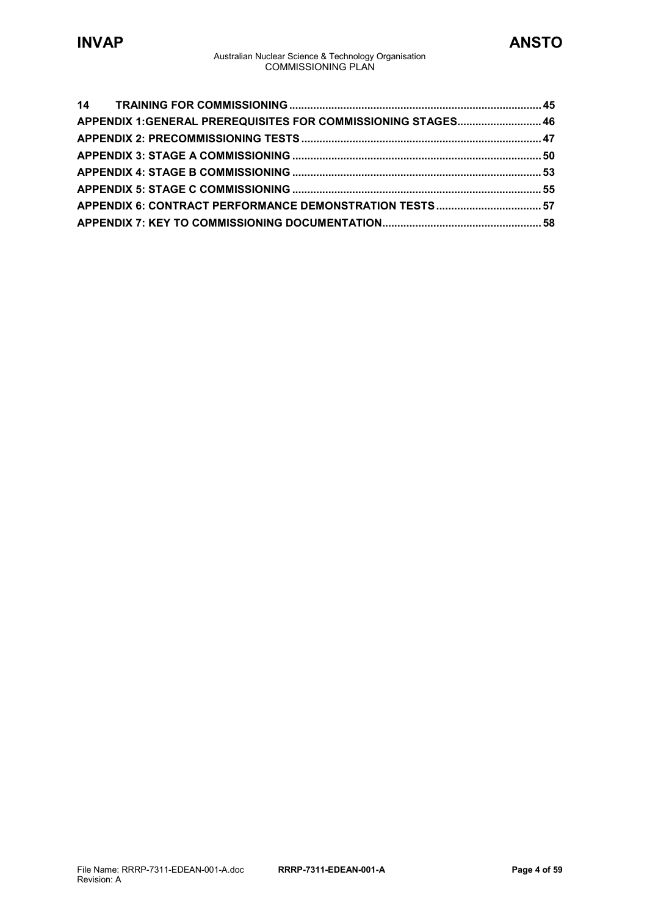| | |
|---|---|
| **14 TRAINING FOR COMMISSIONING** | **45** |
| **APPENDIX 1:GENERAL PREREQUISITES FOR COMMISSIONING STAGES** | **46** |
| **APPENDIX 2: PRECOMMISSIONING TESTS** | **47** |
| **APPENDIX 3: STAGE A COMMISSIONING** | **50** |
| **APPENDIX 4: STAGE B COMMISSIONING** | **53** |
| **APPENDIX 5: STAGE C COMMISSIONING** | **55** |
| **APPENDIX 6: CONTRACT PERFORMANCE DEMONSTRATION TESTS** | **57** |
| **APPENDIX 7: KEY TO COMMISSIONING DOCUMENTATION** | **58** |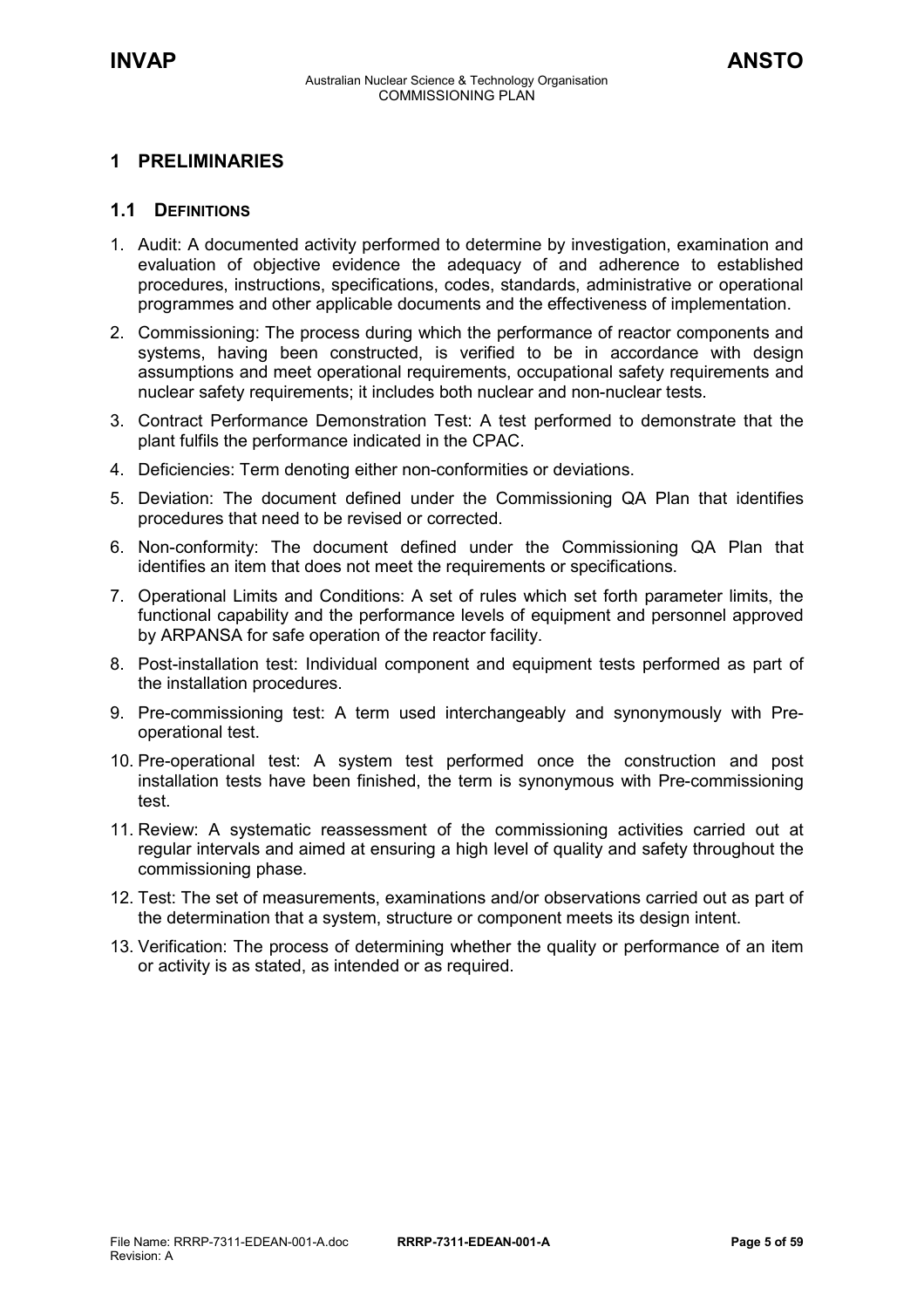# 1 PRELIMINARIES

## 1.1 DEFINITIONS

1. Audit: A documented activity performed to determine by investigation, examination and evaluation of objective evidence the adequacy of and adherence to established procedures, instructions, specifications, codes, standards, administrative or operational programmes and other applicable documents and the effectiveness of implementation.
2. Commissioning: The process during which the performance of reactor components and systems, having been constructed, is verified to be in accordance with design assumptions and meet operational requirements, occupational safety requirements and nuclear safety requirements; it includes both nuclear and non-nuclear tests.
3. Contract Performance Demonstration Test: A test performed to demonstrate that the plant fulfils the performance indicated in the CPAC.
4. Deficiencies: Term denoting either non-conformities or deviations.
5. Deviation: The document defined under the Commissioning QA Plan that identifies procedures that need to be revised or corrected.
6. Non-conformity: The document defined under the Commissioning QA Plan that identifies an item that does not meet the requirements or specifications.
7. Operational Limits and Conditions: A set of rules which set forth parameter limits, the functional capability and the performance levels of equipment and personnel approved by ARPANSA for safe operation of the reactor facility.
8. Post-installation test: Individual component and equipment tests performed as part of the installation procedures.
9. Pre-commissioning test: A term used interchangeably and synonymously with Pre-operational test.
10. Pre-operational test: A system test performed once the construction and post installation tests have been finished, the term is synonymous with Pre-commissioning test.
11. Review: A systematic reassessment of the commissioning activities carried out at regular intervals and aimed at ensuring a high level of quality and safety throughout the commissioning phase.
12. Test: The set of measurements, examinations and/or observations carried out as part of the determination that a system, structure or component meets its design intent.
13. Verification: The process of determining whether the quality or performance of an item or activity is as stated, as intended or as required.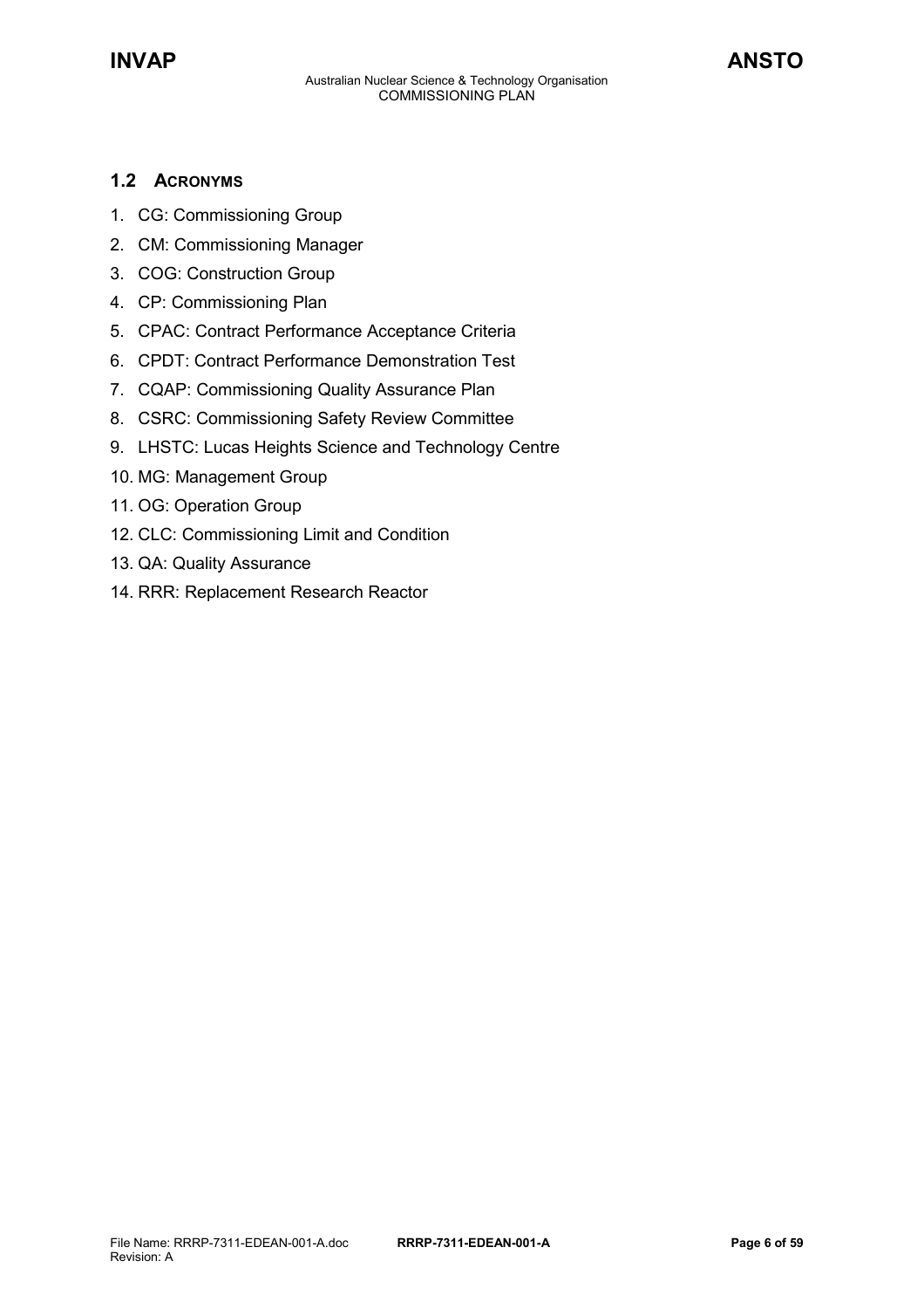## 1.2 ACRONYMS

1. CG: Commissioning Group
2. CM: Commissioning Manager
3. COG: Construction Group
4. CP: Commissioning Plan
5. CPAC: Contract Performance Acceptance Criteria
6. CPDT: Contract Performance Demonstration Test
7. CQAP: Commissioning Quality Assurance Plan
8. CSRC: Commissioning Safety Review Committee
9. LHSTC: Lucas Heights Science and Technology Centre
10. MG: Management Group
11. OG: Operation Group
12. CLC: Commissioning Limit and Condition
13. QA: Quality Assurance
14. RRR: Replacement Research Reactor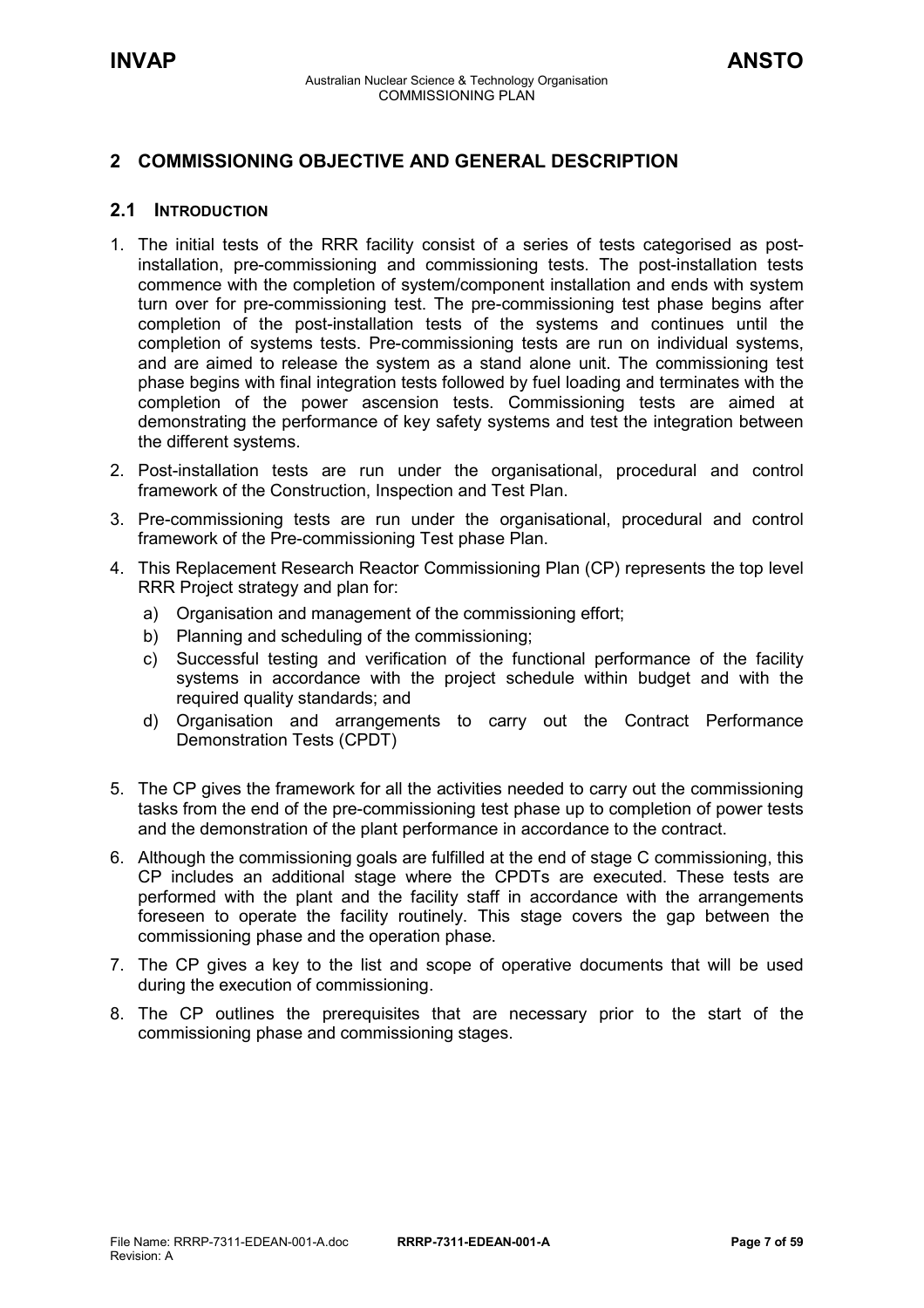## 2 COMMISSIONING OBJECTIVE AND GENERAL DESCRIPTION

### 2.1 INTRODUCTION

1. The initial tests of the RRR facility consist of a series of tests categorised as post-installation, pre-commissioning and commissioning tests. The post-installation tests commence with the completion of system/component installation and ends with system turn over for pre-commissioning test. The pre-commissioning test phase begins after completion of the post-installation tests of the systems and continues until the completion of systems tests. Pre-commissioning tests are run on individual systems, and are aimed to release the system as a stand alone unit. The commissioning test phase begins with final integration tests followed by fuel loading and terminates with the completion of the power ascension tests. Commissioning tests are aimed at demonstrating the performance of key safety systems and test the integration between the different systems.
2. Post-installation tests are run under the organisational, procedural and control framework of the Construction, Inspection and Test Plan.
3. Pre-commissioning tests are run under the organisational, procedural and control framework of the Pre-commissioning Test phase Plan.
4. This Replacement Research Reactor Commissioning Plan (CP) represents the top level RRR Project strategy and plan for:
   a) Organisation and management of the commissioning effort;
   b) Planning and scheduling of the commissioning;
   c) Successful testing and verification of the functional performance of the facility systems in accordance with the project schedule within budget and with the required quality standards; and
   d) Organisation and arrangements to carry out the Contract Performance Demonstration Tests (CPDT)
5. The CP gives the framework for all the activities needed to carry out the commissioning tasks from the end of the pre-commissioning test phase up to completion of power tests and the demonstration of the plant performance in accordance to the contract.
6. Although the commissioning goals are fulfilled at the end of stage C commissioning, this CP includes an additional stage where the CPDTs are executed. These tests are performed with the plant and the facility staff in accordance with the arrangements foreseen to operate the facility routinely. This stage covers the gap between the commissioning phase and the operation phase.
7. The CP gives a key to the list and scope of operative documents that will be used during the execution of commissioning.
8. The CP outlines the prerequisites that are necessary prior to the start of the commissioning phase and commissioning stages.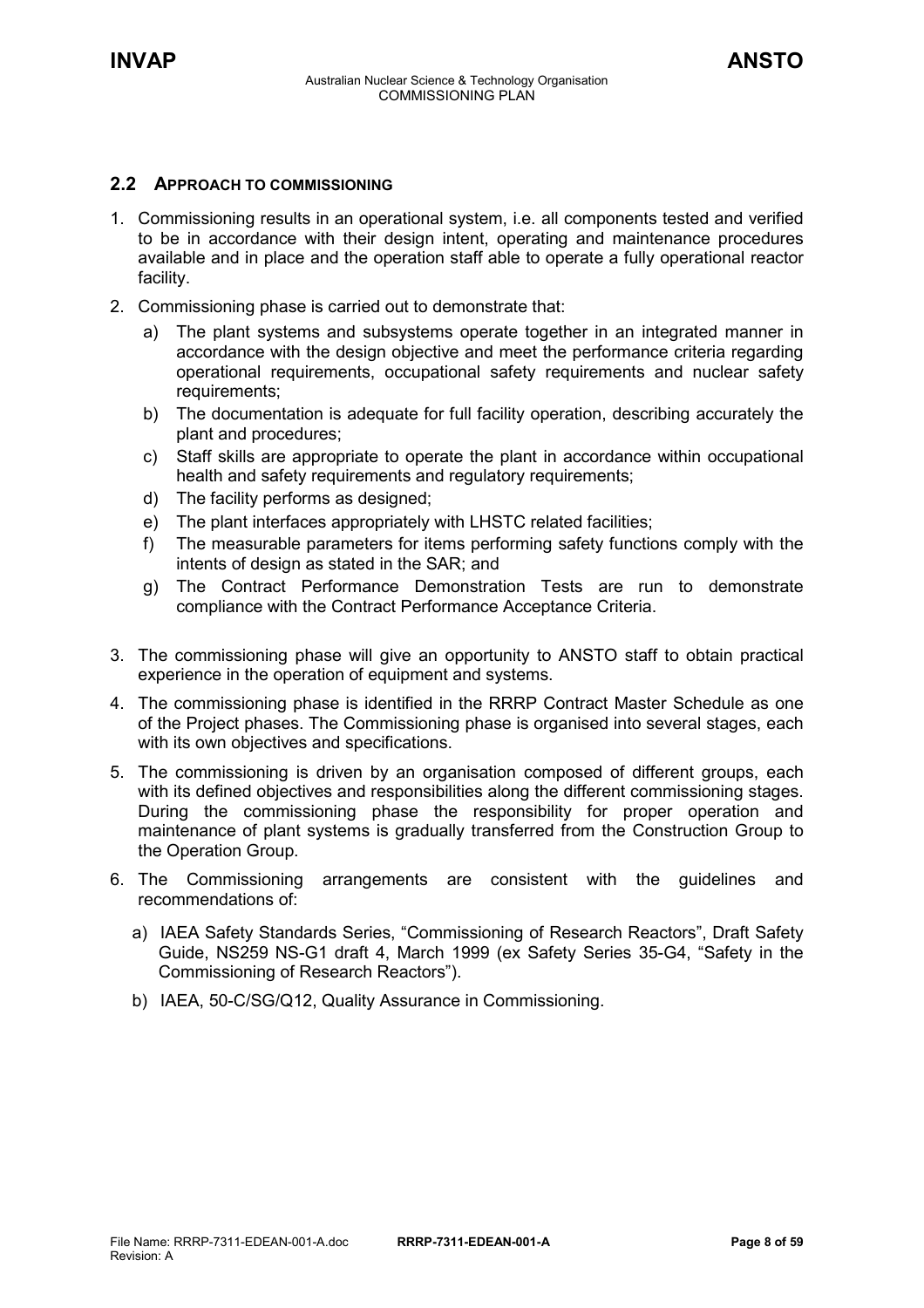## 2.2 APPROACH TO COMMISSIONING

1. Commissioning results in an operational system, i.e. all components tested and verified to be in accordance with their design intent, operating and maintenance procedures available and in place and the operation staff able to operate a fully operational reactor facility.

2. Commissioning phase is carried out to demonstrate that:

   a) The plant systems and subsystems operate together in an integrated manner in accordance with the design objective and meet the performance criteria regarding operational requirements, occupational safety requirements and nuclear safety requirements;

   b) The documentation is adequate for full facility operation, describing accurately the plant and procedures;

   c) Staff skills are appropriate to operate the plant in accordance within occupational health and safety requirements and regulatory requirements;

   d) The facility performs as designed;

   e) The plant interfaces appropriately with LHSTC related facilities;

   f) The measurable parameters for items performing safety functions comply with the intents of design as stated in the SAR; and

   g) The Contract Performance Demonstration Tests are run to demonstrate compliance with the Contract Performance Acceptance Criteria.

3. The commissioning phase will give an opportunity to ANSTO staff to obtain practical experience in the operation of equipment and systems.

4. The commissioning phase is identified in the RRRP Contract Master Schedule as one of the Project phases. The Commissioning phase is organised into several stages, each with its own objectives and specifications.

5. The commissioning is driven by an organisation composed of different groups, each with its defined objectives and responsibilities along the different commissioning stages. During the commissioning phase the responsibility for proper operation and maintenance of plant systems is gradually transferred from the Construction Group to the Operation Group.

6. The Commissioning arrangements are consistent with the guidelines and recommendations of:

   a) IAEA Safety Standards Series, “Commissioning of Research Reactors”, Draft Safety Guide, NS259 NS-G1 draft 4, March 1999 (ex Safety Series 35-G4, “Safety in the Commissioning of Research Reactors”).

   b) IAEA, 50-C/SG/Q12, Quality Assurance in Commissioning.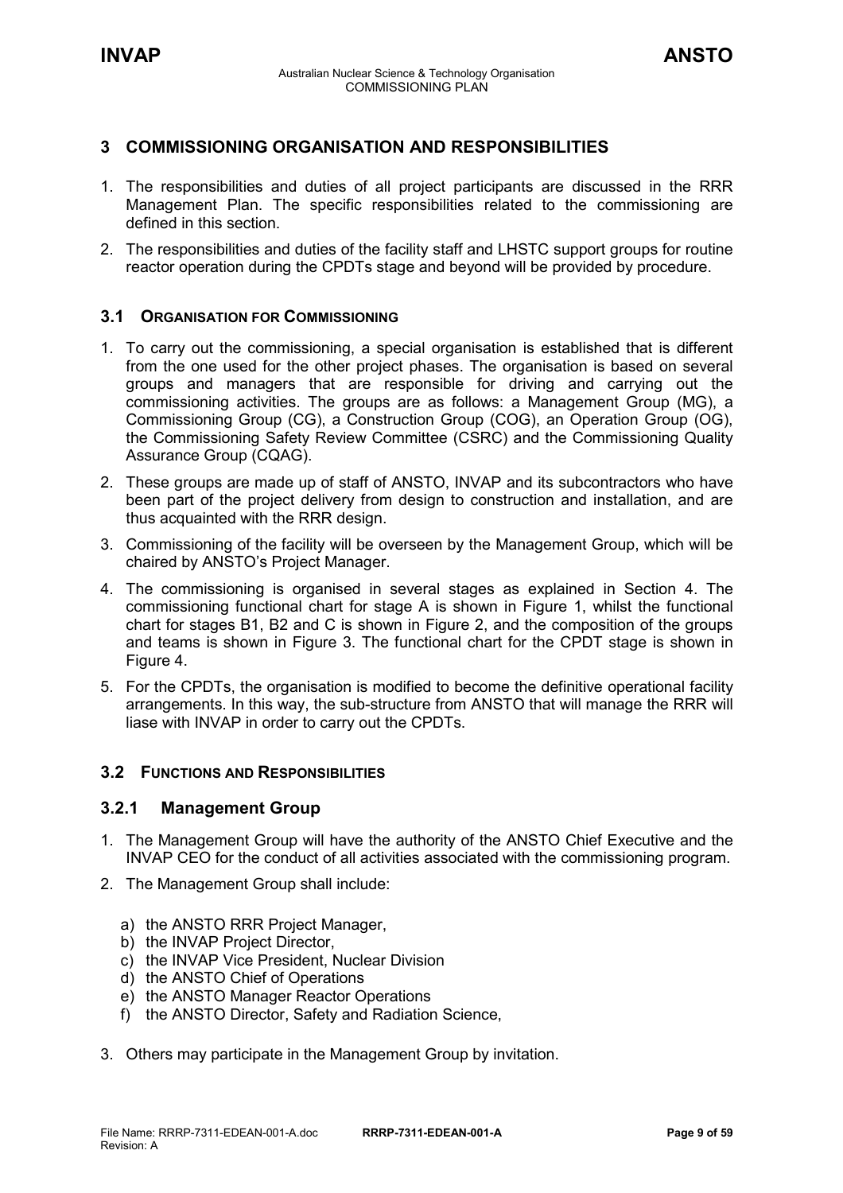# 3 COMMISSIONING ORGANISATION AND RESPONSIBILITIES

1. The responsibilities and duties of all project participants are discussed in the RRR Management Plan. The specific responsibilities related to the commissioning are defined in this section.
2. The responsibilities and duties of the facility staff and LHSTC support groups for routine reactor operation during the CPDTs stage and beyond will be provided by procedure.

## 3.1 ORGANISATION FOR COMMISSIONING

1. To carry out the commissioning, a special organisation is established that is different from the one used for the other project phases. The organisation is based on several groups and managers that are responsible for driving and carrying out the commissioning activities. The groups are as follows: a Management Group (MG), a Commissioning Group (CG), a Construction Group (COG), an Operation Group (OG), the Commissioning Safety Review Committee (CSRC) and the Commissioning Quality Assurance Group (CQAG).
2. These groups are made up of staff of ANSTO, INVAP and its subcontractors who have been part of the project delivery from design to construction and installation, and are thus acquainted with the RRR design.
3. Commissioning of the facility will be overseen by the Management Group, which will be chaired by ANSTO's Project Manager.
4. The commissioning is organised in several stages as explained in Section 4. The commissioning functional chart for stage A is shown in Figure 1, whilst the functional chart for stages B1, B2 and C is shown in Figure 2, and the composition of the groups and teams is shown in Figure 3. The functional chart for the CPDT stage is shown in Figure 4.
5. For the CPDTs, the organisation is modified to become the definitive operational facility arrangements. In this way, the sub-structure from ANSTO that will manage the RRR will liase with INVAP in order to carry out the CPDTs.

## 3.2 FUNCTIONS AND RESPONSIBILITIES

### 3.2.1 Management Group

1. The Management Group will have the authority of the ANSTO Chief Executive and the INVAP CEO for the conduct of all activities associated with the commissioning program.
2. The Management Group shall include:
   a) the ANSTO RRR Project Manager,
   b) the INVAP Project Director,
   c) the INVAP Vice President, Nuclear Division
   d) the ANSTO Chief of Operations
   e) the ANSTO Manager Reactor Operations
   f) the ANSTO Director, Safety and Radiation Science,
3. Others may participate in the Management Group by invitation.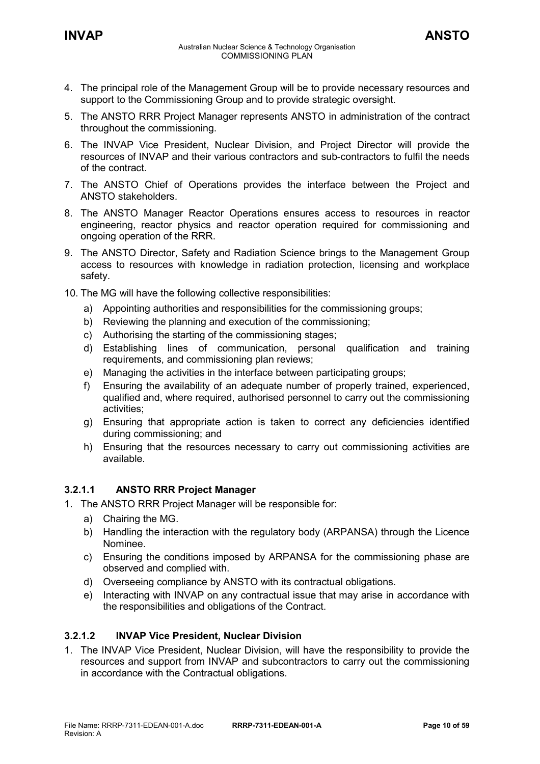4. The principal role of the Management Group will be to provide necessary resources and support to the Commissioning Group and to provide strategic oversight.
5. The ANSTO RRR Project Manager represents ANSTO in administration of the contract throughout the commissioning.
6. The INVAP Vice President, Nuclear Division, and Project Director will provide the resources of INVAP and their various contractors and sub-contractors to fulfil the needs of the contract.
7. The ANSTO Chief of Operations provides the interface between the Project and ANSTO stakeholders.
8. The ANSTO Manager Reactor Operations ensures access to resources in reactor engineering, reactor physics and reactor operation required for commissioning and ongoing operation of the RRR.
9. The ANSTO Director, Safety and Radiation Science brings to the Management Group access to resources with knowledge in radiation protection, licensing and workplace safety.
10. The MG will have the following collective responsibilities:
    a) Appointing authorities and responsibilities for the commissioning groups;
    b) Reviewing the planning and execution of the commissioning;
    c) Authorising the starting of the commissioning stages;
    d) Establishing lines of communication, personal qualification and training requirements, and commissioning plan reviews;
    e) Managing the activities in the interface between participating groups;
    f) Ensuring the availability of an adequate number of properly trained, experienced, qualified and, where required, authorised personnel to carry out the commissioning activities;
    g) Ensuring that appropriate action is taken to correct any deficiencies identified during commissioning; and
    h) Ensuring that the resources necessary to carry out commissioning activities are available.

#### 3.2.1.1 ANSTO RRR Project Manager

1. The ANSTO RRR Project Manager will be responsible for:
    a) Chairing the MG.
    b) Handling the interaction with the regulatory body (ARPANSA) through the Licence Nominee.
    c) Ensuring the conditions imposed by ARPANSA for the commissioning phase are observed and complied with.
    d) Overseeing compliance by ANSTO with its contractual obligations.
    e) Interacting with INVAP on any contractual issue that may arise in accordance with the responsibilities and obligations of the Contract.

#### 3.2.1.2 INVAP Vice President, Nuclear Division

1. The INVAP Vice President, Nuclear Division, will have the responsibility to provide the resources and support from INVAP and subcontractors to carry out the commissioning in accordance with the Contractual obligations.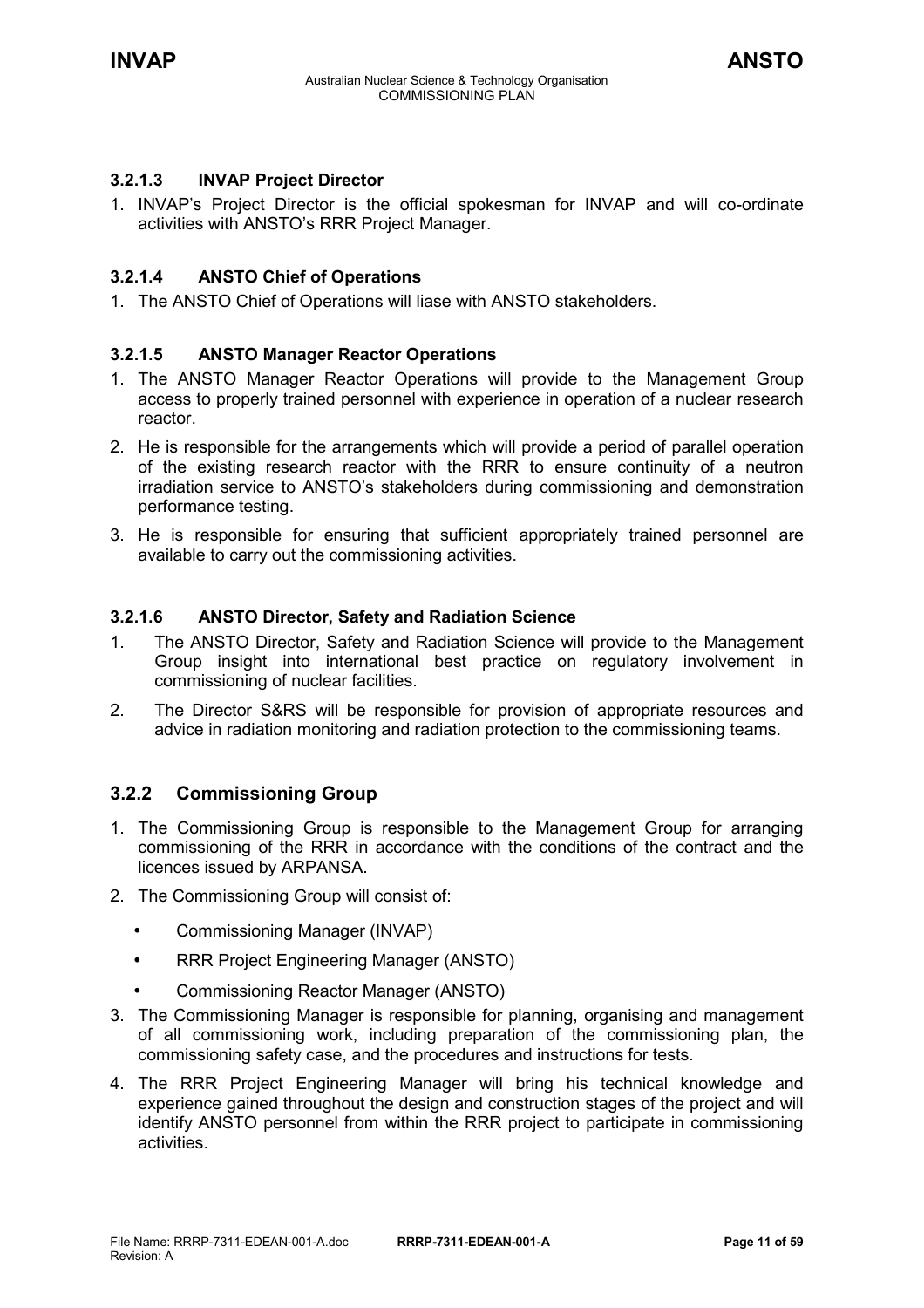#### 3.2.1.3 INVAP Project Director

1. INVAP's Project Director is the official spokesman for INVAP and will co-ordinate activities with ANSTO's RRR Project Manager.

#### 3.2.1.4 ANSTO Chief of Operations

1. The ANSTO Chief of Operations will liase with ANSTO stakeholders.

#### 3.2.1.5 ANSTO Manager Reactor Operations

1. The ANSTO Manager Reactor Operations will provide to the Management Group access to properly trained personnel with experience in operation of a nuclear research reactor.
2. He is responsible for the arrangements which will provide a period of parallel operation of the existing research reactor with the RRR to ensure continuity of a neutron irradiation service to ANSTO's stakeholders during commissioning and demonstration performance testing.
3. He is responsible for ensuring that sufficient appropriately trained personnel are available to carry out the commissioning activities.

#### 3.2.1.6 ANSTO Director, Safety and Radiation Science

1. The ANSTO Director, Safety and Radiation Science will provide to the Management Group insight into international best practice on regulatory involvement in commissioning of nuclear facilities.
2. The Director S&RS will be responsible for provision of appropriate resources and advice in radiation monitoring and radiation protection to the commissioning teams.

### 3.2.2 Commissioning Group

1. The Commissioning Group is responsible to the Management Group for arranging commissioning of the RRR in accordance with the conditions of the contract and the licences issued by ARPANSA.
2. The Commissioning Group will consist of:
   - Commissioning Manager (INVAP)
   - RRR Project Engineering Manager (ANSTO)
   - Commissioning Reactor Manager (ANSTO)
3. The Commissioning Manager is responsible for planning, organising and management of all commissioning work, including preparation of the commissioning plan, the commissioning safety case, and the procedures and instructions for tests.
4. The RRR Project Engineering Manager will bring his technical knowledge and experience gained throughout the design and construction stages of the project and will identify ANSTO personnel from within the RRR project to participate in commissioning activities.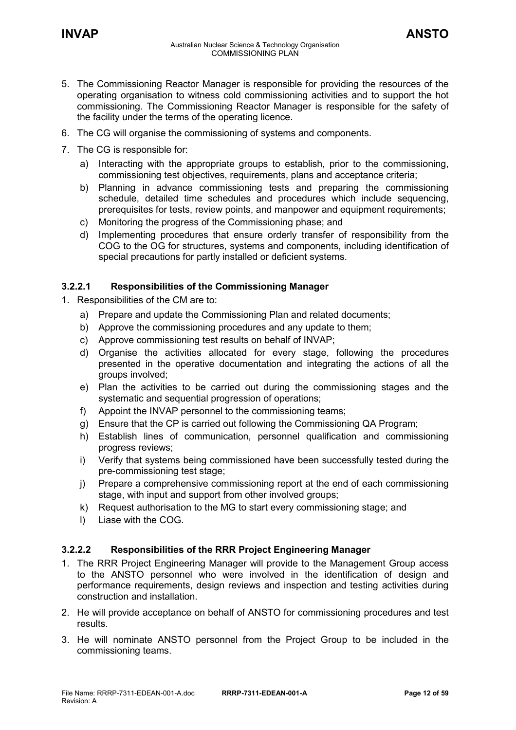5. The Commissioning Reactor Manager is responsible for providing the resources of the operating organisation to witness cold commissioning activities and to support the hot commissioning. The Commissioning Reactor Manager is responsible for the safety of the facility under the terms of the operating licence.
6. The CG will organise the commissioning of systems and components.
7. The CG is responsible for:
   a) Interacting with the appropriate groups to establish, prior to the commissioning, commissioning test objectives, requirements, plans and acceptance criteria;
   b) Planning in advance commissioning tests and preparing the commissioning schedule, detailed time schedules and procedures which include sequencing, prerequisites for tests, review points, and manpower and equipment requirements;
   c) Monitoring the progress of the Commissioning phase; and
   d) Implementing procedures that ensure orderly transfer of responsibility from the COG to the OG for structures, systems and components, including identification of special precautions for partly installed or deficient systems.

#### 3.2.2.1 Responsibilities of the Commissioning Manager

1. Responsibilities of the CM are to:
   a) Prepare and update the Commissioning Plan and related documents;
   b) Approve the commissioning procedures and any update to them;
   c) Approve commissioning test results on behalf of INVAP;
   d) Organise the activities allocated for every stage, following the procedures presented in the operative documentation and integrating the actions of all the groups involved;
   e) Plan the activities to be carried out during the commissioning stages and the systematic and sequential progression of operations;
   f) Appoint the INVAP personnel to the commissioning teams;
   g) Ensure that the CP is carried out following the Commissioning QA Program;
   h) Establish lines of communication, personnel qualification and commissioning progress reviews;
   i) Verify that systems being commissioned have been successfully tested during the pre-commissioning test stage;
   j) Prepare a comprehensive commissioning report at the end of each commissioning stage, with input and support from other involved groups;
   k) Request authorisation to the MG to start every commissioning stage; and
   l) Liase with the COG.

#### 3.2.2.2 Responsibilities of the RRR Project Engineering Manager

1. The RRR Project Engineering Manager will provide to the Management Group access to the ANSTO personnel who were involved in the identification of design and performance requirements, design reviews and inspection and testing activities during construction and installation.
2. He will provide acceptance on behalf of ANSTO for commissioning procedures and test results.
3. He will nominate ANSTO personnel from the Project Group to be included in the commissioning teams.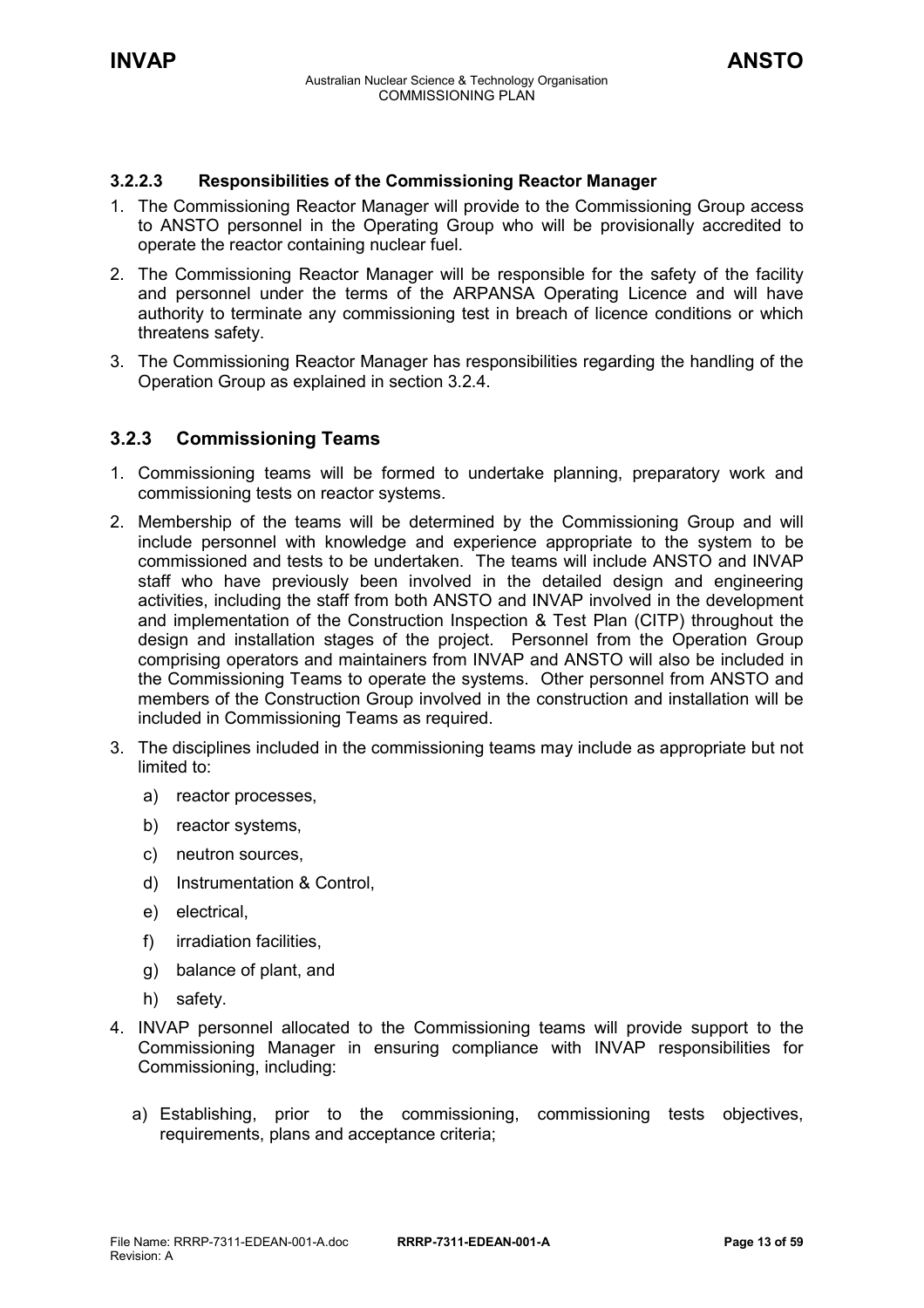#### 3.2.2.3 Responsibilities of the Commissioning Reactor Manager

1. The Commissioning Reactor Manager will provide to the Commissioning Group access to ANSTO personnel in the Operating Group who will be provisionally accredited to operate the reactor containing nuclear fuel.
2. The Commissioning Reactor Manager will be responsible for the safety of the facility and personnel under the terms of the ARPANSA Operating Licence and will have authority to terminate any commissioning test in breach of licence conditions or which threatens safety.
3. The Commissioning Reactor Manager has responsibilities regarding the handling of the Operation Group as explained in section 3.2.4.

### 3.2.3 Commissioning Teams

1. Commissioning teams will be formed to undertake planning, preparatory work and commissioning tests on reactor systems.
2. Membership of the teams will be determined by the Commissioning Group and will include personnel with knowledge and experience appropriate to the system to be commissioned and tests to be undertaken. The teams will include ANSTO and INVAP staff who have previously been involved in the detailed design and engineering activities, including the staff from both ANSTO and INVAP involved in the development and implementation of the Construction Inspection & Test Plan (CITP) throughout the design and installation stages of the project. Personnel from the Operation Group comprising operators and maintainers from INVAP and ANSTO will also be included in the Commissioning Teams to operate the systems. Other personnel from ANSTO and members of the Construction Group involved in the construction and installation will be included in Commissioning Teams as required.
3. The disciplines included in the commissioning teams may include as appropriate but not limited to:
    a) reactor processes,
    b) reactor systems,
    c) neutron sources,
    d) Instrumentation & Control,
    e) electrical,
    f) irradiation facilities,
    g) balance of plant, and
    h) safety.
4. INVAP personnel allocated to the Commissioning teams will provide support to the Commissioning Manager in ensuring compliance with INVAP responsibilities for Commissioning, including:
    a) Establishing, prior to the commissioning, commissioning tests objectives, requirements, plans and acceptance criteria;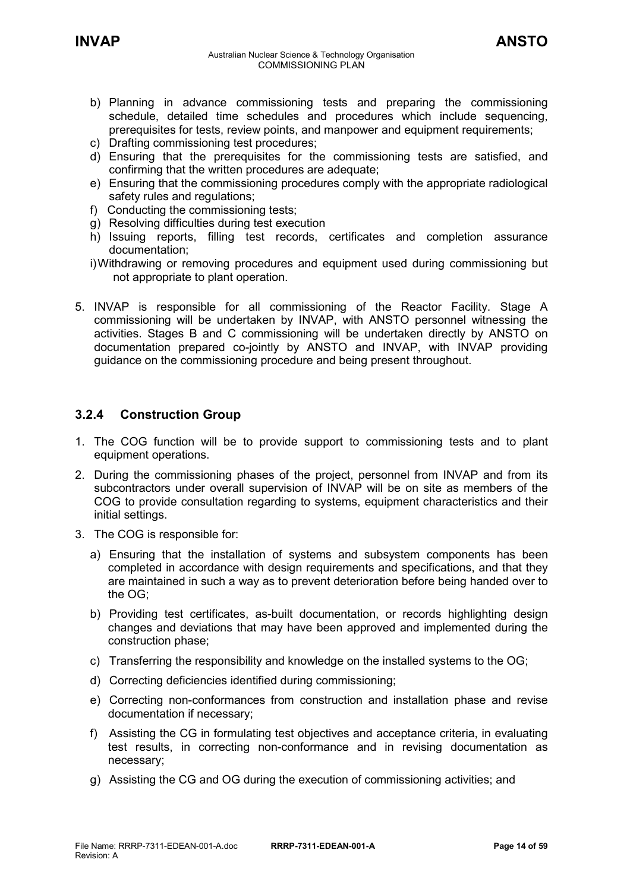b) Planning in advance commissioning tests and preparing the commissioning schedule, detailed time schedules and procedures which include sequencing, prerequisites for tests, review points, and manpower and equipment requirements;
c) Drafting commissioning test procedures;
d) Ensuring that the prerequisites for the commissioning tests are satisfied, and confirming that the written procedures are adequate;
e) Ensuring that the commissioning procedures comply with the appropriate radiological safety rules and regulations;
f) Conducting the commissioning tests;
g) Resolving difficulties during test execution
h) Issuing reports, filling test records, certificates and completion assurance documentation;
i) Withdrawing or removing procedures and equipment used during commissioning but not appropriate to plant operation.

5. INVAP is responsible for all commissioning of the Reactor Facility. Stage A commissioning will be undertaken by INVAP, with ANSTO personnel witnessing the activities. Stages B and C commissioning will be undertaken directly by ANSTO on documentation prepared co-jointly by ANSTO and INVAP, with INVAP providing guidance on the commissioning procedure and being present throughout.

### 3.2.4 Construction Group

1. The COG function will be to provide support to commissioning tests and to plant equipment operations.
2. During the commissioning phases of the project, personnel from INVAP and from its subcontractors under overall supervision of INVAP will be on site as members of the COG to provide consultation regarding to systems, equipment characteristics and their initial settings.
3. The COG is responsible for:
   a) Ensuring that the installation of systems and subsystem components has been completed in accordance with design requirements and specifications, and that they are maintained in such a way as to prevent deterioration before being handed over to the OG;
   b) Providing test certificates, as-built documentation, or records highlighting design changes and deviations that may have been approved and implemented during the construction phase;
   c) Transferring the responsibility and knowledge on the installed systems to the OG;
   d) Correcting deficiencies identified during commissioning;
   e) Correcting non-conformances from construction and installation phase and revise documentation if necessary;
   f) Assisting the CG in formulating test objectives and acceptance criteria, in evaluating test results, in correcting non-conformance and in revising documentation as necessary;
   g) Assisting the CG and OG during the execution of commissioning activities; and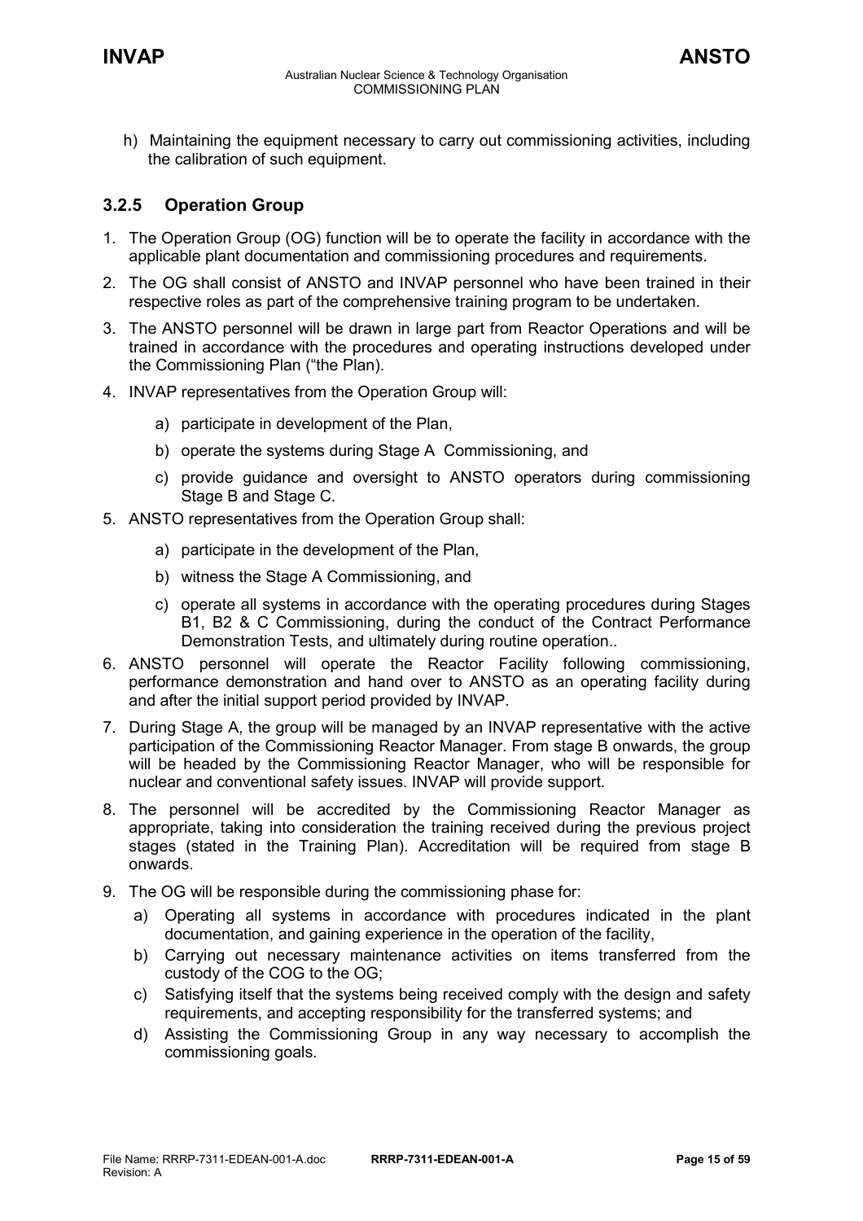h) Maintaining the equipment necessary to carry out commissioning activities, including the calibration of such equipment.

### 3.2.5 Operation Group

1. The Operation Group (OG) function will be to operate the facility in accordance with the applicable plant documentation and commissioning procedures and requirements.
2. The OG shall consist of ANSTO and INVAP personnel who have been trained in their respective roles as part of the comprehensive training program to be undertaken.
3. The ANSTO personnel will be drawn in large part from Reactor Operations and will be trained in accordance with the procedures and operating instructions developed under the Commissioning Plan ("the Plan).
4. INVAP representatives from the Operation Group will:
   a) participate in development of the Plan,
   b) operate the systems during Stage A Commissioning, and
   c) provide guidance and oversight to ANSTO operators during commissioning Stage B and Stage C.
5. ANSTO representatives from the Operation Group shall:
   a) participate in the development of the Plan,
   b) witness the Stage A Commissioning, and
   c) operate all systems in accordance with the operating procedures during Stages B1, B2 & C Commissioning, during the conduct of the Contract Performance Demonstration Tests, and ultimately during routine operation..
6. ANSTO personnel will operate the Reactor Facility following commissioning, performance demonstration and hand over to ANSTO as an operating facility during and after the initial support period provided by INVAP.
7. During Stage A, the group will be managed by an INVAP representative with the active participation of the Commissioning Reactor Manager. From stage B onwards, the group will be headed by the Commissioning Reactor Manager, who will be responsible for nuclear and conventional safety issues. INVAP will provide support.
8. The personnel will be accredited by the Commissioning Reactor Manager as appropriate, taking into consideration the training received during the previous project stages (stated in the Training Plan). Accreditation will be required from stage B onwards.
9. The OG will be responsible during the commissioning phase for:
   a) Operating all systems in accordance with procedures indicated in the plant documentation, and gaining experience in the operation of the facility,
   b) Carrying out necessary maintenance activities on items transferred from the custody of the COG to the OG;
   c) Satisfying itself that the systems being received comply with the design and safety requirements, and accepting responsibility for the transferred systems; and
   d) Assisting the Commissioning Group in any way necessary to accomplish the commissioning goals.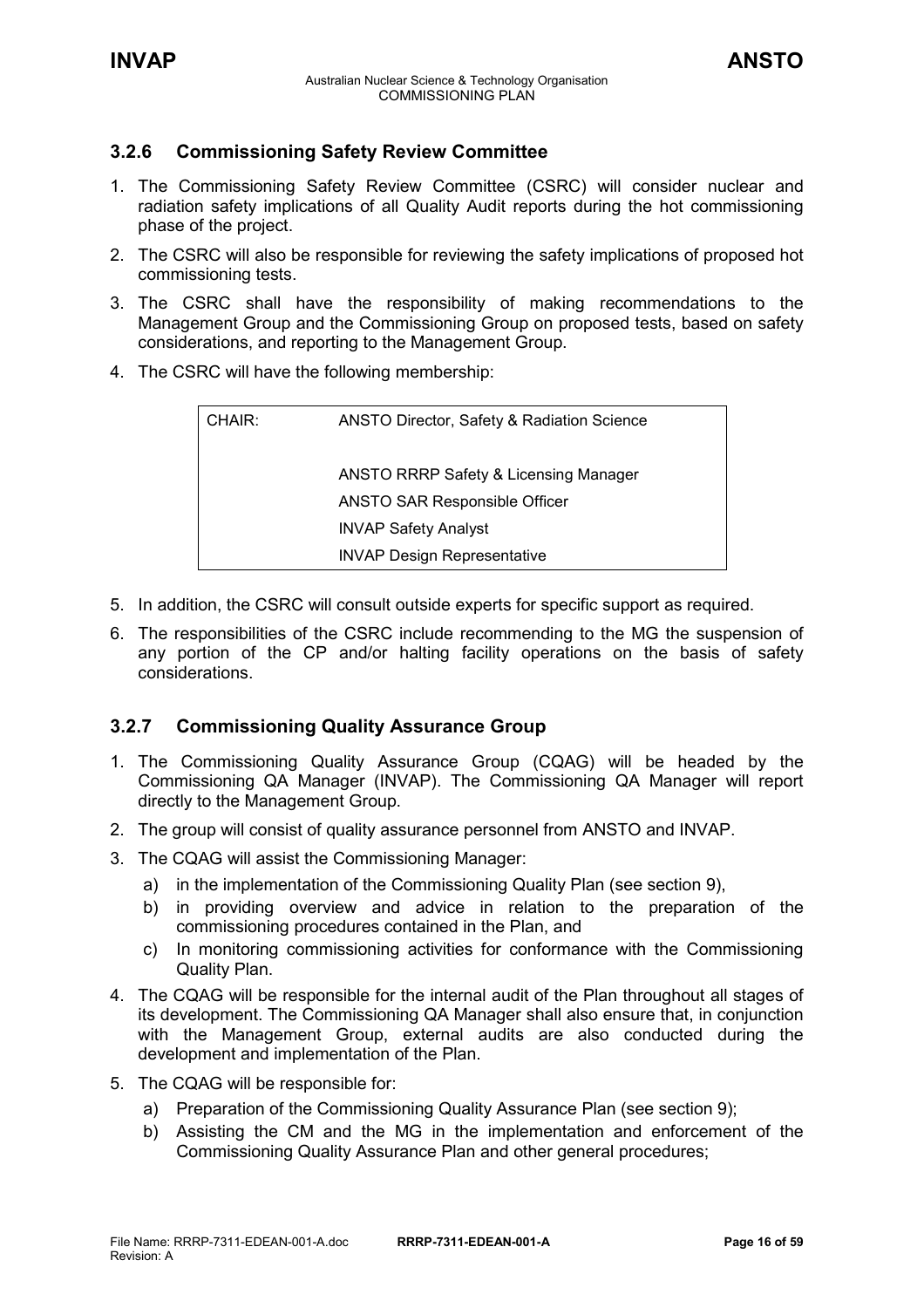### 3.2.6 Commissioning Safety Review Committee

1. The Commissioning Safety Review Committee (CSRC) will consider nuclear and radiation safety implications of all Quality Audit reports during the hot commissioning phase of the project.
2. The CSRC will also be responsible for reviewing the safety implications of proposed hot commissioning tests.
3. The CSRC shall have the responsibility of making recommendations to the Management Group and the Commissioning Group on proposed tests, based on safety considerations, and reporting to the Management Group.
4. The CSRC will have the following membership:

| | |
|---|---|
| CHAIR: | ANSTO Director, Safety & Radiation Science |
| | ANSTO RRRP Safety & Licensing Manager |
| | ANSTO SAR Responsible Officer |
| | INVAP Safety Analyst |
| | INVAP Design Representative |

5. In addition, the CSRC will consult outside experts for specific support as required.
6. The responsibilities of the CSRC include recommending to the MG the suspension of any portion of the CP and/or halting facility operations on the basis of safety considerations.

### 3.2.7 Commissioning Quality Assurance Group

1. The Commissioning Quality Assurance Group (CQAG) will be headed by the Commissioning QA Manager (INVAP). The Commissioning QA Manager will report directly to the Management Group.
2. The group will consist of quality assurance personnel from ANSTO and INVAP.
3. The CQAG will assist the Commissioning Manager:
   a) in the implementation of the Commissioning Quality Plan (see section 9),
   b) in providing overview and advice in relation to the preparation of the commissioning procedures contained in the Plan, and
   c) In monitoring commissioning activities for conformance with the Commissioning Quality Plan.
4. The CQAG will be responsible for the internal audit of the Plan throughout all stages of its development. The Commissioning QA Manager shall also ensure that, in conjunction with the Management Group, external audits are also conducted during the development and implementation of the Plan.
5. The CQAG will be responsible for:
   a) Preparation of the Commissioning Quality Assurance Plan (see section 9);
   b) Assisting the CM and the MG in the implementation and enforcement of the Commissioning Quality Assurance Plan and other general procedures;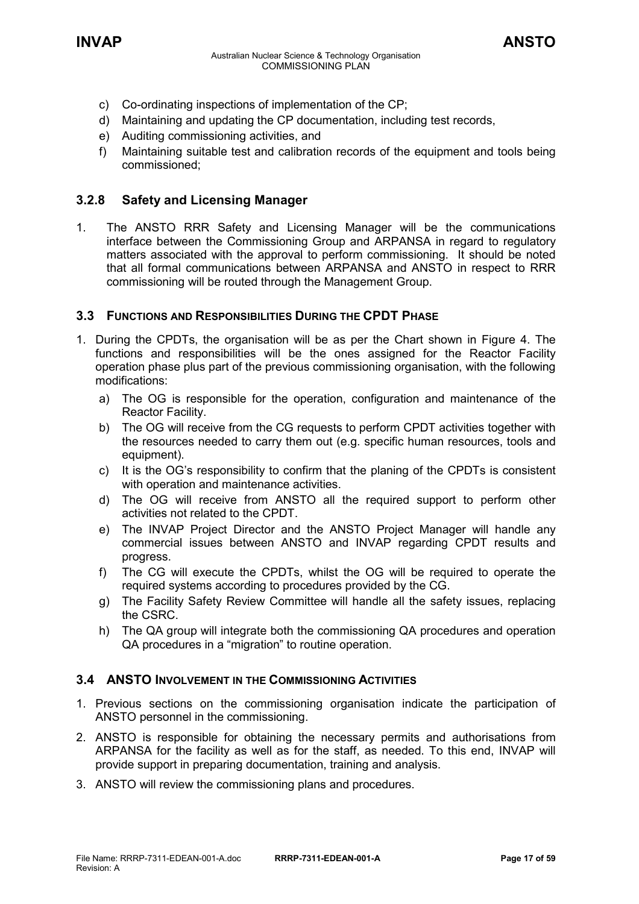c) Co-ordinating inspections of implementation of the CP;
d) Maintaining and updating the CP documentation, including test records,
e) Auditing commissioning activities, and
f) Maintaining suitable test and calibration records of the equipment and tools being commissioned;

#### 3.2.8 Safety and Licensing Manager

1. The ANSTO RRR Safety and Licensing Manager will be the communications interface between the Commissioning Group and ARPANSA in regard to regulatory matters associated with the approval to perform commissioning. It should be noted that all formal communications between ARPANSA and ANSTO in respect to RRR commissioning will be routed through the Management Group.

### 3.3 Functions and Responsibilities During the CPDT Phase

1. During the CPDTs, the organisation will be as per the Chart shown in Figure 4. The functions and responsibilities will be the ones assigned for the Reactor Facility operation phase plus part of the previous commissioning organisation, with the following modifications:
   a) The OG is responsible for the operation, configuration and maintenance of the Reactor Facility.
   b) The OG will receive from the CG requests to perform CPDT activities together with the resources needed to carry them out (e.g. specific human resources, tools and equipment).
   c) It is the OG's responsibility to confirm that the planing of the CPDTs is consistent with operation and maintenance activities.
   d) The OG will receive from ANSTO all the required support to perform other activities not related to the CPDT.
   e) The INVAP Project Director and the ANSTO Project Manager will handle any commercial issues between ANSTO and INVAP regarding CPDT results and progress.
   f) The CG will execute the CPDTs, whilst the OG will be required to operate the required systems according to procedures provided by the CG.
   g) The Facility Safety Review Committee will handle all the safety issues, replacing the CSRC.
   h) The QA group will integrate both the commissioning QA procedures and operation QA procedures in a "migration" to routine operation.

### 3.4 ANSTO Involvement in the Commissioning Activities

1. Previous sections on the commissioning organisation indicate the participation of ANSTO personnel in the commissioning.
2. ANSTO is responsible for obtaining the necessary permits and authorisations from ARPANSA for the facility as well as for the staff, as needed. To this end, INVAP will provide support in preparing documentation, training and analysis.
3. ANSTO will review the commissioning plans and procedures.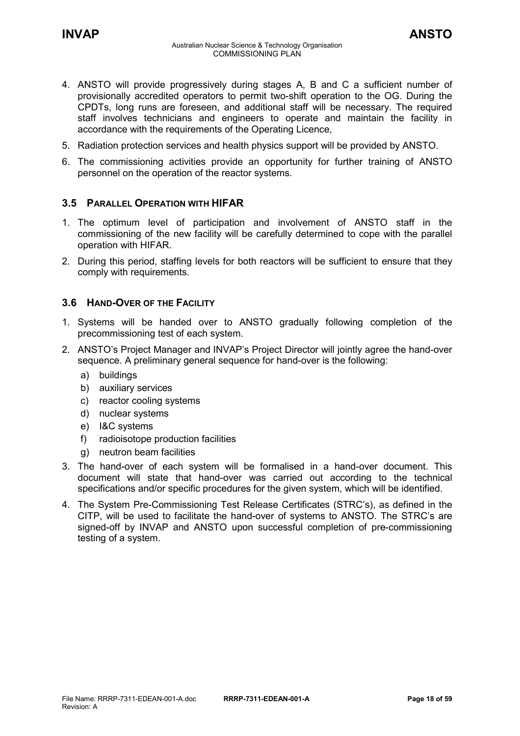4. ANSTO will provide progressively during stages A, B and C a sufficient number of provisionally accredited operators to permit two-shift operation to the OG. During the CPDTs, long runs are foreseen, and additional staff will be necessary. The required staff involves technicians and engineers to operate and maintain the facility in accordance with the requirements of the Operating Licence,
5. Radiation protection services and health physics support will be provided by ANSTO.
6. The commissioning activities provide an opportunity for further training of ANSTO personnel on the operation of the reactor systems.

### 3.5 Parallel Operation with HIFAR

1. The optimum level of participation and involvement of ANSTO staff in the commissioning of the new facility will be carefully determined to cope with the parallel operation with HIFAR.
2. During this period, staffing levels for both reactors will be sufficient to ensure that they comply with requirements.

### 3.6 Hand-Over of the Facility

1. Systems will be handed over to ANSTO gradually following completion of the precommissioning test of each system.
2. ANSTO's Project Manager and INVAP's Project Director will jointly agree the hand-over sequence. A preliminary general sequence for hand-over is the following:
   a) buildings
   b) auxiliary services
   c) reactor cooling systems
   d) nuclear systems
   e) I&C systems
   f) radioisotope production facilities
   g) neutron beam facilities
3. The hand-over of each system will be formalised in a hand-over document. This document will state that hand-over was carried out according to the technical specifications and/or specific procedures for the given system, which will be identified.
4. The System Pre-Commissioning Test Release Certificates (STRC's), as defined in the CITP, will be used to facilitate the hand-over of systems to ANSTO. The STRC's are signed-off by INVAP and ANSTO upon successful completion of pre-commissioning testing of a system.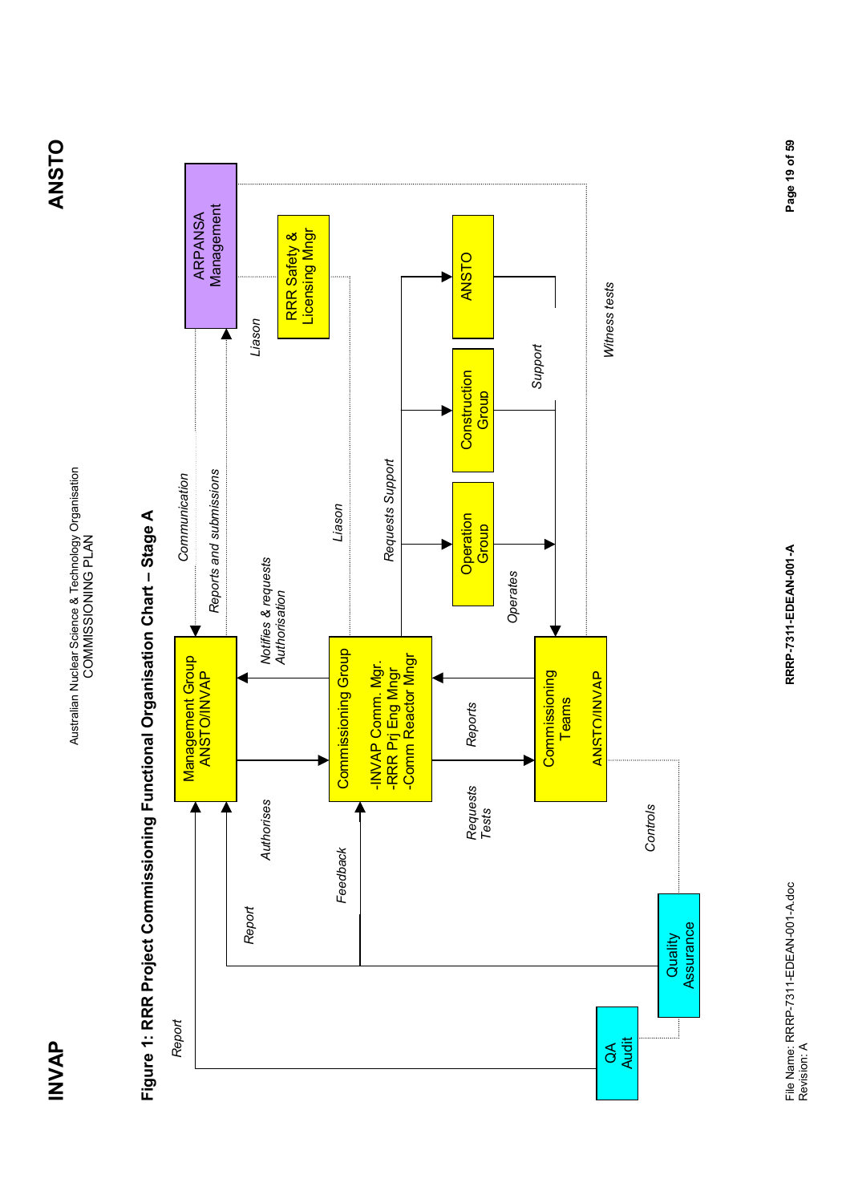## Figure 1: RRR Project Commissioning Functional Organisation Chart – Stage A

ARPANSA Management

RRR Safety & Licensing Mngr

ANSTO

Construction Group

Operation Group

Management Group ANSTO/INVAP

Commissioning Group
-INVAP Comm. Mgr.
-RRR Prj Eng Mngr
-Comm Reactor Mngr

Commissioning Teams ANSTO/INVAP

Quality Assurance

QA Audit

*Communication*

*Reports and submissions*

*Liason*

*Liason*

*Notifies & requests Authorisation*

*Authorises*

*Requests Support*

*Support*

*Operates*

*Witness tests*

*Reports*

*Requests Tests*

*Controls*

*Feedback*

*Report*

*Report*

File Name: RRRP-7311-EDEAN-001-A.doc
Revision: A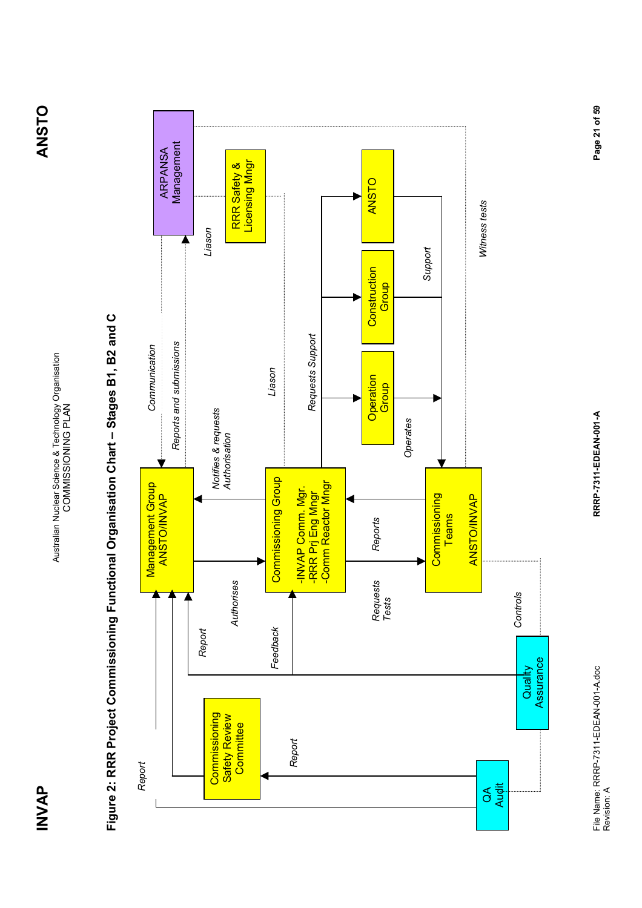## Figure 2: RRR Project Commissioning Functional Organisation Chart – Stages B1, B2 and C

ARPANSA Management

RRR Safety & Licensing Mngr

ANSTO

Construction Group

Operation Group

Management Group ANSTO/INVAP

Commissioning Group
- INVAP Comm. Mgr.
- RRR Prj Eng Mngr
- Comm Reactor Mngr

Commissioning Teams

ANSTO/INVAP

Commissioning Safety Review Committee

Quality Assurance

QA Audit

*Communication*

*Reports and submissions*

*Liason*

*Notifies & requests Authorisation*

*Authorises*

*Requests Support*

*Support*

*Operates*

*Witness tests*

*Reports*

*Requests Tests*

*Controls*

*Report*

*Feedback*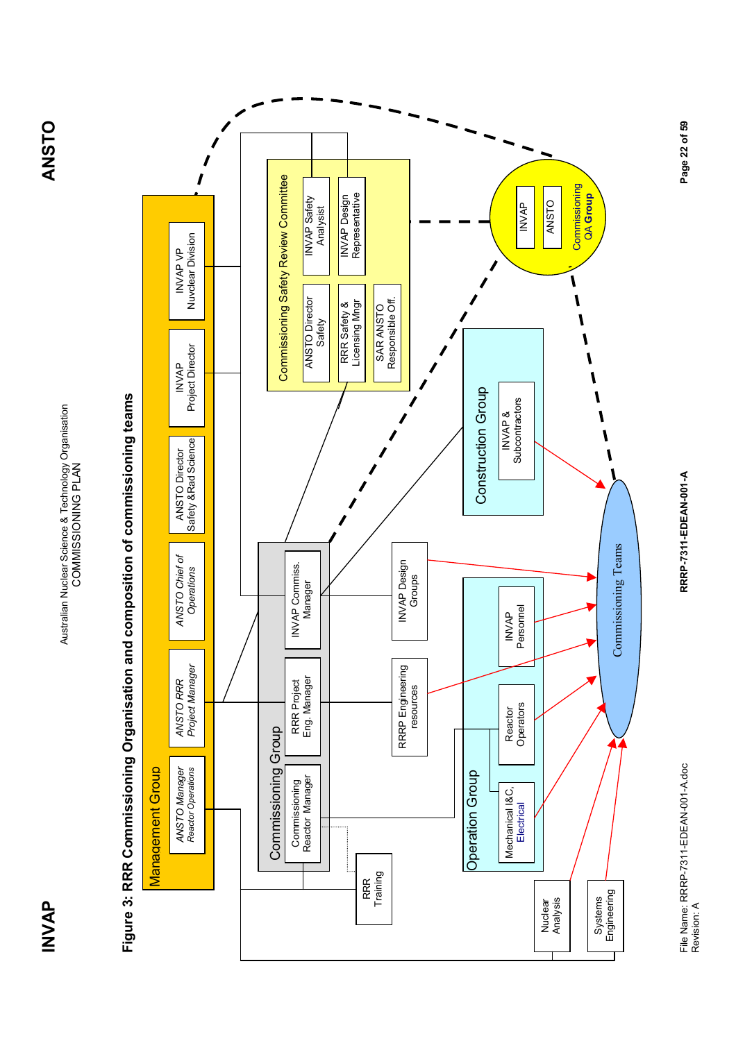## Figure 3: RRR Commissioning Organisation and composition of commissioning teams

**Management Group**
- *ANSTO Manager Reactor Operations*
- *ANSTO RRR Project Manager*
- *ANSTO Chief of Operations*
- ANSTO Director Safety &Rad Science
- INVAP Project Director
- INVAP VP Nuvclear Division

**Commissioning Group**
- Commissioning Reactor Manager
- RRR Project Eng. Manager
- INVAP Commiss. Manager

**Commissioning Safety Review Committee**
- ANSTO Director Safety
- RRR Safety & Licensing Mngr
- SAR ANSTO Responsible Off.
- INVAP Safety Analysist
- INVAP Design Representative

**Commissioning QA Group**
- INVAP
- ANSTO

**Construction Group**
- INVAP & Subcontractors

**Operation Group**
- Mechanical I&C, Electrical
- Reactor Operators
- INVAP Personnel

Other:
- RRR Training
- RRRP Engineering resources
- INVAP Design Groups
- Nuclear Analysis
- Systems Engineering

Commissioning Teams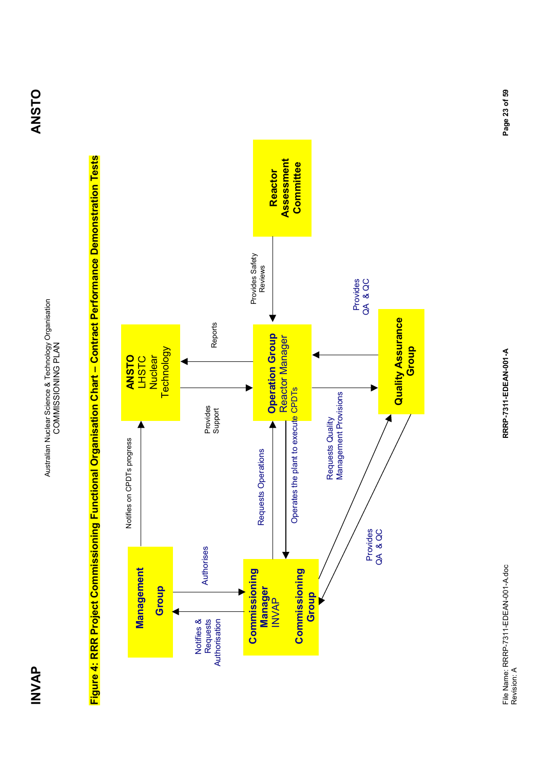## Figure 4: RRR Project Commissioning Functional Organisation Chart – Contract Performance Demonstration Tests

**Management Group**

**Commissioning Manager** INVAP

**Commissioning Group**

**ANSTO** LHSTC Nuclear Technology

**Operation Group** Reactor Manager

**Reactor Assessment Committee**

**Quality Assurance Group**

- Management Group → Commissioning Group: Authorises
- Commissioning Group → Management Group: Notifies & Requests Authorisation
- Commissioning Group → ANSTO LHSTC Nuclear Technology: Notifies on CPDTs progress
- ANSTO LHSTC Nuclear Technology → Operation Group: Provides Support
- Operation Group → ANSTO LHSTC Nuclear Technology: Reports
- Commissioning Group → Operation Group: Requests Operations
- Operation Group → Commissioning Group: Operates the plant to execute CPDTs
- Reactor Assessment Committee → Operation Group: Provides Safety Reviews
- Operation Group → Quality Assurance Group: Requests Quality Management Provisions
- Quality Assurance Group → Operation Group: Provides QA & QC
- Commissioning Group → Quality Assurance Group
- Quality Assurance Group → Commissioning Group: Provides QA & QC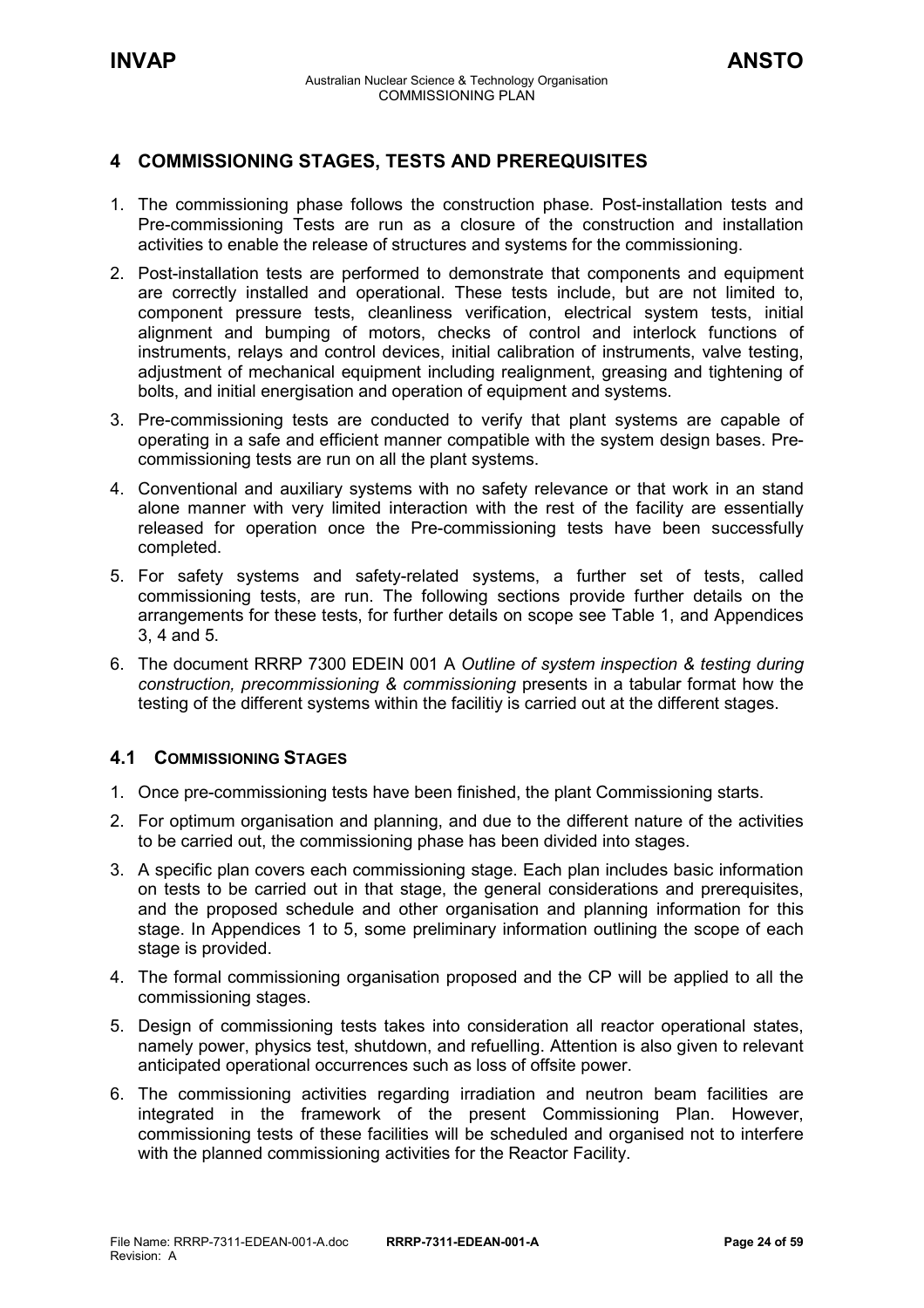# 4 COMMISSIONING STAGES, TESTS AND PREREQUISITES

1. The commissioning phase follows the construction phase. Post-installation tests and Pre-commissioning Tests are run as a closure of the construction and installation activities to enable the release of structures and systems for the commissioning.
2. Post-installation tests are performed to demonstrate that components and equipment are correctly installed and operational. These tests include, but are not limited to, component pressure tests, cleanliness verification, electrical system tests, initial alignment and bumping of motors, checks of control and interlock functions of instruments, relays and control devices, initial calibration of instruments, valve testing, adjustment of mechanical equipment including realignment, greasing and tightening of bolts, and initial energisation and operation of equipment and systems.
3. Pre-commissioning tests are conducted to verify that plant systems are capable of operating in a safe and efficient manner compatible with the system design bases. Pre-commissioning tests are run on all the plant systems.
4. Conventional and auxiliary systems with no safety relevance or that work in an stand alone manner with very limited interaction with the rest of the facility are essentially released for operation once the Pre-commissioning tests have been successfully completed.
5. For safety systems and safety-related systems, a further set of tests, called commissioning tests, are run. The following sections provide further details on the arrangements for these tests, for further details on scope see Table 1, and Appendices 3, 4 and 5.
6. The document RRRP 7300 EDEIN 001 A *Outline of system inspection & testing during construction, precommissioning & commissioning* presents in a tabular format how the testing of the different systems within the facilitiy is carried out at the different stages.

## 4.1 COMMISSIONING STAGES

1. Once pre-commissioning tests have been finished, the plant Commissioning starts.
2. For optimum organisation and planning, and due to the different nature of the activities to be carried out, the commissioning phase has been divided into stages.
3. A specific plan covers each commissioning stage. Each plan includes basic information on tests to be carried out in that stage, the general considerations and prerequisites, and the proposed schedule and other organisation and planning information for this stage. In Appendices 1 to 5, some preliminary information outlining the scope of each stage is provided.
4. The formal commissioning organisation proposed and the CP will be applied to all the commissioning stages.
5. Design of commissioning tests takes into consideration all reactor operational states, namely power, physics test, shutdown, and refuelling. Attention is also given to relevant anticipated operational occurrences such as loss of offsite power.
6. The commissioning activities regarding irradiation and neutron beam facilities are integrated in the framework of the present Commissioning Plan. However, commissioning tests of these facilities will be scheduled and organised not to interfere with the planned commissioning activities for the Reactor Facility.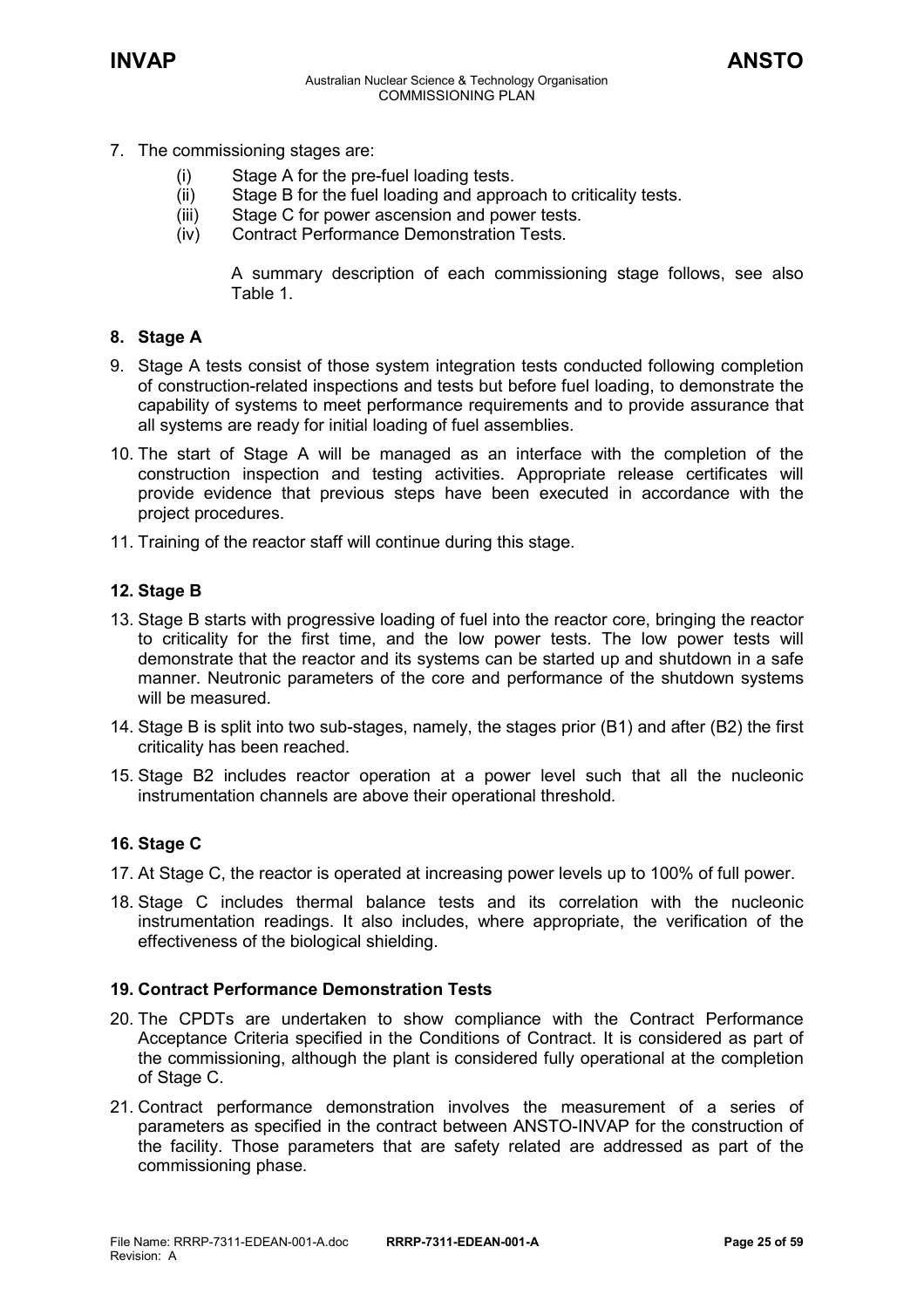7. The commissioning stages are:

   (i) Stage A for the pre-fuel loading tests.
   (ii) Stage B for the fuel loading and approach to criticality tests.
   (iii) Stage C for power ascension and power tests.
   (iv) Contract Performance Demonstration Tests.

   A summary description of each commissioning stage follows, see also Table 1.

**8. Stage A**

9. Stage A tests consist of those system integration tests conducted following completion of construction-related inspections and tests but before fuel loading, to demonstrate the capability of systems to meet performance requirements and to provide assurance that all systems are ready for initial loading of fuel assemblies.

10. The start of Stage A will be managed as an interface with the completion of the construction inspection and testing activities. Appropriate release certificates will provide evidence that previous steps have been executed in accordance with the project procedures.

11. Training of the reactor staff will continue during this stage.

**12. Stage B**

13. Stage B starts with progressive loading of fuel into the reactor core, bringing the reactor to criticality for the first time, and the low power tests. The low power tests will demonstrate that the reactor and its systems can be started up and shutdown in a safe manner. Neutronic parameters of the core and performance of the shutdown systems will be measured.

14. Stage B is split into two sub-stages, namely, the stages prior (B1) and after (B2) the first criticality has been reached.

15. Stage B2 includes reactor operation at a power level such that all the nucleonic instrumentation channels are above their operational threshold.

**16. Stage C**

17. At Stage C, the reactor is operated at increasing power levels up to 100% of full power.

18. Stage C includes thermal balance tests and its correlation with the nucleonic instrumentation readings. It also includes, where appropriate, the verification of the effectiveness of the biological shielding.

**19. Contract Performance Demonstration Tests**

20. The CPDTs are undertaken to show compliance with the Contract Performance Acceptance Criteria specified in the Conditions of Contract. It is considered as part of the commissioning, although the plant is considered fully operational at the completion of Stage C.

21. Contract performance demonstration involves the measurement of a series of parameters as specified in the contract between ANSTO-INVAP for the construction of the facility. Those parameters that are safety related are addressed as part of the commissioning phase.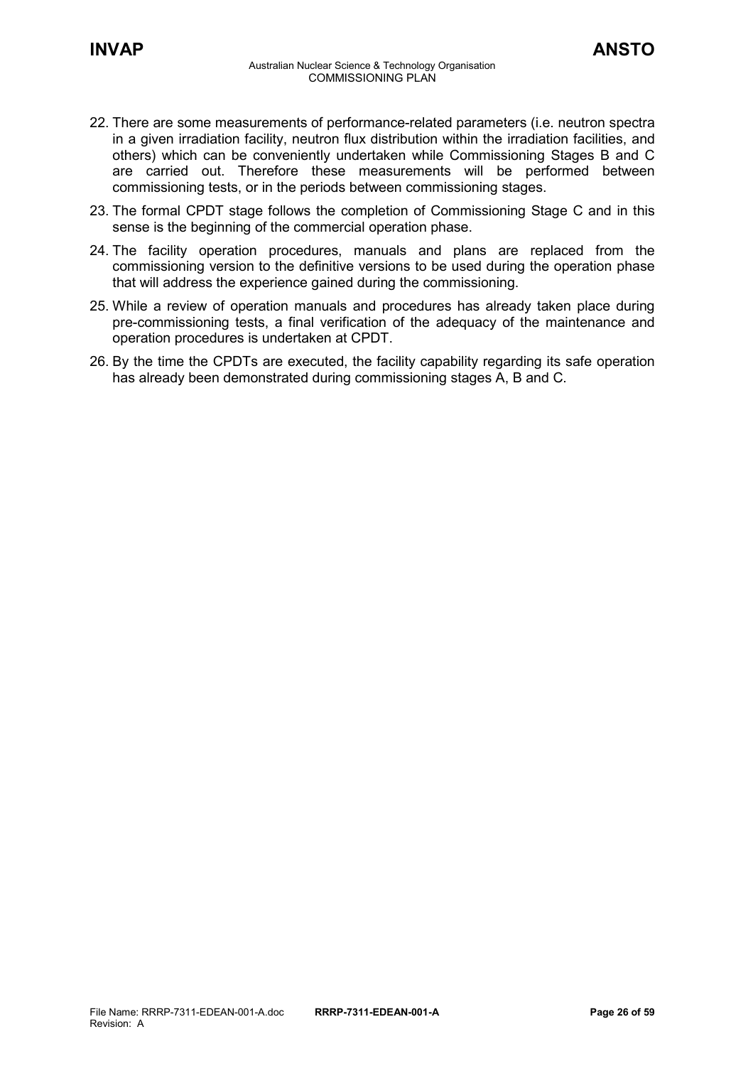22. There are some measurements of performance-related parameters (i.e. neutron spectra in a given irradiation facility, neutron flux distribution within the irradiation facilities, and others) which can be conveniently undertaken while Commissioning Stages B and C are carried out. Therefore these measurements will be performed between commissioning tests, or in the periods between commissioning stages.
23. The formal CPDT stage follows the completion of Commissioning Stage C and in this sense is the beginning of the commercial operation phase.
24. The facility operation procedures, manuals and plans are replaced from the commissioning version to the definitive versions to be used during the operation phase that will address the experience gained during the commissioning.
25. While a review of operation manuals and procedures has already taken place during pre-commissioning tests, a final verification of the adequacy of the maintenance and operation procedures is undertaken at CPDT.
26. By the time the CPDTs are executed, the facility capability regarding its safe operation has already been demonstrated during commissioning stages A, B and C.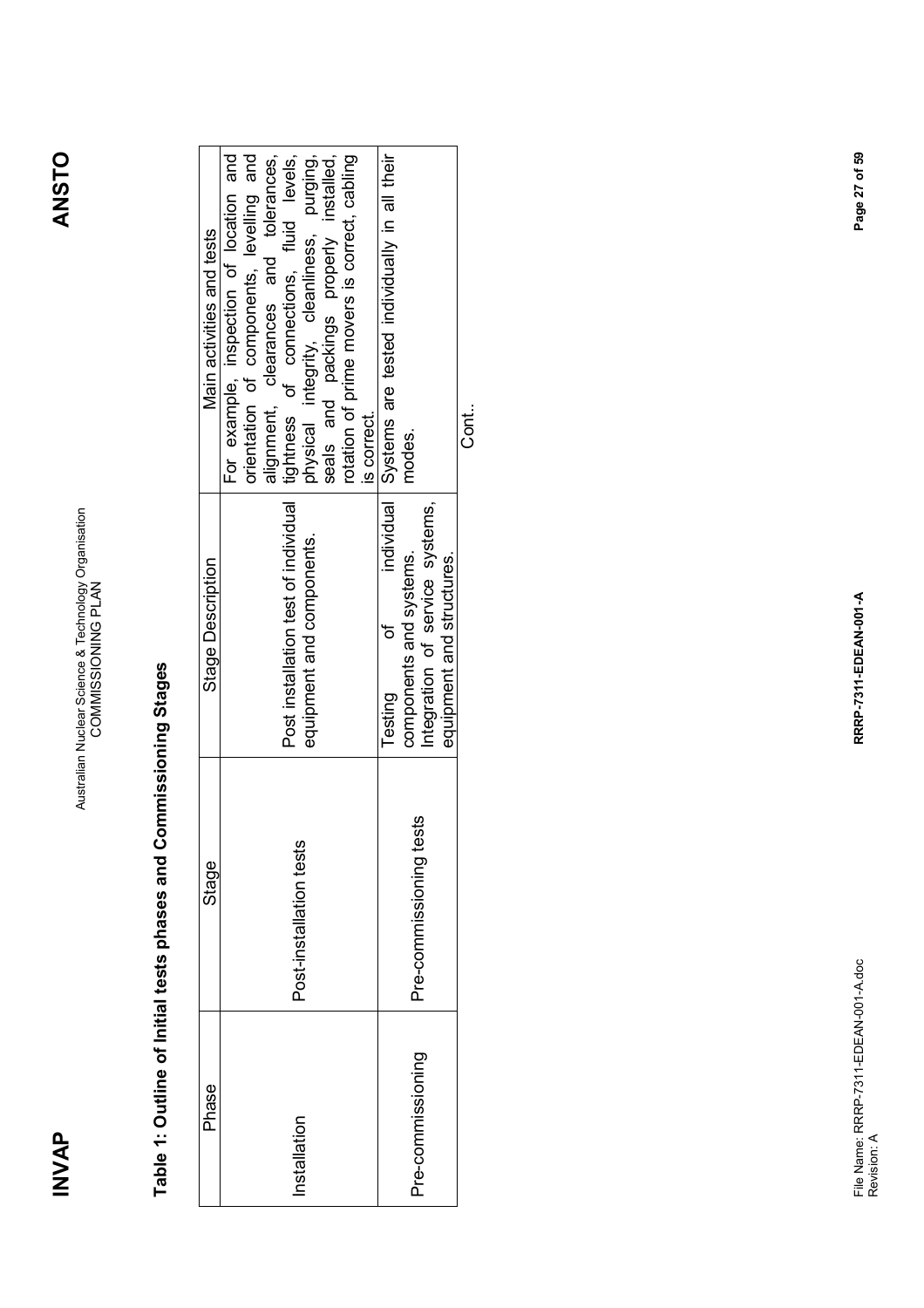## Table 1: Outline of Initial tests phases and Commissioning Stages

| Phase | Stage | Stage Description | Main activities and tests |
|---|---|---|---|
| Installation | Post-installation tests | Post installation test of individual equipment and components. | For example, inspection of location and orientation of components, levelling and alignment, clearances and tolerances, tightness of connections, fluid levels, physical integrity, cleanliness, purging, seals and packings properly installed, rotation of prime movers is correct, cabling is correct. |
| Pre-commissioning | Pre-commissioning tests | Testing of individual components and systems. Integration of service systems, equipment and structures. | Systems are tested individually in all their modes. |

Cont..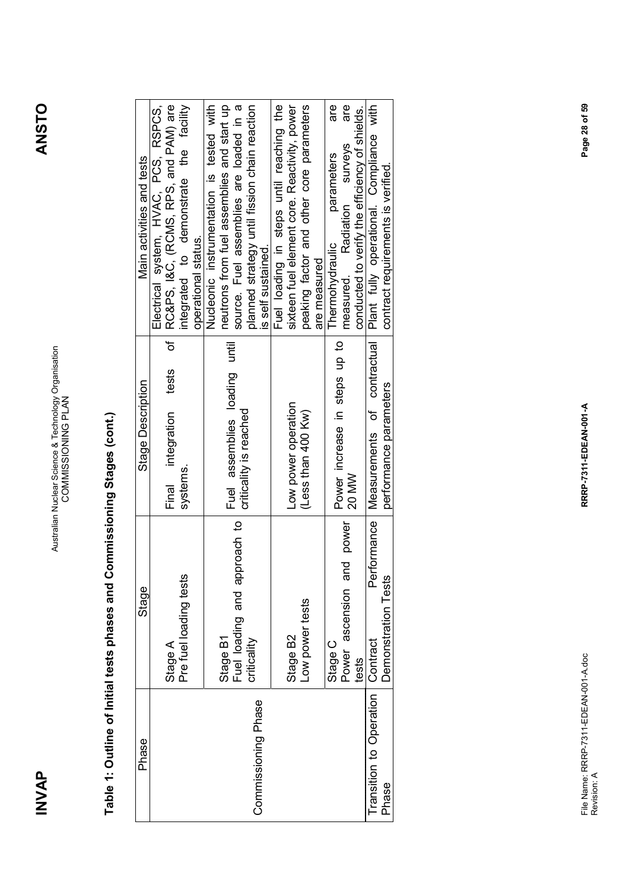## Table 1: Outline of Initial tests phases and Commissioning Stages (cont.)

| Phase | Stage | Stage Description | Main activities and tests |
|---|---|---|---|
| Commissioning Phase | Stage A<br>Pre fuel loading tests | Final integration tests of systems. | Electrical system, HVAC, PCS, RSPCS, RC&PS, I&C, (RCMS, RPS, and PAM) are integrated to demonstrate the facility operational status. |
| | Stage B1<br>Fuel loading and approach to criticality | Fuel assemblies loading until criticality is reached | Nucleonic instrumentation is tested with neutrons from fuel assemblies and start up source. Fuel assemblies are loaded in a planned strategy until fission chain reaction is self sustained. |
| | Stage B2<br>Low power tests | Low power operation (Less than 400 Kw) | Fuel loading in steps until reaching the sixteen fuel element core. Reactivity, power peaking factor and other core parameters are measured |
| | Stage C<br>Power ascension and power tests | Power increase in steps up to 20 MW | Thermohydraulic parameters are measured. Radiation surveys are conducted to verify the efficiency of shields. |
| Transition to Operation Phase | Contract Performance Demonstration Tests | Measurements of contractual performance parameters | Plant fully operational. Compliance with contract requirements is verified. |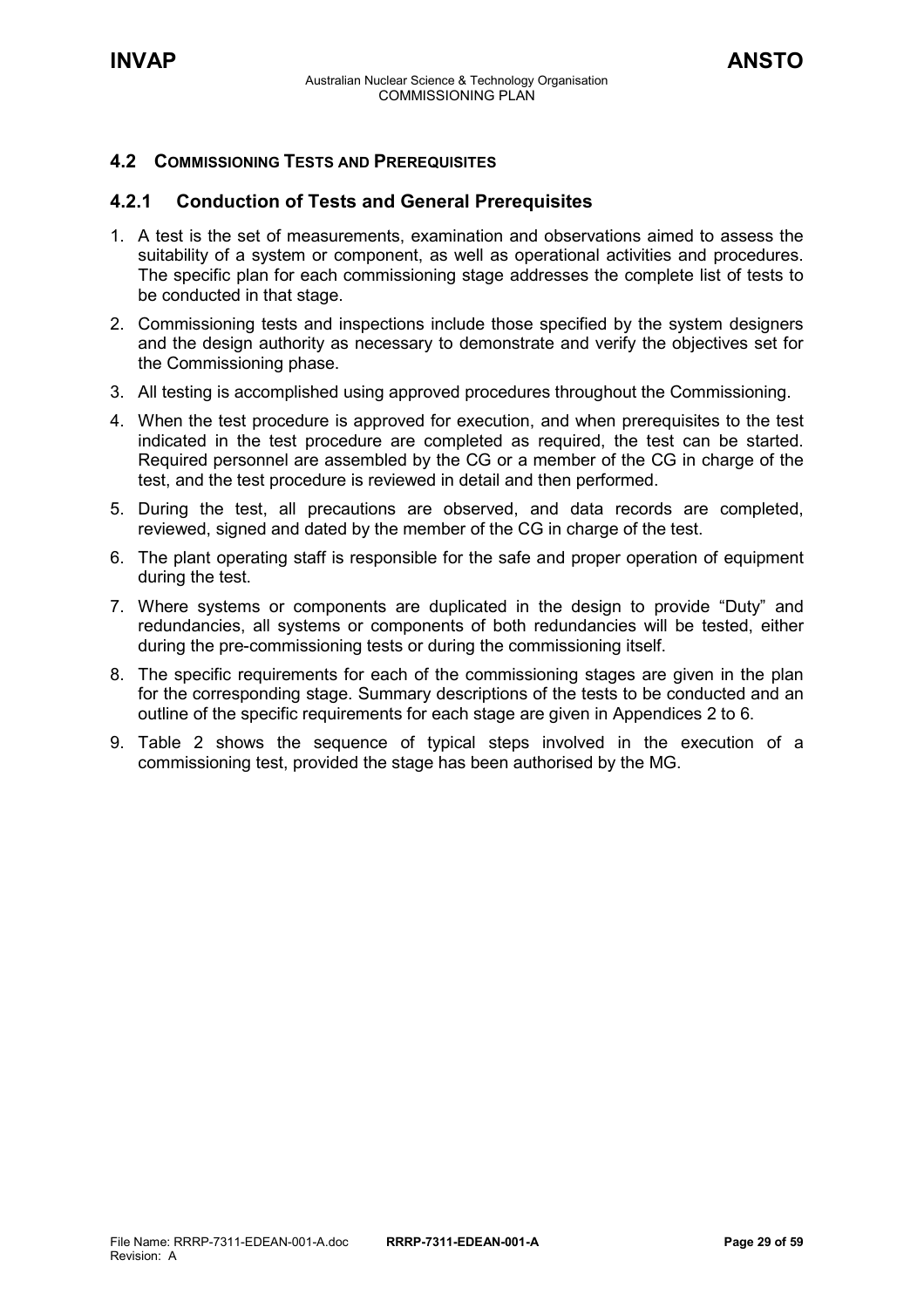## 4.2 COMMISSIONING TESTS AND PREREQUISITES

### 4.2.1 Conduction of Tests and General Prerequisites

1. A test is the set of measurements, examination and observations aimed to assess the suitability of a system or component, as well as operational activities and procedures. The specific plan for each commissioning stage addresses the complete list of tests to be conducted in that stage.
2. Commissioning tests and inspections include those specified by the system designers and the design authority as necessary to demonstrate and verify the objectives set for the Commissioning phase.
3. All testing is accomplished using approved procedures throughout the Commissioning.
4. When the test procedure is approved for execution, and when prerequisites to the test indicated in the test procedure are completed as required, the test can be started. Required personnel are assembled by the CG or a member of the CG in charge of the test, and the test procedure is reviewed in detail and then performed.
5. During the test, all precautions are observed, and data records are completed, reviewed, signed and dated by the member of the CG in charge of the test.
6. The plant operating staff is responsible for the safe and proper operation of equipment during the test.
7. Where systems or components are duplicated in the design to provide "Duty" and redundancies, all systems or components of both redundancies will be tested, either during the pre-commissioning tests or during the commissioning itself.
8. The specific requirements for each of the commissioning stages are given in the plan for the corresponding stage. Summary descriptions of the tests to be conducted and an outline of the specific requirements for each stage are given in Appendices 2 to 6.
9. Table 2 shows the sequence of typical steps involved in the execution of a commissioning test, provided the stage has been authorised by the MG.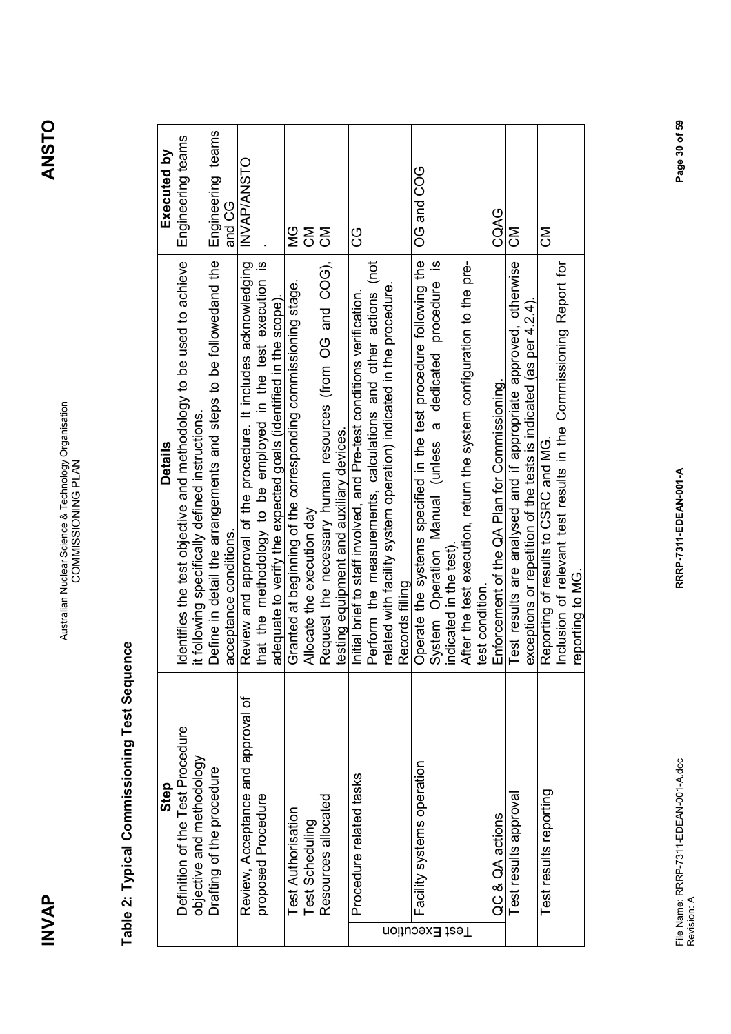## Table 2: Typical Commissioning Test Sequence

| | Step | Details | Executed by |
|---|---|---|---|
| | Definition of the Test Procedure objective and methodology | Identifies the test objective and methodology to be used to achieve it following specifically defined instructions. | Engineering teams |
| | Drafting of the procedure | Define in detail the arrangements and steps to be followedand the acceptance conditions. | Engineering teams and CG |
| | Review, Acceptance and approval of proposed Procedure | Review and approval of the procedure. It includes acknowledging that the methodology to be employed in the test execution is adequate to verify the expected goals (identified in the scope). | INVAP/ANSTO . |
| | Test Authorisation | Granted at beginning of the corresponding commissioning stage. | MG |
| | Test Scheduling | Allocate the execution day | CM |
| | Resources allocated | Request the necessary human resources (from OG and COG), testing equipment and auxiliary devices. | CM |
| Test Execution | Procedure related tasks | Initial brief to staff involved, and Pre-test conditions verification.<br>Perform the measurements, calculations and other actions (not related with facility system operation) indicated in the procedure.<br>Records filling | CG |
| Test Execution | Facility systems operation | Operate the systems specified in the test procedure following the System Operation Manual (unless a dedicated procedure is indicated in the test).<br>After the test execution, return the system configuration to the pre-test condition. | OG and COG |
| Test Execution | QC & QA actions | Enforcement of the QA Plan for Commissioning. | CQAG |
| | Test results approval | Test results are analysed and if appropriate approved, otherwise exceptions or repetition of the tests is indicated (as per 4.2.4). | CM |
| | Test results reporting | Reporting of results to CSRC and MG.<br>Inclusion of relevant test results in the Commissioning Report for reporting to MG. | CM |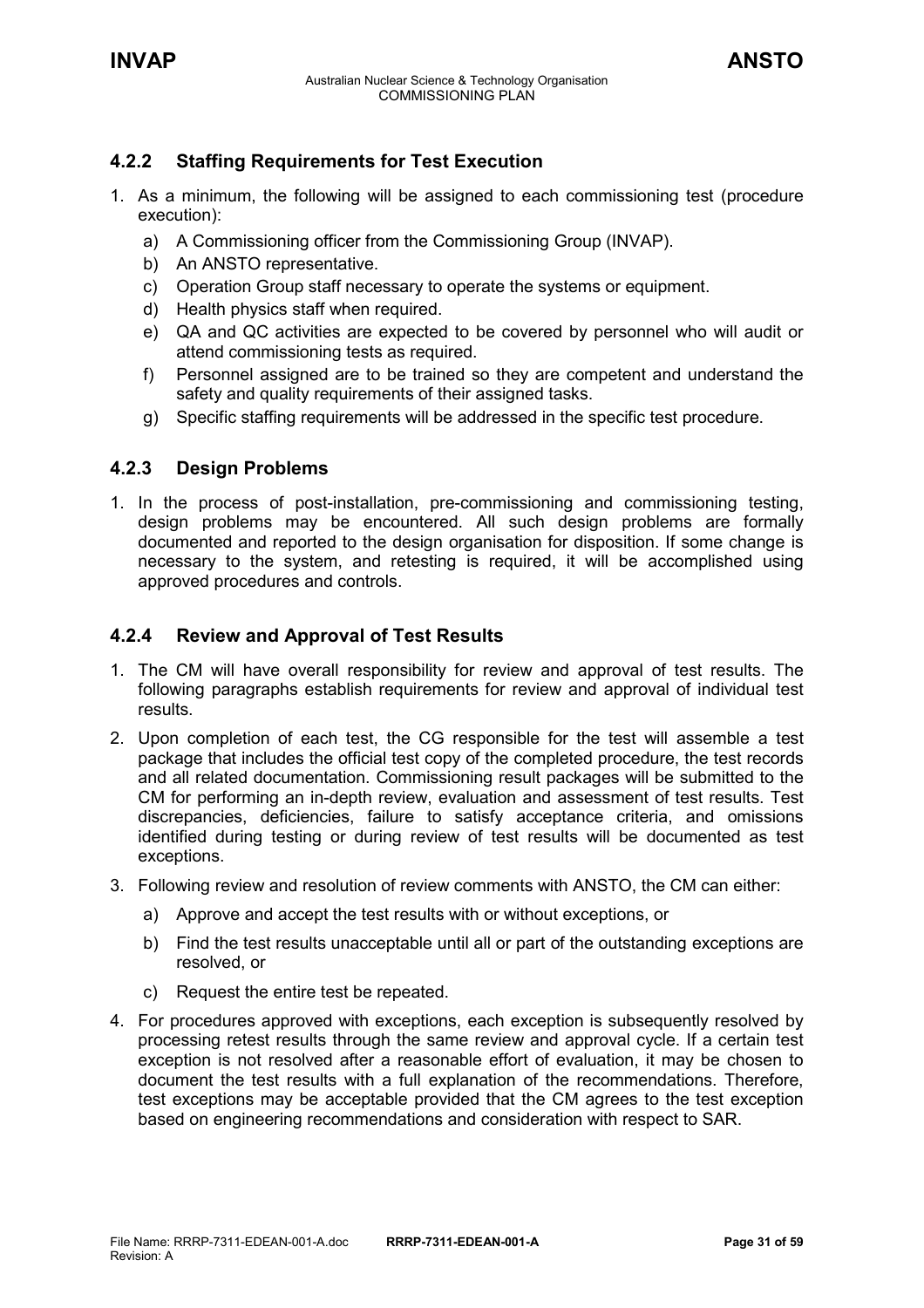### 4.2.2 Staffing Requirements for Test Execution

1. As a minimum, the following will be assigned to each commissioning test (procedure execution):
   a) A Commissioning officer from the Commissioning Group (INVAP).
   b) An ANSTO representative.
   c) Operation Group staff necessary to operate the systems or equipment.
   d) Health physics staff when required.
   e) QA and QC activities are expected to be covered by personnel who will audit or attend commissioning tests as required.
   f) Personnel assigned are to be trained so they are competent and understand the safety and quality requirements of their assigned tasks.
   g) Specific staffing requirements will be addressed in the specific test procedure.

### 4.2.3 Design Problems

1. In the process of post-installation, pre-commissioning and commissioning testing, design problems may be encountered. All such design problems are formally documented and reported to the design organisation for disposition. If some change is necessary to the system, and retesting is required, it will be accomplished using approved procedures and controls.

### 4.2.4 Review and Approval of Test Results

1. The CM will have overall responsibility for review and approval of test results. The following paragraphs establish requirements for review and approval of individual test results.
2. Upon completion of each test, the CG responsible for the test will assemble a test package that includes the official test copy of the completed procedure, the test records and all related documentation. Commissioning result packages will be submitted to the CM for performing an in-depth review, evaluation and assessment of test results. Test discrepancies, deficiencies, failure to satisfy acceptance criteria, and omissions identified during testing or during review of test results will be documented as test exceptions.
3. Following review and resolution of review comments with ANSTO, the CM can either:
   a) Approve and accept the test results with or without exceptions, or
   b) Find the test results unacceptable until all or part of the outstanding exceptions are resolved, or
   c) Request the entire test be repeated.
4. For procedures approved with exceptions, each exception is subsequently resolved by processing retest results through the same review and approval cycle. If a certain test exception is not resolved after a reasonable effort of evaluation, it may be chosen to document the test results with a full explanation of the recommendations. Therefore, test exceptions may be acceptable provided that the CM agrees to the test exception based on engineering recommendations and consideration with respect to SAR.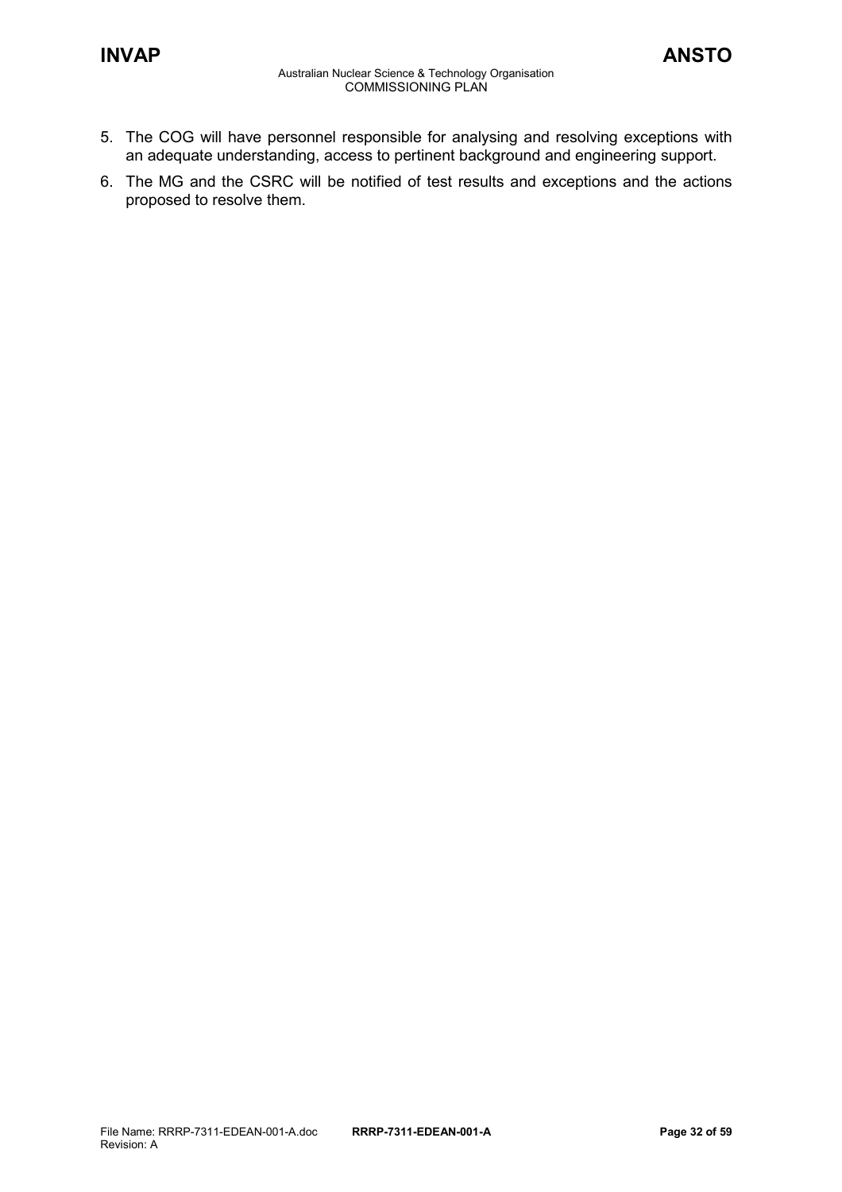5. The COG will have personnel responsible for analysing and resolving exceptions with an adequate understanding, access to pertinent background and engineering support.
6. The MG and the CSRC will be notified of test results and exceptions and the actions proposed to resolve them.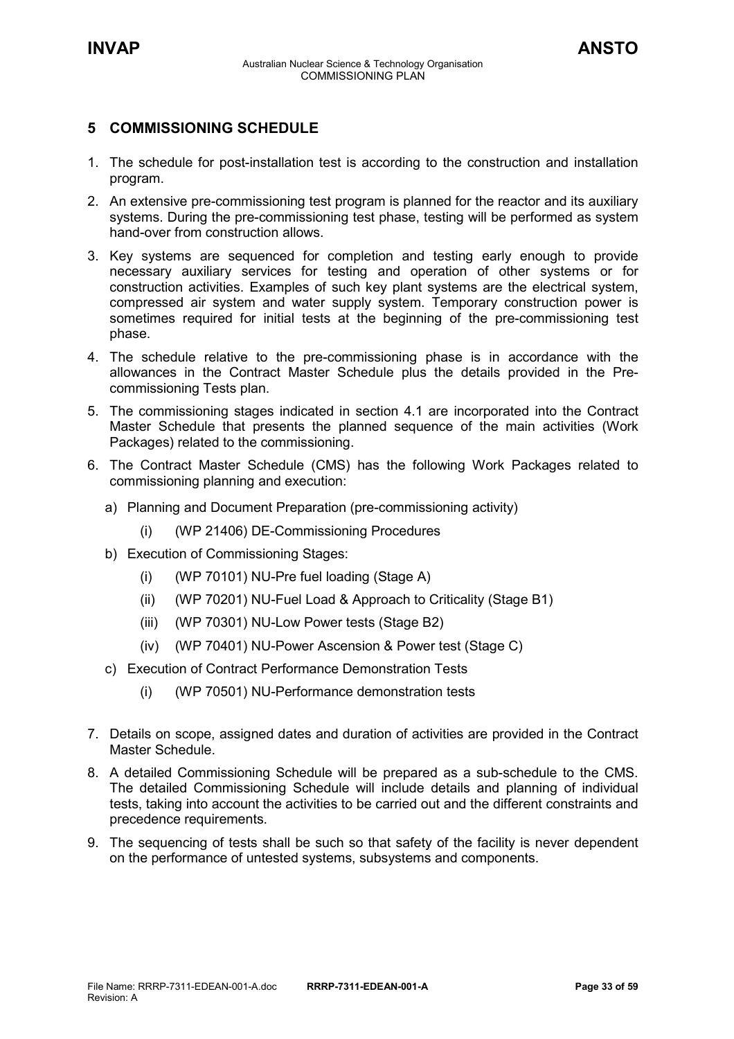## 5 COMMISSIONING SCHEDULE

1. The schedule for post-installation test is according to the construction and installation program.
2. An extensive pre-commissioning test program is planned for the reactor and its auxiliary systems. During the pre-commissioning test phase, testing will be performed as system hand-over from construction allows.
3. Key systems are sequenced for completion and testing early enough to provide necessary auxiliary services for testing and operation of other systems or for construction activities. Examples of such key plant systems are the electrical system, compressed air system and water supply system. Temporary construction power is sometimes required for initial tests at the beginning of the pre-commissioning test phase.
4. The schedule relative to the pre-commissioning phase is in accordance with the allowances in the Contract Master Schedule plus the details provided in the Pre-commissioning Tests plan.
5. The commissioning stages indicated in section 4.1 are incorporated into the Contract Master Schedule that presents the planned sequence of the main activities (Work Packages) related to the commissioning.
6. The Contract Master Schedule (CMS) has the following Work Packages related to commissioning planning and execution:
   a) Planning and Document Preparation (pre-commissioning activity)
      (i) (WP 21406) DE-Commissioning Procedures
   b) Execution of Commissioning Stages:
      (i) (WP 70101) NU-Pre fuel loading (Stage A)
      (ii) (WP 70201) NU-Fuel Load & Approach to Criticality (Stage B1)
      (iii) (WP 70301) NU-Low Power tests (Stage B2)
      (iv) (WP 70401) NU-Power Ascension & Power test (Stage C)
   c) Execution of Contract Performance Demonstration Tests
      (i) (WP 70501) NU-Performance demonstration tests
7. Details on scope, assigned dates and duration of activities are provided in the Contract Master Schedule.
8. A detailed Commissioning Schedule will be prepared as a sub-schedule to the CMS. The detailed Commissioning Schedule will include details and planning of individual tests, taking into account the activities to be carried out and the different constraints and precedence requirements.
9. The sequencing of tests shall be such so that safety of the facility is never dependent on the performance of untested systems, subsystems and components.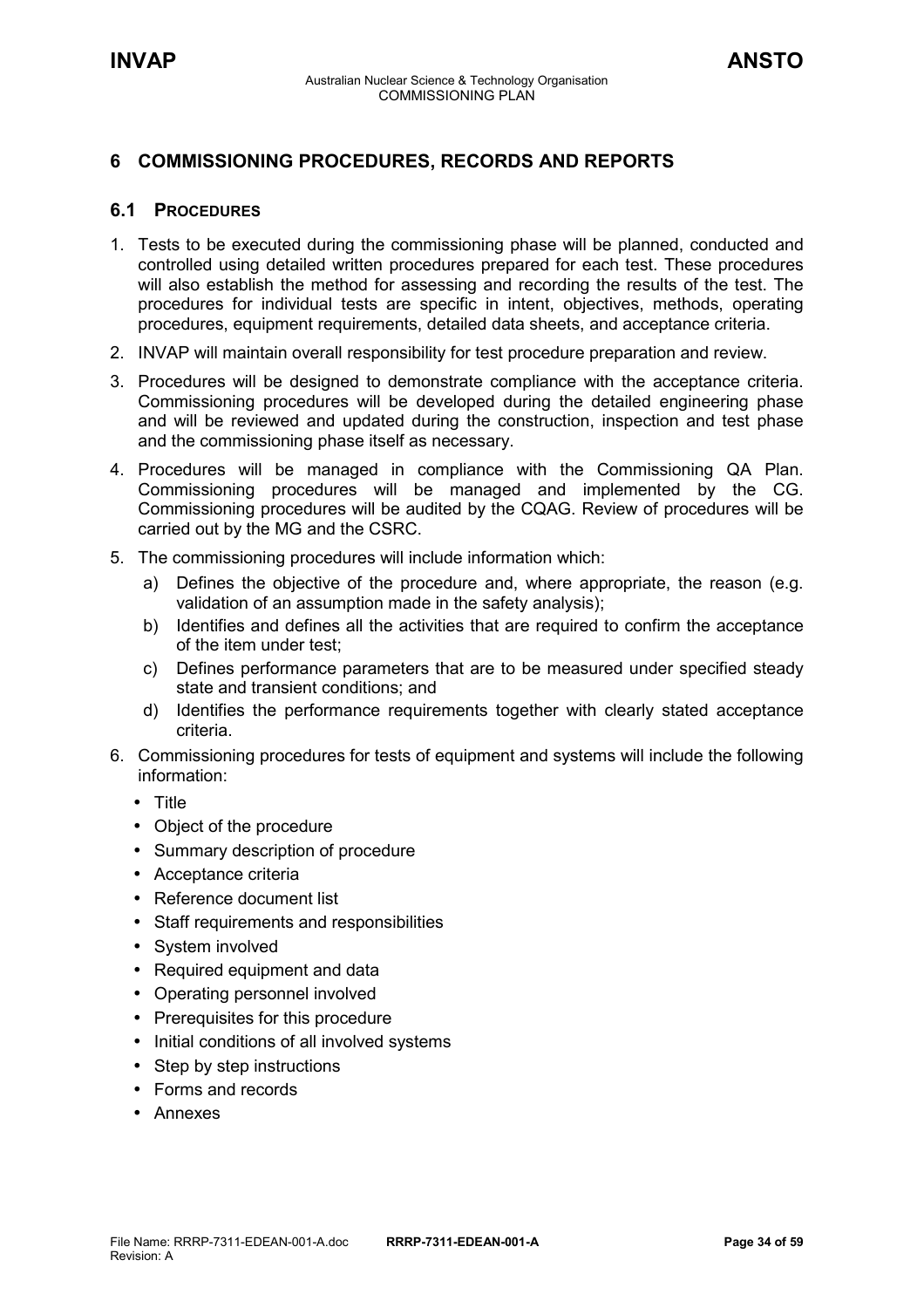## 6 COMMISSIONING PROCEDURES, RECORDS AND REPORTS

### 6.1 PROCEDURES

1. Tests to be executed during the commissioning phase will be planned, conducted and controlled using detailed written procedures prepared for each test. These procedures will also establish the method for assessing and recording the results of the test. The procedures for individual tests are specific in intent, objectives, methods, operating procedures, equipment requirements, detailed data sheets, and acceptance criteria.
2. INVAP will maintain overall responsibility for test procedure preparation and review.
3. Procedures will be designed to demonstrate compliance with the acceptance criteria. Commissioning procedures will be developed during the detailed engineering phase and will be reviewed and updated during the construction, inspection and test phase and the commissioning phase itself as necessary.
4. Procedures will be managed in compliance with the Commissioning QA Plan. Commissioning procedures will be managed and implemented by the CG. Commissioning procedures will be audited by the CQAG. Review of procedures will be carried out by the MG and the CSRC.
5. The commissioning procedures will include information which:
   a) Defines the objective of the procedure and, where appropriate, the reason (e.g. validation of an assumption made in the safety analysis);
   b) Identifies and defines all the activities that are required to confirm the acceptance of the item under test;
   c) Defines performance parameters that are to be measured under specified steady state and transient conditions; and
   d) Identifies the performance requirements together with clearly stated acceptance criteria.
6. Commissioning procedures for tests of equipment and systems will include the following information:
   - Title
   - Object of the procedure
   - Summary description of procedure
   - Acceptance criteria
   - Reference document list
   - Staff requirements and responsibilities
   - System involved
   - Required equipment and data
   - Operating personnel involved
   - Prerequisites for this procedure
   - Initial conditions of all involved systems
   - Step by step instructions
   - Forms and records
   - Annexes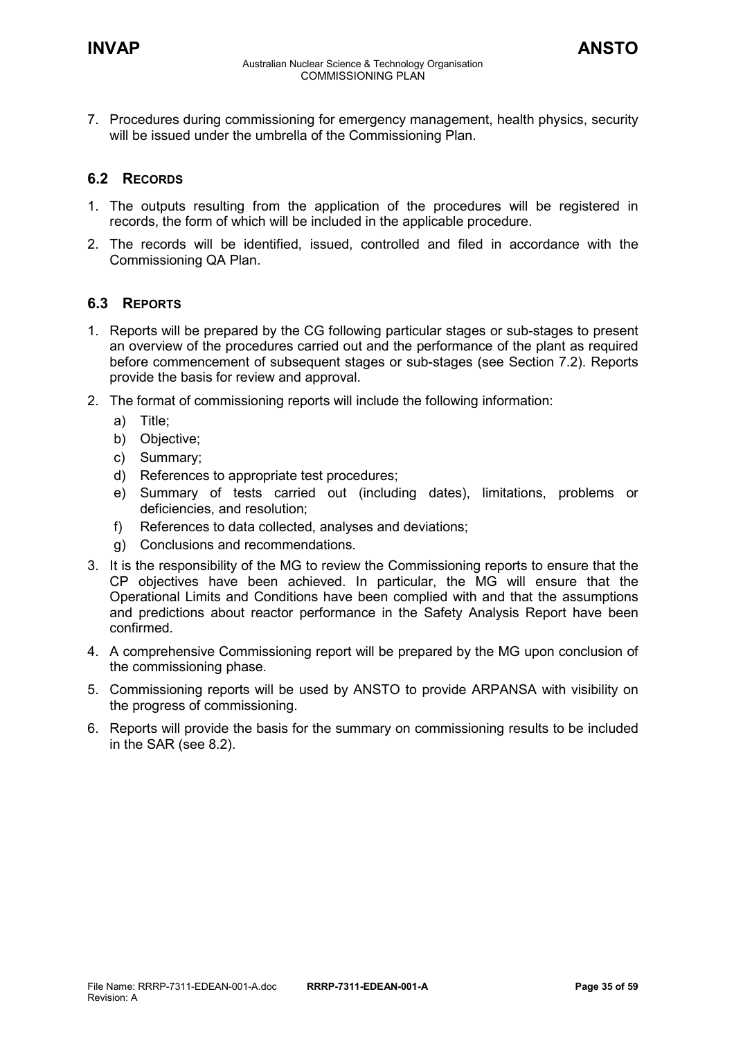7. Procedures during commissioning for emergency management, health physics, security will be issued under the umbrella of the Commissioning Plan.

## 6.2 RECORDS

1. The outputs resulting from the application of the procedures will be registered in records, the form of which will be included in the applicable procedure.
2. The records will be identified, issued, controlled and filed in accordance with the Commissioning QA Plan.

## 6.3 REPORTS

1. Reports will be prepared by the CG following particular stages or sub-stages to present an overview of the procedures carried out and the performance of the plant as required before commencement of subsequent stages or sub-stages (see Section 7.2). Reports provide the basis for review and approval.
2. The format of commissioning reports will include the following information:
   a) Title;
   b) Objective;
   c) Summary;
   d) References to appropriate test procedures;
   e) Summary of tests carried out (including dates), limitations, problems or deficiencies, and resolution;
   f) References to data collected, analyses and deviations;
   g) Conclusions and recommendations.
3. It is the responsibility of the MG to review the Commissioning reports to ensure that the CP objectives have been achieved. In particular, the MG will ensure that the Operational Limits and Conditions have been complied with and that the assumptions and predictions about reactor performance in the Safety Analysis Report have been confirmed.
4. A comprehensive Commissioning report will be prepared by the MG upon conclusion of the commissioning phase.
5. Commissioning reports will be used by ANSTO to provide ARPANSA with visibility on the progress of commissioning.
6. Reports will provide the basis for the summary on commissioning results to be included in the SAR (see 8.2).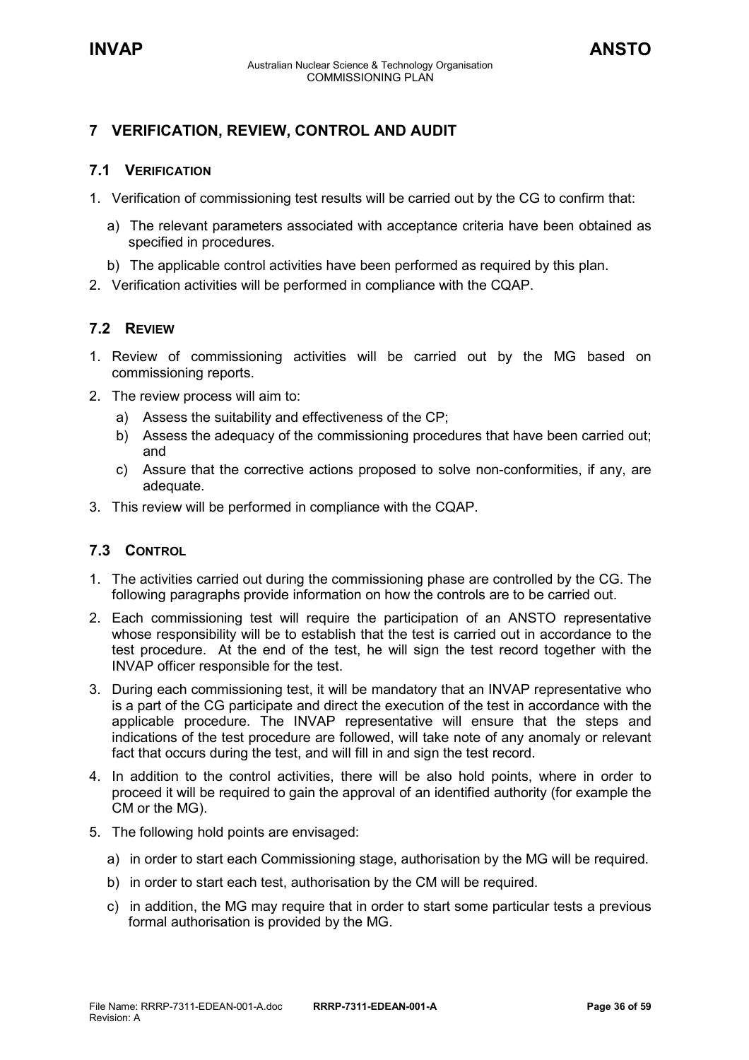# 7 VERIFICATION, REVIEW, CONTROL AND AUDIT

## 7.1 VERIFICATION

1. Verification of commissioning test results will be carried out by the CG to confirm that:
   a) The relevant parameters associated with acceptance criteria have been obtained as specified in procedures.
   b) The applicable control activities have been performed as required by this plan.
2. Verification activities will be performed in compliance with the CQAP.

## 7.2 REVIEW

1. Review of commissioning activities will be carried out by the MG based on commissioning reports.
2. The review process will aim to:
   a) Assess the suitability and effectiveness of the CP;
   b) Assess the adequacy of the commissioning procedures that have been carried out; and
   c) Assure that the corrective actions proposed to solve non-conformities, if any, are adequate.
3. This review will be performed in compliance with the CQAP.

## 7.3 CONTROL

1. The activities carried out during the commissioning phase are controlled by the CG. The following paragraphs provide information on how the controls are to be carried out.
2. Each commissioning test will require the participation of an ANSTO representative whose responsibility will be to establish that the test is carried out in accordance to the test procedure. At the end of the test, he will sign the test record together with the INVAP officer responsible for the test.
3. During each commissioning test, it will be mandatory that an INVAP representative who is a part of the CG participate and direct the execution of the test in accordance with the applicable procedure. The INVAP representative will ensure that the steps and indications of the test procedure are followed, will take note of any anomaly or relevant fact that occurs during the test, and will fill in and sign the test record.
4. In addition to the control activities, there will be also hold points, where in order to proceed it will be required to gain the approval of an identified authority (for example the CM or the MG).
5. The following hold points are envisaged:
   a) in order to start each Commissioning stage, authorisation by the MG will be required.
   b) in order to start each test, authorisation by the CM will be required.
   c) in addition, the MG may require that in order to start some particular tests a previous formal authorisation is provided by the MG.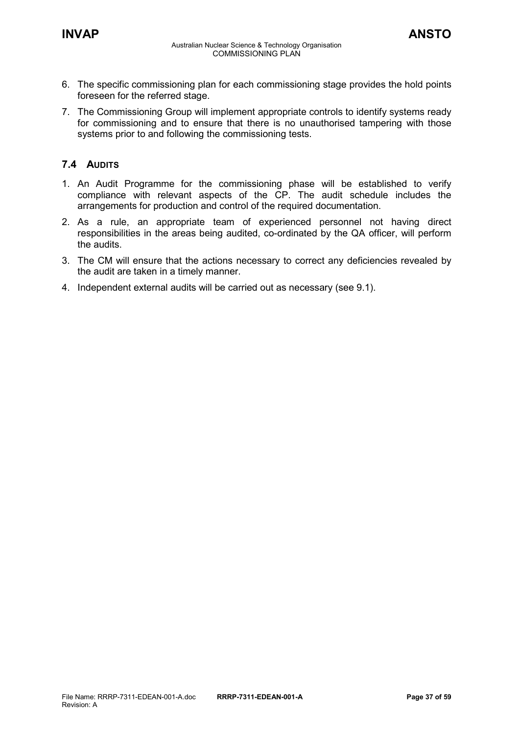6. The specific commissioning plan for each commissioning stage provides the hold points foreseen for the referred stage.
7. The Commissioning Group will implement appropriate controls to identify systems ready for commissioning and to ensure that there is no unauthorised tampering with those systems prior to and following the commissioning tests.

## 7.4 AUDITS

1. An Audit Programme for the commissioning phase will be established to verify compliance with relevant aspects of the CP. The audit schedule includes the arrangements for production and control of the required documentation.
2. As a rule, an appropriate team of experienced personnel not having direct responsibilities in the areas being audited, co-ordinated by the QA officer, will perform the audits.
3. The CM will ensure that the actions necessary to correct any deficiencies revealed by the audit are taken in a timely manner.
4. Independent external audits will be carried out as necessary (see 9.1).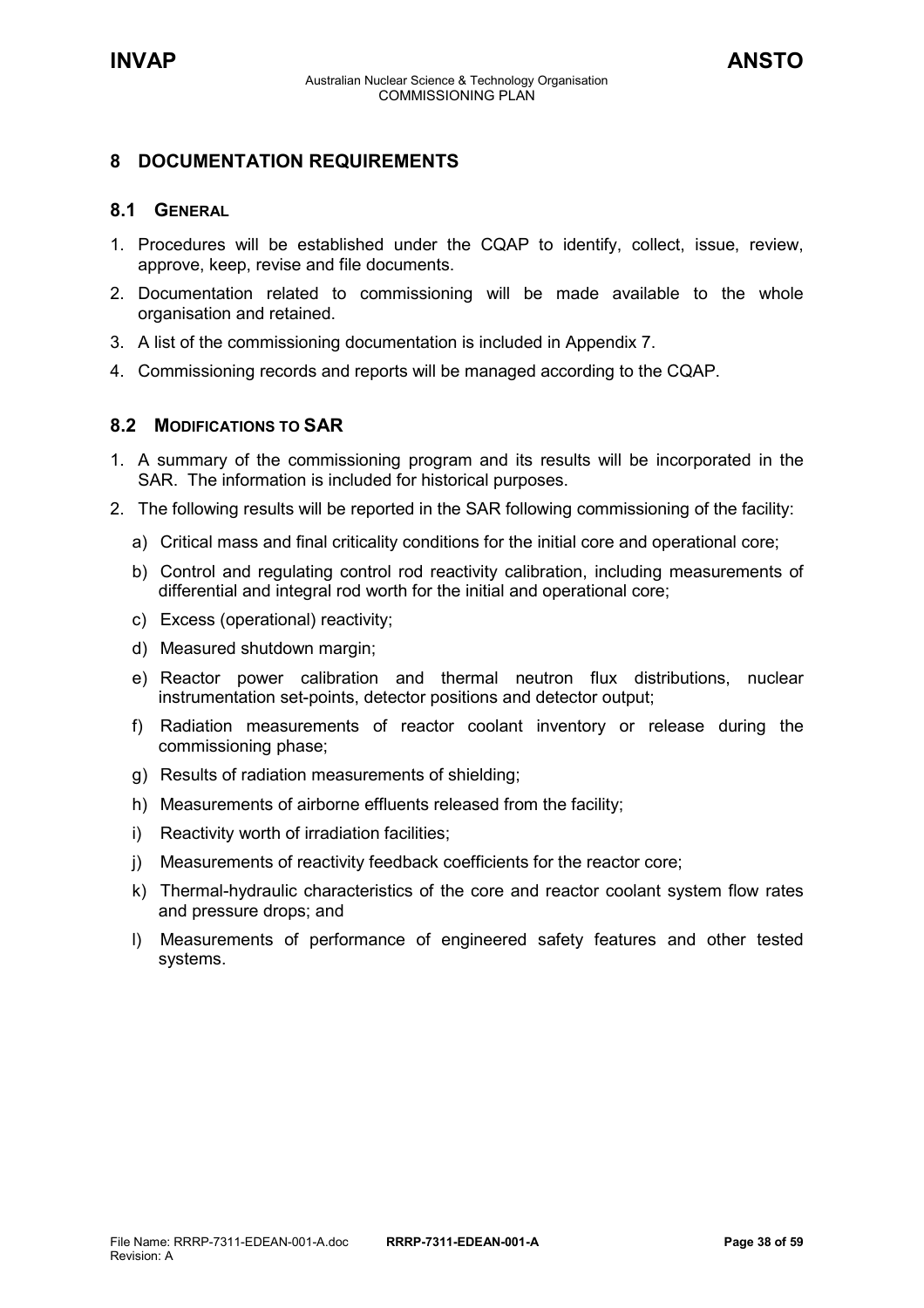# 8 DOCUMENTATION REQUIREMENTS

## 8.1 GENERAL

1. Procedures will be established under the CQAP to identify, collect, issue, review, approve, keep, revise and file documents.
2. Documentation related to commissioning will be made available to the whole organisation and retained.
3. A list of the commissioning documentation is included in Appendix 7.
4. Commissioning records and reports will be managed according to the CQAP.

## 8.2 MODIFICATIONS TO SAR

1. A summary of the commissioning program and its results will be incorporated in the SAR. The information is included for historical purposes.
2. The following results will be reported in the SAR following commissioning of the facility:
   a) Critical mass and final criticality conditions for the initial core and operational core;
   b) Control and regulating control rod reactivity calibration, including measurements of differential and integral rod worth for the initial and operational core;
   c) Excess (operational) reactivity;
   d) Measured shutdown margin;
   e) Reactor power calibration and thermal neutron flux distributions, nuclear instrumentation set-points, detector positions and detector output;
   f) Radiation measurements of reactor coolant inventory or release during the commissioning phase;
   g) Results of radiation measurements of shielding;
   h) Measurements of airborne effluents released from the facility;
   i) Reactivity worth of irradiation facilities;
   j) Measurements of reactivity feedback coefficients for the reactor core;
   k) Thermal-hydraulic characteristics of the core and reactor coolant system flow rates and pressure drops; and
   l) Measurements of performance of engineered safety features and other tested systems.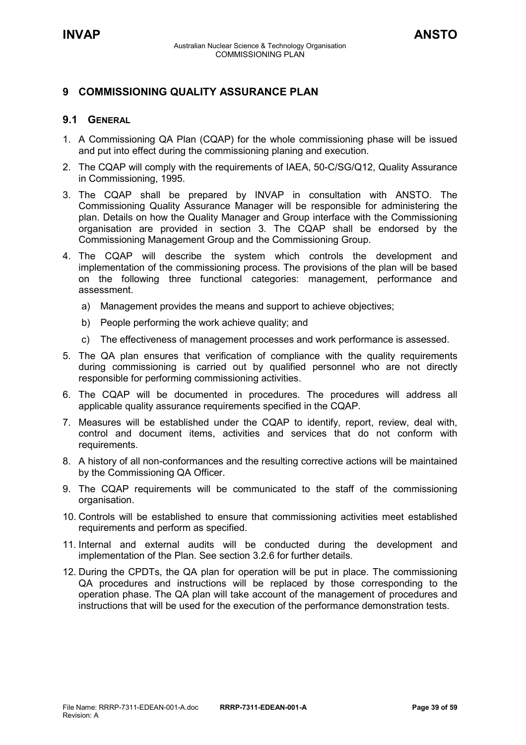# 9 COMMISSIONING QUALITY ASSURANCE PLAN

## 9.1 GENERAL

1. A Commissioning QA Plan (CQAP) for the whole commissioning phase will be issued and put into effect during the commissioning planing and execution.
2. The CQAP will comply with the requirements of IAEA, 50-C/SG/Q12, Quality Assurance in Commissioning, 1995.
3. The CQAP shall be prepared by INVAP in consultation with ANSTO. The Commissioning Quality Assurance Manager will be responsible for administering the plan. Details on how the Quality Manager and Group interface with the Commissioning organisation are provided in section 3. The CQAP shall be endorsed by the Commissioning Management Group and the Commissioning Group.
4. The CQAP will describe the system which controls the development and implementation of the commissioning process. The provisions of the plan will be based on the following three functional categories: management, performance and assessment.
   a) Management provides the means and support to achieve objectives;
   b) People performing the work achieve quality; and
   c) The effectiveness of management processes and work performance is assessed.
5. The QA plan ensures that verification of compliance with the quality requirements during commissioning is carried out by qualified personnel who are not directly responsible for performing commissioning activities.
6. The CQAP will be documented in procedures. The procedures will address all applicable quality assurance requirements specified in the CQAP.
7. Measures will be established under the CQAP to identify, report, review, deal with, control and document items, activities and services that do not conform with requirements.
8. A history of all non-conformances and the resulting corrective actions will be maintained by the Commissioning QA Officer.
9. The CQAP requirements will be communicated to the staff of the commissioning organisation.
10. Controls will be established to ensure that commissioning activities meet established requirements and perform as specified.
11. Internal and external audits will be conducted during the development and implementation of the Plan. See section 3.2.6 for further details.
12. During the CPDTs, the QA plan for operation will be put in place. The commissioning QA procedures and instructions will be replaced by those corresponding to the operation phase. The QA plan will take account of the management of procedures and instructions that will be used for the execution of the performance demonstration tests.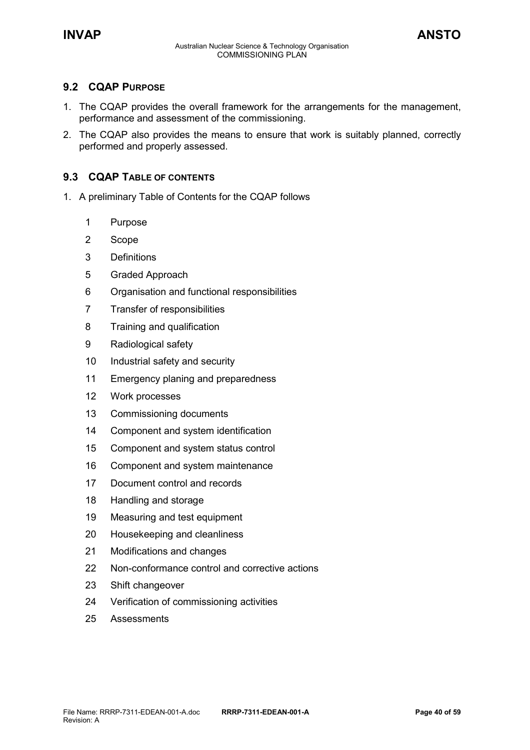## 9.2 CQAP PURPOSE

1. The CQAP provides the overall framework for the arrangements for the management, performance and assessment of the commissioning.
2. The CQAP also provides the means to ensure that work is suitably planned, correctly performed and properly assessed.

## 9.3 CQAP TABLE OF CONTENTS

1. A preliminary Table of Contents for the CQAP follows

1 Purpose
2 Scope
3 Definitions
5 Graded Approach
6 Organisation and functional responsibilities
7 Transfer of responsibilities
8 Training and qualification
9 Radiological safety
10 Industrial safety and security
11 Emergency planing and preparedness
12 Work processes
13 Commissioning documents
14 Component and system identification
15 Component and system status control
16 Component and system maintenance
17 Document control and records
18 Handling and storage
19 Measuring and test equipment
20 Housekeeping and cleanliness
21 Modifications and changes
22 Non-conformance control and corrective actions
23 Shift changeover
24 Verification of commissioning activities
25 Assessments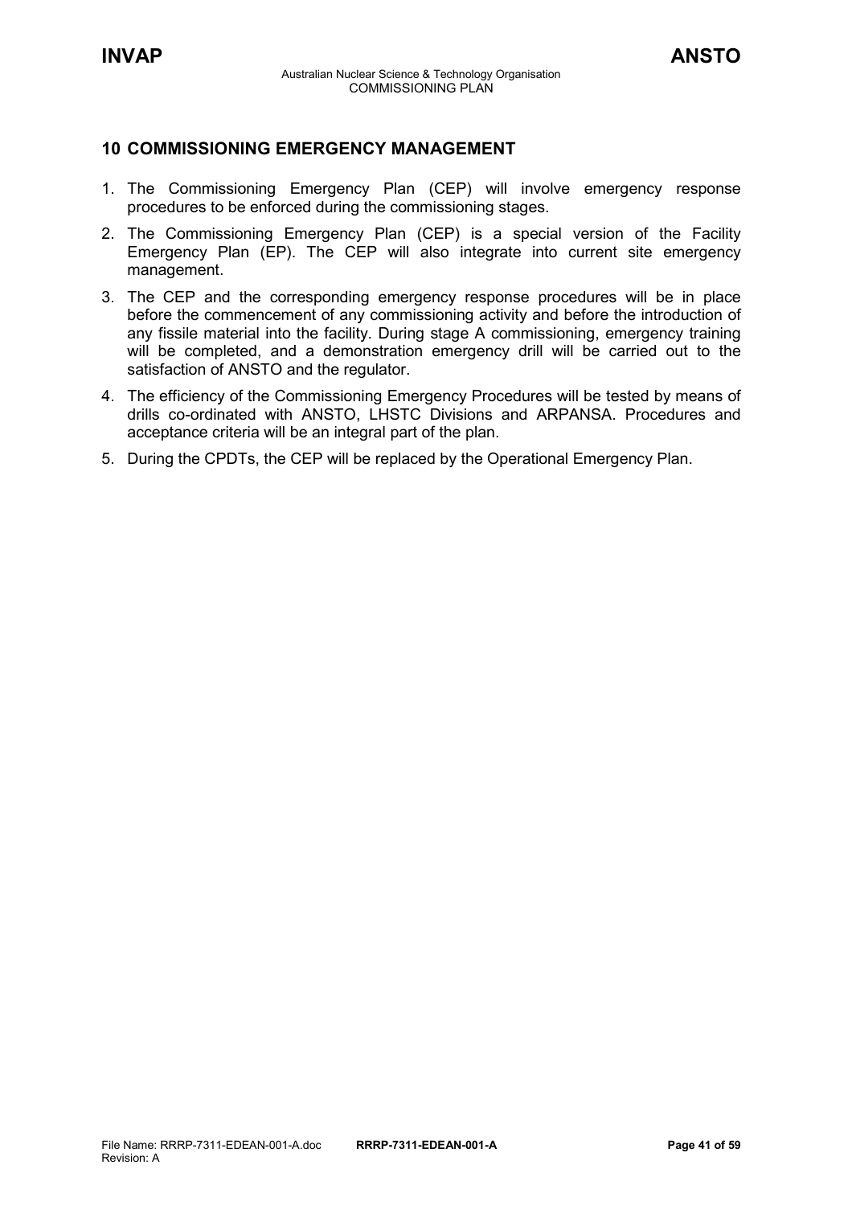# 10 COMMISSIONING EMERGENCY MANAGEMENT

1. The Commissioning Emergency Plan (CEP) will involve emergency response procedures to be enforced during the commissioning stages.
2. The Commissioning Emergency Plan (CEP) is a special version of the Facility Emergency Plan (EP). The CEP will also integrate into current site emergency management.
3. The CEP and the corresponding emergency response procedures will be in place before the commencement of any commissioning activity and before the introduction of any fissile material into the facility. During stage A commissioning, emergency training will be completed, and a demonstration emergency drill will be carried out to the satisfaction of ANSTO and the regulator.
4. The efficiency of the Commissioning Emergency Procedures will be tested by means of drills co-ordinated with ANSTO, LHSTC Divisions and ARPANSA. Procedures and acceptance criteria will be an integral part of the plan.
5. During the CPDTs, the CEP will be replaced by the Operational Emergency Plan.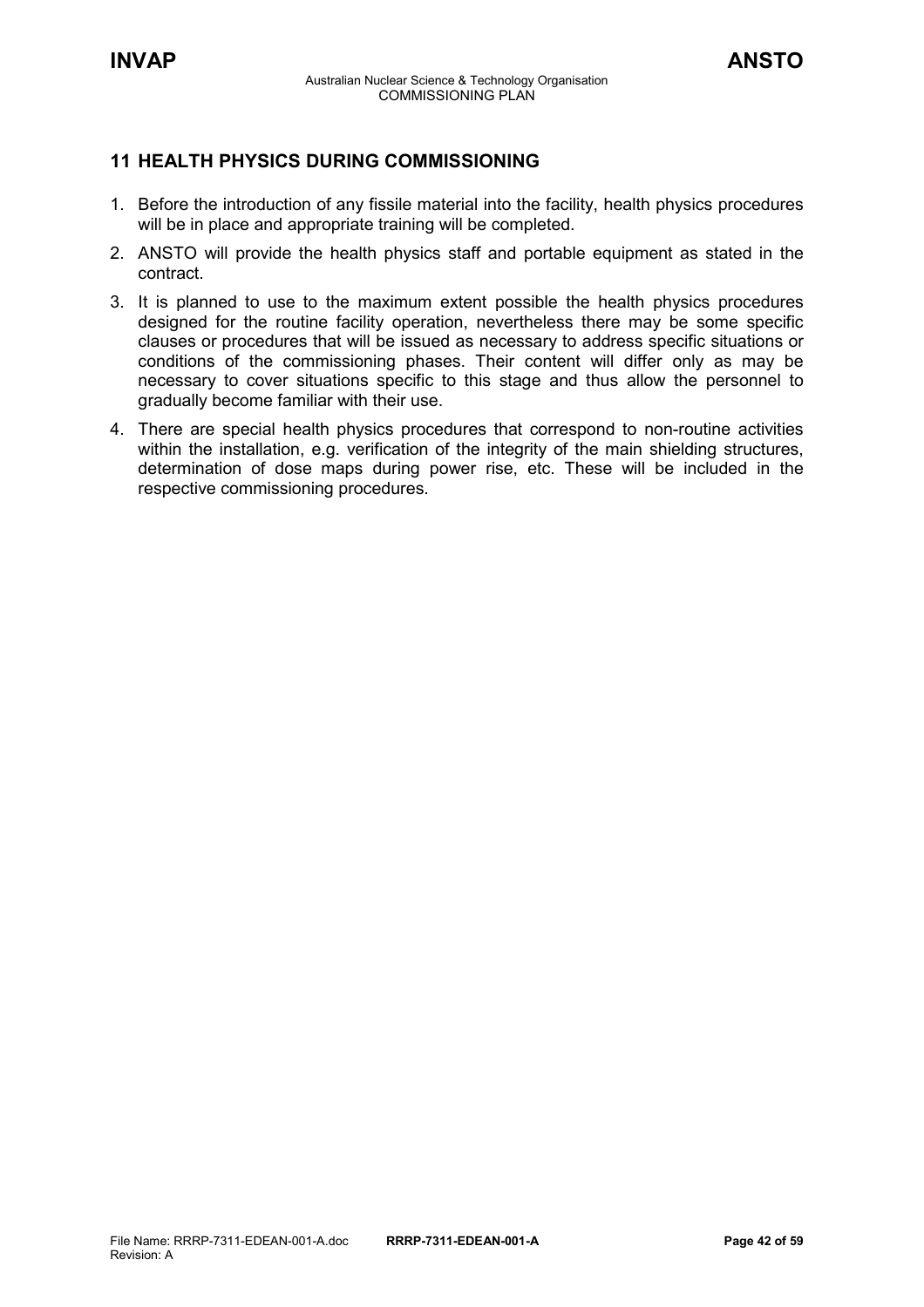## 11 HEALTH PHYSICS DURING COMMISSIONING

1. Before the introduction of any fissile material into the facility, health physics procedures will be in place and appropriate training will be completed.
2. ANSTO will provide the health physics staff and portable equipment as stated in the contract.
3. It is planned to use to the maximum extent possible the health physics procedures designed for the routine facility operation, nevertheless there may be some specific clauses or procedures that will be issued as necessary to address specific situations or conditions of the commissioning phases. Their content will differ only as may be necessary to cover situations specific to this stage and thus allow the personnel to gradually become familiar with their use.
4. There are special health physics procedures that correspond to non-routine activities within the installation, e.g. verification of the integrity of the main shielding structures, determination of dose maps during power rise, etc. These will be included in the respective commissioning procedures.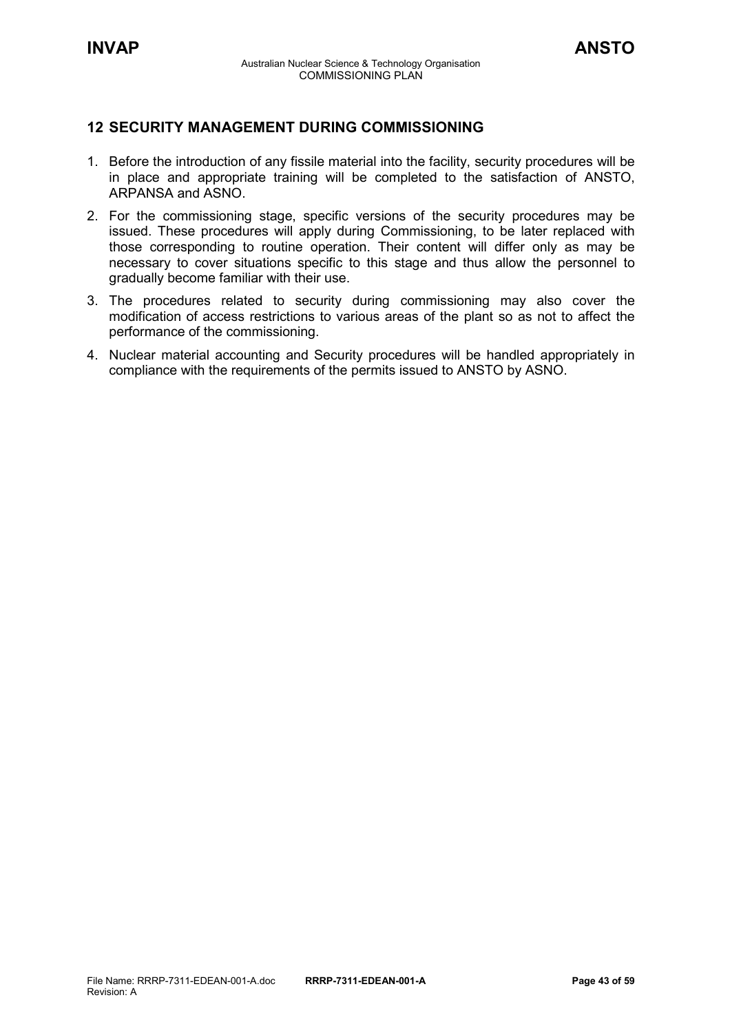## 12 SECURITY MANAGEMENT DURING COMMISSIONING

1. Before the introduction of any fissile material into the facility, security procedures will be in place and appropriate training will be completed to the satisfaction of ANSTO, ARPANSA and ASNO.
2. For the commissioning stage, specific versions of the security procedures may be issued. These procedures will apply during Commissioning, to be later replaced with those corresponding to routine operation. Their content will differ only as may be necessary to cover situations specific to this stage and thus allow the personnel to gradually become familiar with their use.
3. The procedures related to security during commissioning may also cover the modification of access restrictions to various areas of the plant so as not to affect the performance of the commissioning.
4. Nuclear material accounting and Security procedures will be handled appropriately in compliance with the requirements of the permits issued to ANSTO by ASNO.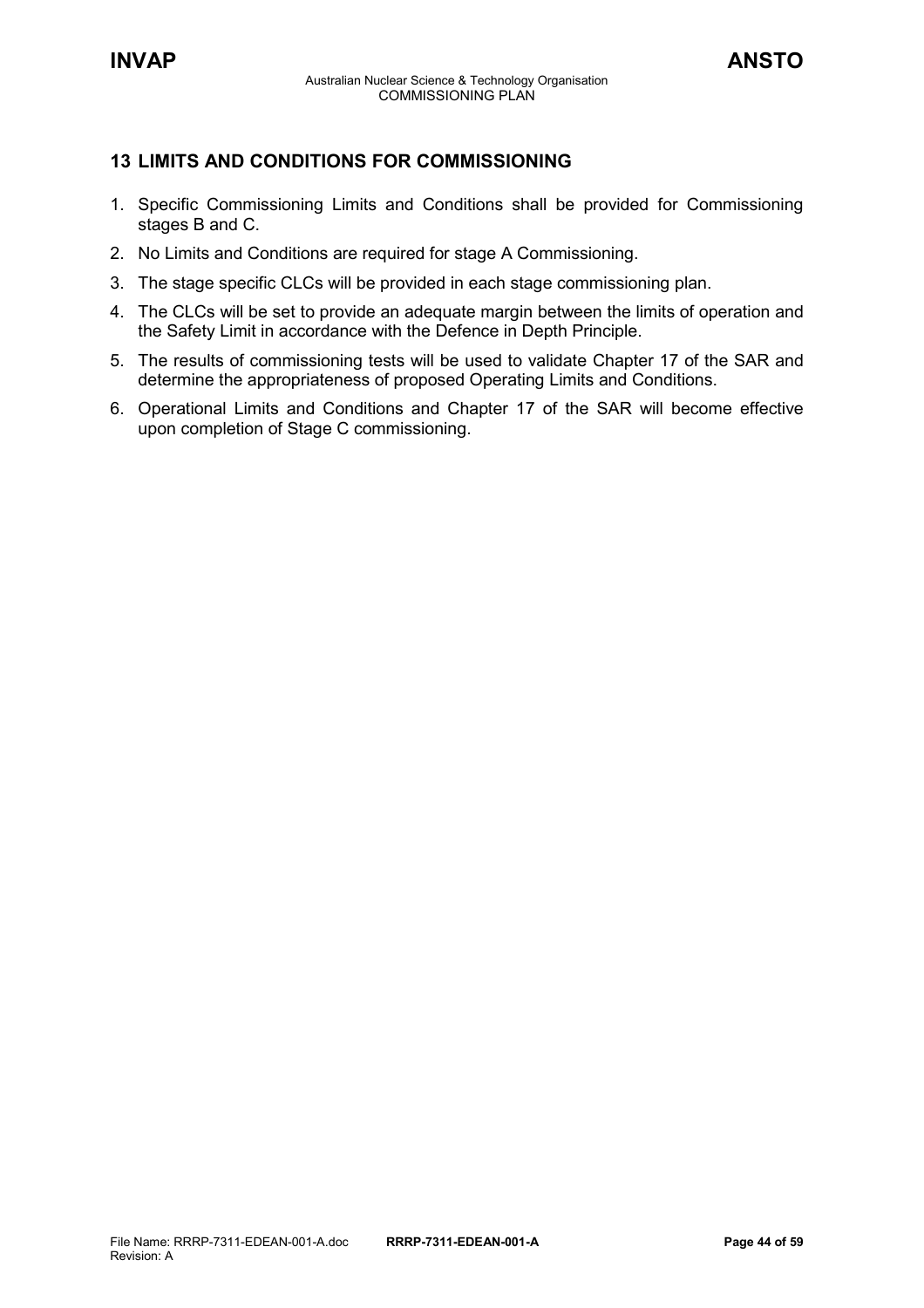## 13 LIMITS AND CONDITIONS FOR COMMISSIONING

1. Specific Commissioning Limits and Conditions shall be provided for Commissioning stages B and C.
2. No Limits and Conditions are required for stage A Commissioning.
3. The stage specific CLCs will be provided in each stage commissioning plan.
4. The CLCs will be set to provide an adequate margin between the limits of operation and the Safety Limit in accordance with the Defence in Depth Principle.
5. The results of commissioning tests will be used to validate Chapter 17 of the SAR and determine the appropriateness of proposed Operating Limits and Conditions.
6. Operational Limits and Conditions and Chapter 17 of the SAR will become effective upon completion of Stage C commissioning.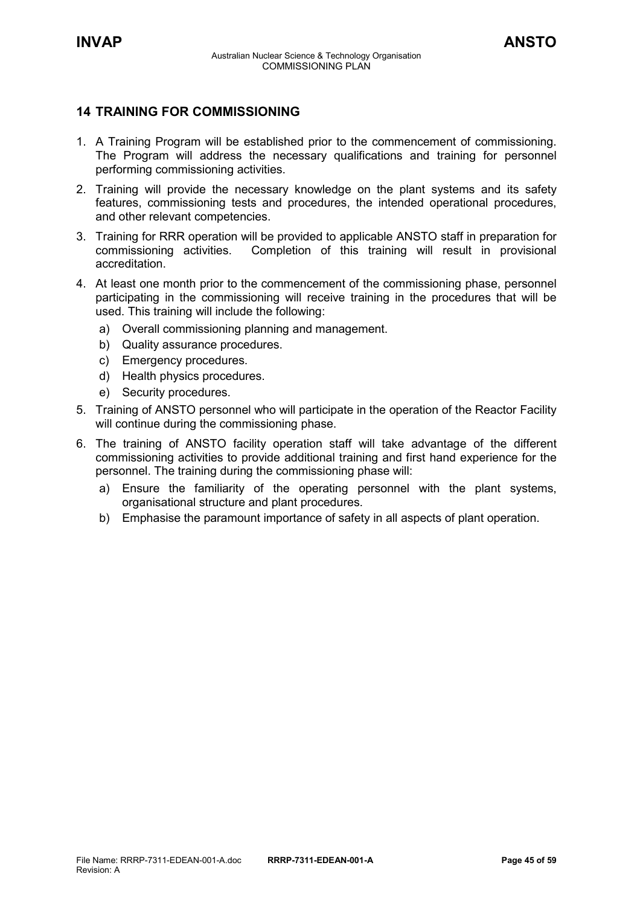## 14 TRAINING FOR COMMISSIONING

1. A Training Program will be established prior to the commencement of commissioning. The Program will address the necessary qualifications and training for personnel performing commissioning activities.
2. Training will provide the necessary knowledge on the plant systems and its safety features, commissioning tests and procedures, the intended operational procedures, and other relevant competencies.
3. Training for RRR operation will be provided to applicable ANSTO staff in preparation for commissioning activities. Completion of this training will result in provisional accreditation.
4. At least one month prior to the commencement of the commissioning phase, personnel participating in the commissioning will receive training in the procedures that will be used. This training will include the following:
   a) Overall commissioning planning and management.
   b) Quality assurance procedures.
   c) Emergency procedures.
   d) Health physics procedures.
   e) Security procedures.
5. Training of ANSTO personnel who will participate in the operation of the Reactor Facility will continue during the commissioning phase.
6. The training of ANSTO facility operation staff will take advantage of the different commissioning activities to provide additional training and first hand experience for the personnel. The training during the commissioning phase will:
   a) Ensure the familiarity of the operating personnel with the plant systems, organisational structure and plant procedures.
   b) Emphasise the paramount importance of safety in all aspects of plant operation.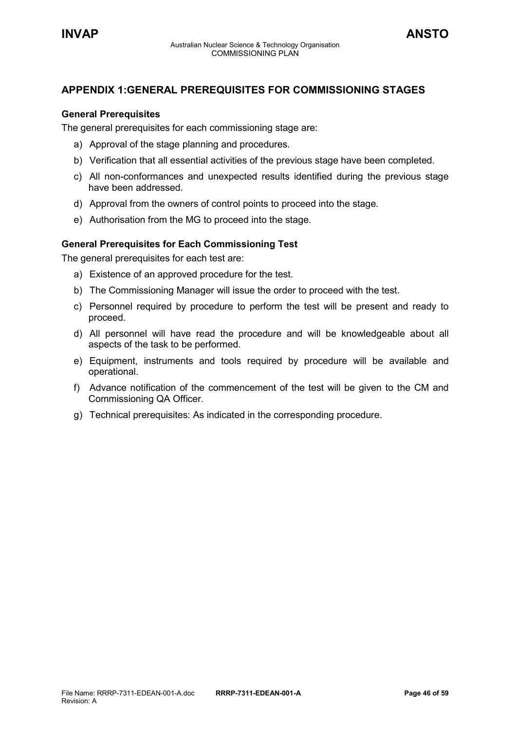## APPENDIX 1:GENERAL PREREQUISITES FOR COMMISSIONING STAGES

### General Prerequisites

The general prerequisites for each commissioning stage are:

a) Approval of the stage planning and procedures.
b) Verification that all essential activities of the previous stage have been completed.
c) All non-conformances and unexpected results identified during the previous stage have been addressed.
d) Approval from the owners of control points to proceed into the stage.
e) Authorisation from the MG to proceed into the stage.

### General Prerequisites for Each Commissioning Test

The general prerequisites for each test are:

a) Existence of an approved procedure for the test.
b) The Commissioning Manager will issue the order to proceed with the test.
c) Personnel required by procedure to perform the test will be present and ready to proceed.
d) All personnel will have read the procedure and will be knowledgeable about all aspects of the task to be performed.
e) Equipment, instruments and tools required by procedure will be available and operational.
f) Advance notification of the commencement of the test will be given to the CM and Commissioning QA Officer.
g) Technical prerequisites: As indicated in the corresponding procedure.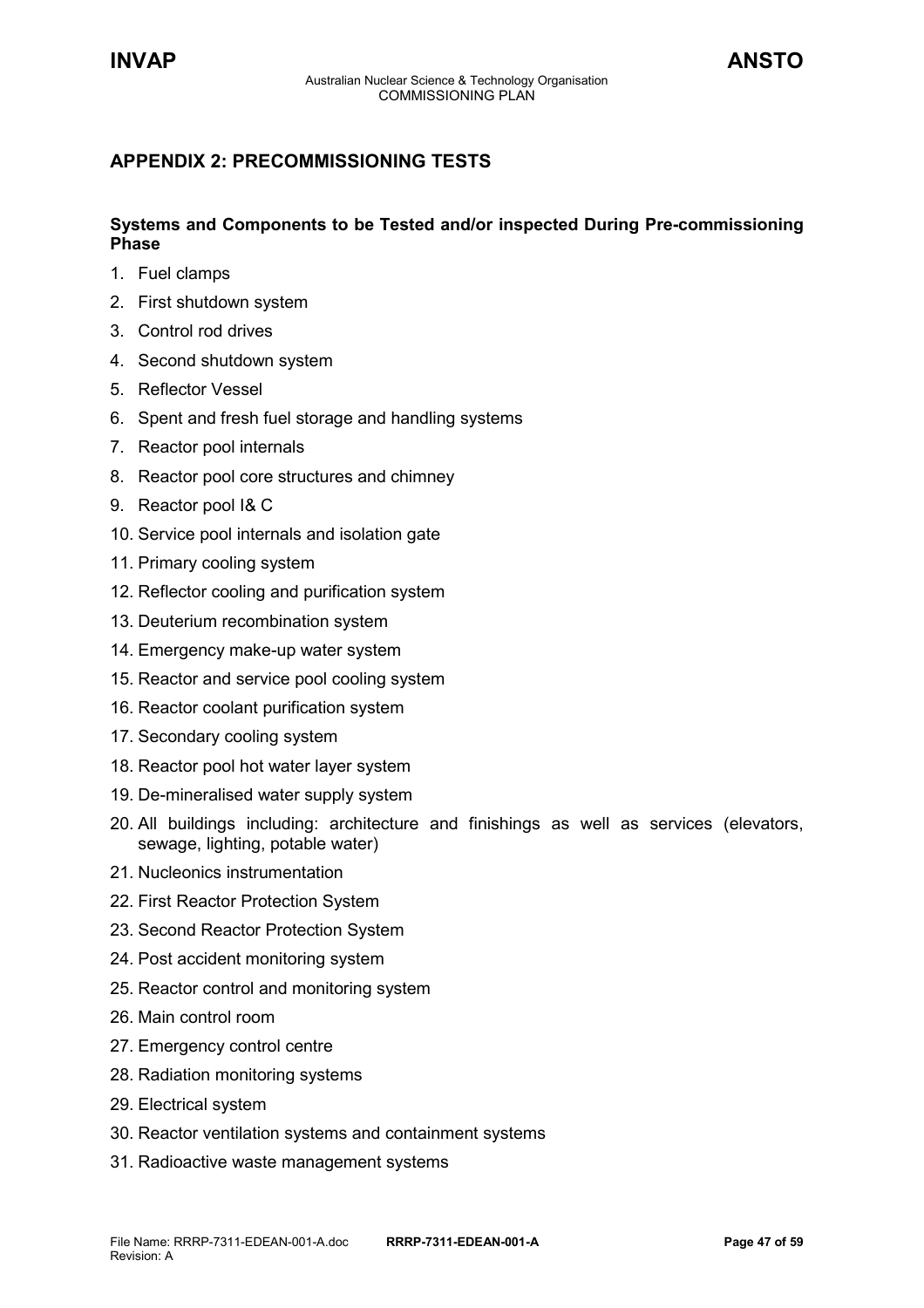## APPENDIX 2: PRECOMMISSIONING TESTS

**Systems and Components to be Tested and/or inspected During Pre-commissioning Phase**

1. Fuel clamps
2. First shutdown system
3. Control rod drives
4. Second shutdown system
5. Reflector Vessel
6. Spent and fresh fuel storage and handling systems
7. Reactor pool internals
8. Reactor pool core structures and chimney
9. Reactor pool I& C
10. Service pool internals and isolation gate
11. Primary cooling system
12. Reflector cooling and purification system
13. Deuterium recombination system
14. Emergency make-up water system
15. Reactor and service pool cooling system
16. Reactor coolant purification system
17. Secondary cooling system
18. Reactor pool hot water layer system
19. De-mineralised water supply system
20. All buildings including: architecture and finishings as well as services (elevators, sewage, lighting, potable water)
21. Nucleonics instrumentation
22. First Reactor Protection System
23. Second Reactor Protection System
24. Post accident monitoring system
25. Reactor control and monitoring system
26. Main control room
27. Emergency control centre
28. Radiation monitoring systems
29. Electrical system
30. Reactor ventilation systems and containment systems
31. Radioactive waste management systems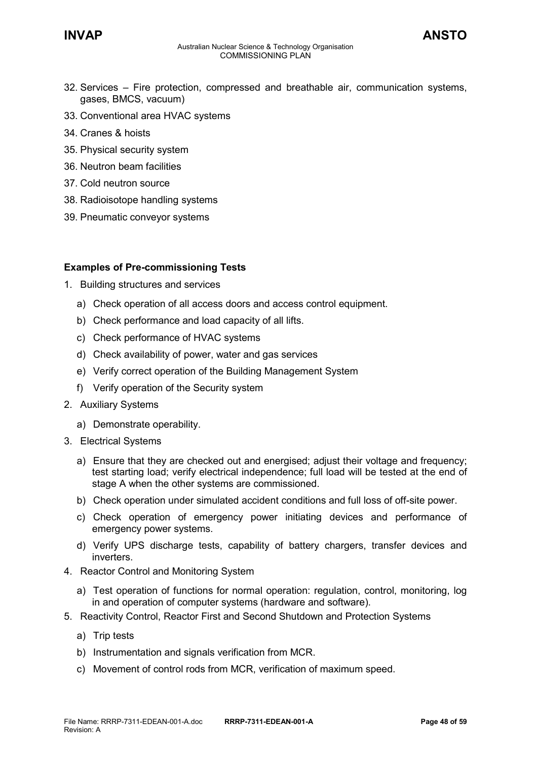32. Services – Fire protection, compressed and breathable air, communication systems, gases, BMCS, vacuum)
33. Conventional area HVAC systems
34. Cranes & hoists
35. Physical security system
36. Neutron beam facilities
37. Cold neutron source
38. Radioisotope handling systems
39. Pneumatic conveyor systems

**Examples of Pre-commissioning Tests**

1. Building structures and services
   a) Check operation of all access doors and access control equipment.
   b) Check performance and load capacity of all lifts.
   c) Check performance of HVAC systems
   d) Check availability of power, water and gas services
   e) Verify correct operation of the Building Management System
   f) Verify operation of the Security system
2. Auxiliary Systems
   a) Demonstrate operability.
3. Electrical Systems
   a) Ensure that they are checked out and energised; adjust their voltage and frequency; test starting load; verify electrical independence; full load will be tested at the end of stage A when the other systems are commissioned.
   b) Check operation under simulated accident conditions and full loss of off-site power.
   c) Check operation of emergency power initiating devices and performance of emergency power systems.
   d) Verify UPS discharge tests, capability of battery chargers, transfer devices and inverters.
4. Reactor Control and Monitoring System
   a) Test operation of functions for normal operation: regulation, control, monitoring, log in and operation of computer systems (hardware and software).
5. Reactivity Control, Reactor First and Second Shutdown and Protection Systems
   a) Trip tests
   b) Instrumentation and signals verification from MCR.
   c) Movement of control rods from MCR, verification of maximum speed.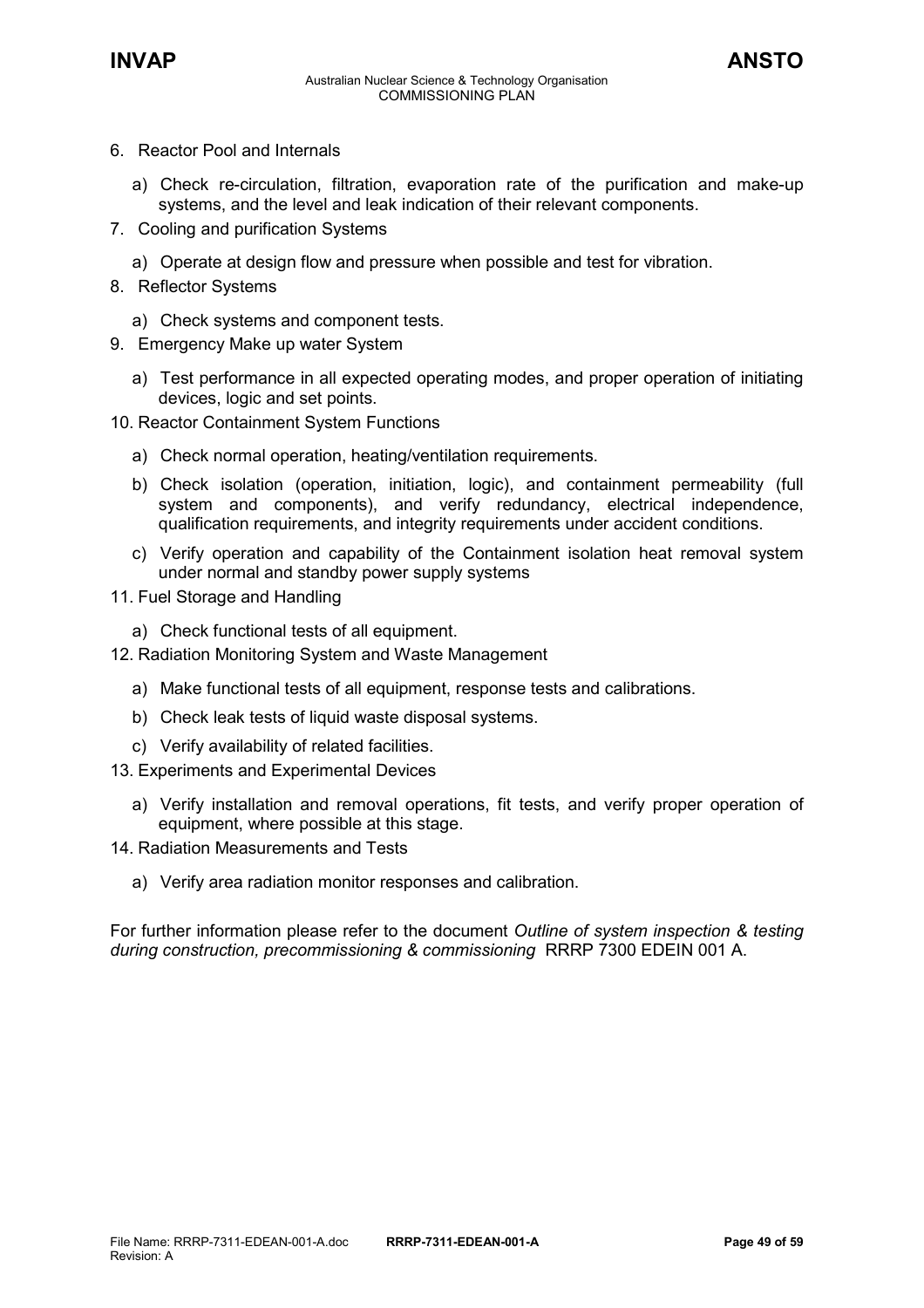6. Reactor Pool and Internals
   a) Check re-circulation, filtration, evaporation rate of the purification and make-up systems, and the level and leak indication of their relevant components.
7. Cooling and purification Systems
   a) Operate at design flow and pressure when possible and test for vibration.
8. Reflector Systems
   a) Check systems and component tests.
9. Emergency Make up water System
   a) Test performance in all expected operating modes, and proper operation of initiating devices, logic and set points.
10. Reactor Containment System Functions
    a) Check normal operation, heating/ventilation requirements.
    b) Check isolation (operation, initiation, logic), and containment permeability (full system and components), and verify redundancy, electrical independence, qualification requirements, and integrity requirements under accident conditions.
    c) Verify operation and capability of the Containment isolation heat removal system under normal and standby power supply systems
11. Fuel Storage and Handling
    a) Check functional tests of all equipment.
12. Radiation Monitoring System and Waste Management
    a) Make functional tests of all equipment, response tests and calibrations.
    b) Check leak tests of liquid waste disposal systems.
    c) Verify availability of related facilities.
13. Experiments and Experimental Devices
    a) Verify installation and removal operations, fit tests, and verify proper operation of equipment, where possible at this stage.
14. Radiation Measurements and Tests
    a) Verify area radiation monitor responses and calibration.

For further information please refer to the document *Outline of system inspection & testing during construction, precommissioning & commissioning* RRRP 7300 EDEIN 001 A.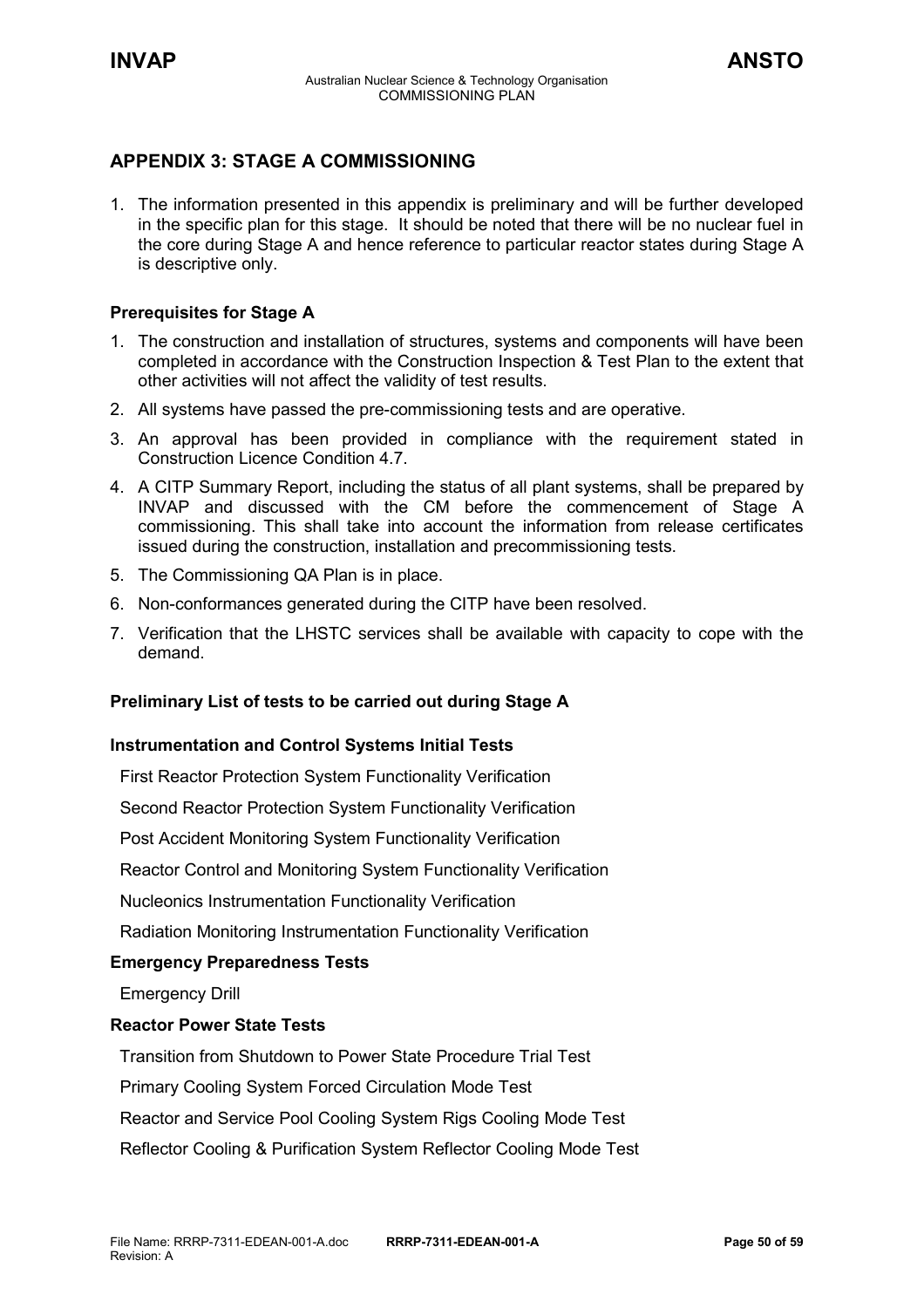## APPENDIX 3: STAGE A COMMISSIONING

1. The information presented in this appendix is preliminary and will be further developed in the specific plan for this stage. It should be noted that there will be no nuclear fuel in the core during Stage A and hence reference to particular reactor states during Stage A is descriptive only.

### Prerequisites for Stage A

1. The construction and installation of structures, systems and components will have been completed in accordance with the Construction Inspection & Test Plan to the extent that other activities will not affect the validity of test results.
2. All systems have passed the pre-commissioning tests and are operative.
3. An approval has been provided in compliance with the requirement stated in Construction Licence Condition 4.7.
4. A CITP Summary Report, including the status of all plant systems, shall be prepared by INVAP and discussed with the CM before the commencement of Stage A commissioning. This shall take into account the information from release certificates issued during the construction, installation and precommissioning tests.
5. The Commissioning QA Plan is in place.
6. Non-conformances generated during the CITP have been resolved.
7. Verification that the LHSTC services shall be available with capacity to cope with the demand.

### Preliminary List of tests to be carried out during Stage A

#### Instrumentation and Control Systems Initial Tests

First Reactor Protection System Functionality Verification

Second Reactor Protection System Functionality Verification

Post Accident Monitoring System Functionality Verification

Reactor Control and Monitoring System Functionality Verification

Nucleonics Instrumentation Functionality Verification

Radiation Monitoring Instrumentation Functionality Verification

#### Emergency Preparedness Tests

Emergency Drill

#### Reactor Power State Tests

Transition from Shutdown to Power State Procedure Trial Test

Primary Cooling System Forced Circulation Mode Test

Reactor and Service Pool Cooling System Rigs Cooling Mode Test

Reflector Cooling & Purification System Reflector Cooling Mode Test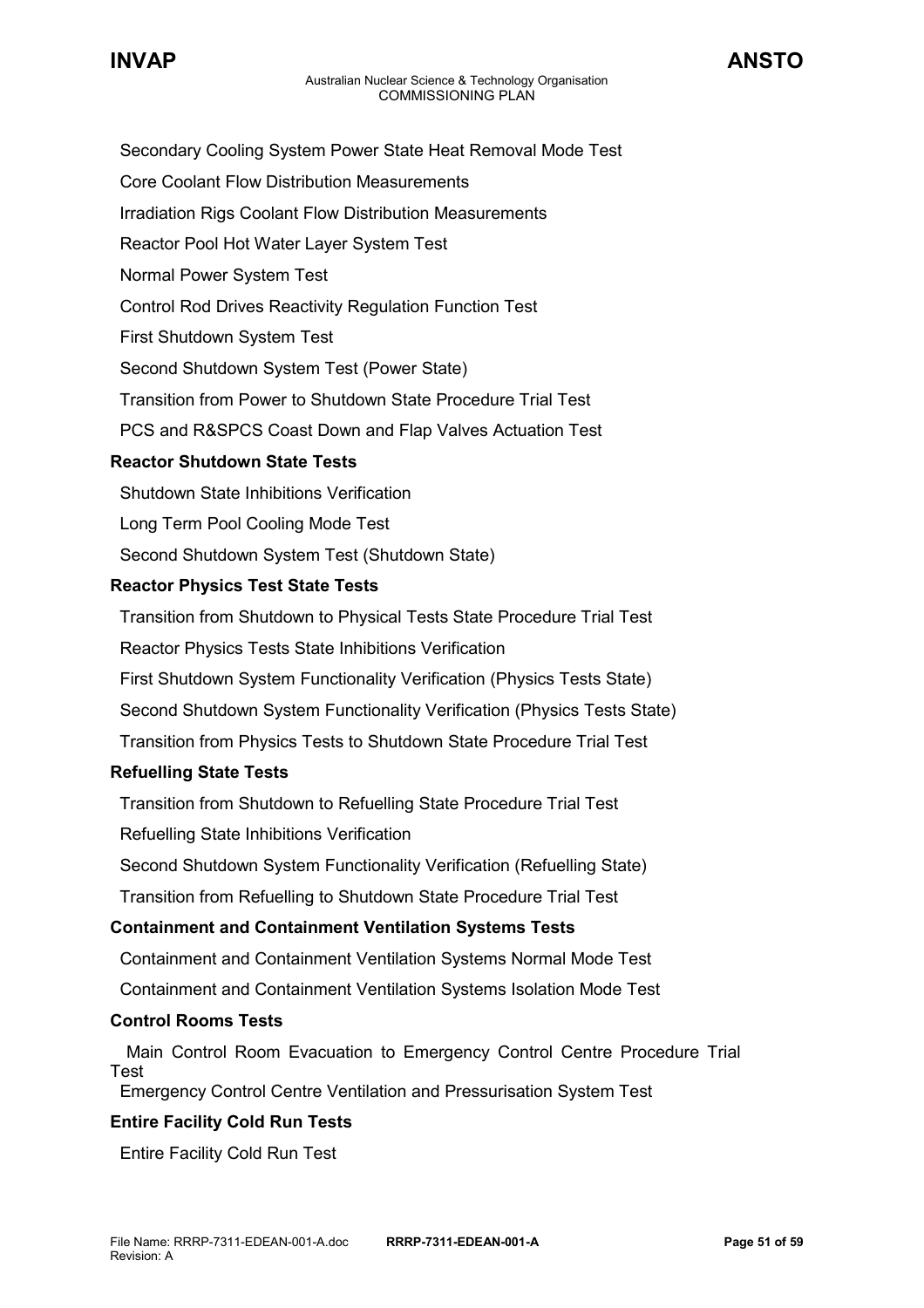Secondary Cooling System Power State Heat Removal Mode Test

Core Coolant Flow Distribution Measurements

Irradiation Rigs Coolant Flow Distribution Measurements

Reactor Pool Hot Water Layer System Test

Normal Power System Test

Control Rod Drives Reactivity Regulation Function Test

First Shutdown System Test

Second Shutdown System Test (Power State)

Transition from Power to Shutdown State Procedure Trial Test

PCS and R&SPCS Coast Down and Flap Valves Actuation Test

**Reactor Shutdown State Tests**

Shutdown State Inhibitions Verification

Long Term Pool Cooling Mode Test

Second Shutdown System Test (Shutdown State)

**Reactor Physics Test State Tests**

Transition from Shutdown to Physical Tests State Procedure Trial Test

Reactor Physics Tests State Inhibitions Verification

First Shutdown System Functionality Verification (Physics Tests State)

Second Shutdown System Functionality Verification (Physics Tests State)

Transition from Physics Tests to Shutdown State Procedure Trial Test

**Refuelling State Tests**

Transition from Shutdown to Refuelling State Procedure Trial Test

Refuelling State Inhibitions Verification

Second Shutdown System Functionality Verification (Refuelling State)

Transition from Refuelling to Shutdown State Procedure Trial Test

**Containment and Containment Ventilation Systems Tests**

Containment and Containment Ventilation Systems Normal Mode Test

Containment and Containment Ventilation Systems Isolation Mode Test

**Control Rooms Tests**

Main Control Room Evacuation to Emergency Control Centre Procedure Trial Test

Emergency Control Centre Ventilation and Pressurisation System Test

**Entire Facility Cold Run Tests**

Entire Facility Cold Run Test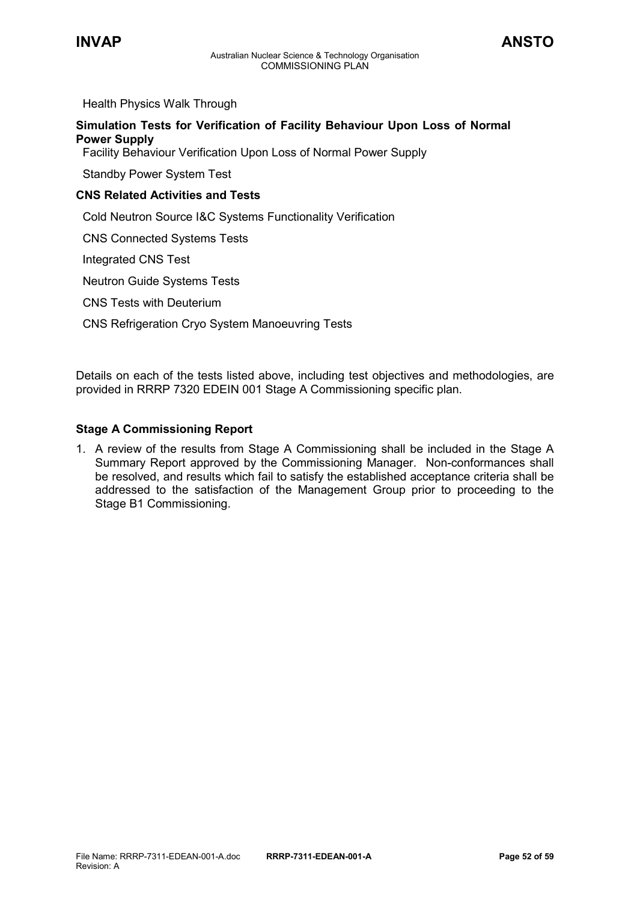Health Physics Walk Through

**Simulation Tests for Verification of Facility Behaviour Upon Loss of Normal Power Supply**

Facility Behaviour Verification Upon Loss of Normal Power Supply

Standby Power System Test

**CNS Related Activities and Tests**

Cold Neutron Source I&C Systems Functionality Verification

CNS Connected Systems Tests

Integrated CNS Test

Neutron Guide Systems Tests

CNS Tests with Deuterium

CNS Refrigeration Cryo System Manoeuvring Tests

Details on each of the tests listed above, including test objectives and methodologies, are provided in RRRP 7320 EDEIN 001 Stage A Commissioning specific plan.

**Stage A Commissioning Report**

1. A review of the results from Stage A Commissioning shall be included in the Stage A Summary Report approved by the Commissioning Manager. Non-conformances shall be resolved, and results which fail to satisfy the established acceptance criteria shall be addressed to the satisfaction of the Management Group prior to proceeding to the Stage B1 Commissioning.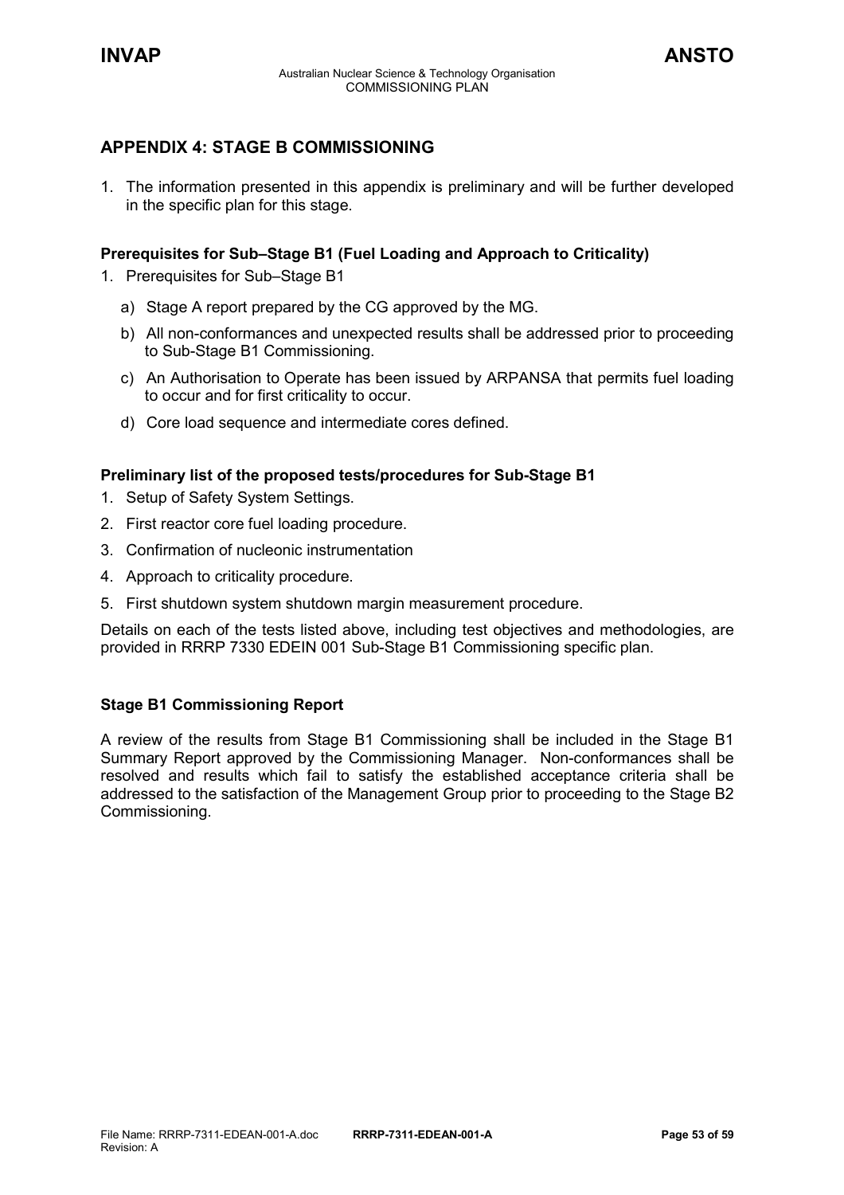## APPENDIX 4: STAGE B COMMISSIONING

1. The information presented in this appendix is preliminary and will be further developed in the specific plan for this stage.

### Prerequisites for Sub–Stage B1 (Fuel Loading and Approach to Criticality)

1. Prerequisites for Sub–Stage B1
   a) Stage A report prepared by the CG approved by the MG.
   b) All non-conformances and unexpected results shall be addressed prior to proceeding to Sub-Stage B1 Commissioning.
   c) An Authorisation to Operate has been issued by ARPANSA that permits fuel loading to occur and for first criticality to occur.
   d) Core load sequence and intermediate cores defined.

### Preliminary list of the proposed tests/procedures for Sub-Stage B1

1. Setup of Safety System Settings.
2. First reactor core fuel loading procedure.
3. Confirmation of nucleonic instrumentation
4. Approach to criticality procedure.
5. First shutdown system shutdown margin measurement procedure.

Details on each of the tests listed above, including test objectives and methodologies, are provided in RRRP 7330 EDEIN 001 Sub-Stage B1 Commissioning specific plan.

### Stage B1 Commissioning Report

A review of the results from Stage B1 Commissioning shall be included in the Stage B1 Summary Report approved by the Commissioning Manager. Non-conformances shall be resolved and results which fail to satisfy the established acceptance criteria shall be addressed to the satisfaction of the Management Group prior to proceeding to the Stage B2 Commissioning.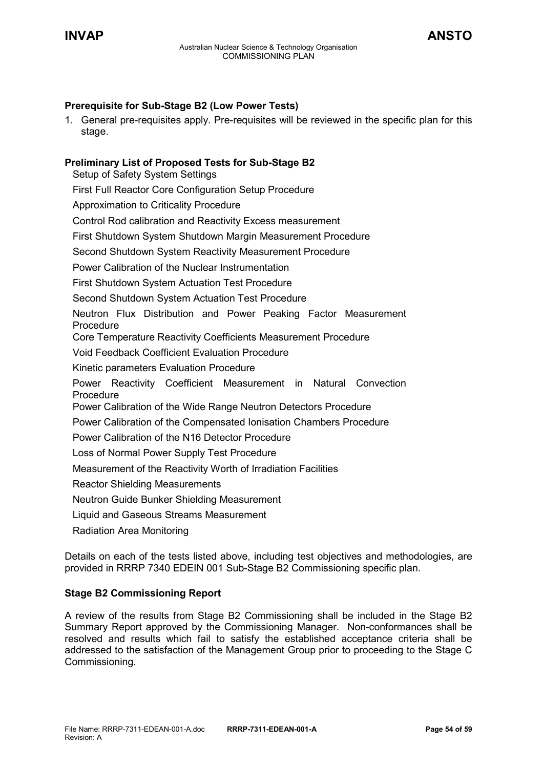**Prerequisite for Sub-Stage B2 (Low Power Tests)**

1. General pre-requisites apply. Pre-requisites will be reviewed in the specific plan for this stage.

**Preliminary List of Proposed Tests for Sub-Stage B2**

- Setup of Safety System Settings
- First Full Reactor Core Configuration Setup Procedure
- Approximation to Criticality Procedure
- Control Rod calibration and Reactivity Excess measurement
- First Shutdown System Shutdown Margin Measurement Procedure
- Second Shutdown System Reactivity Measurement Procedure
- Power Calibration of the Nuclear Instrumentation
- First Shutdown System Actuation Test Procedure
- Second Shutdown System Actuation Test Procedure
- Neutron Flux Distribution and Power Peaking Factor Measurement Procedure
- Core Temperature Reactivity Coefficients Measurement Procedure
- Void Feedback Coefficient Evaluation Procedure
- Kinetic parameters Evaluation Procedure
- Power Reactivity Coefficient Measurement in Natural Convection Procedure
- Power Calibration of the Wide Range Neutron Detectors Procedure
- Power Calibration of the Compensated Ionisation Chambers Procedure
- Power Calibration of the N16 Detector Procedure
- Loss of Normal Power Supply Test Procedure
- Measurement of the Reactivity Worth of Irradiation Facilities
- Reactor Shielding Measurements
- Neutron Guide Bunker Shielding Measurement
- Liquid and Gaseous Streams Measurement
- Radiation Area Monitoring

Details on each of the tests listed above, including test objectives and methodologies, are provided in RRRP 7340 EDEIN 001 Sub-Stage B2 Commissioning specific plan.

**Stage B2 Commissioning Report**

A review of the results from Stage B2 Commissioning shall be included in the Stage B2 Summary Report approved by the Commissioning Manager. Non-conformances shall be resolved and results which fail to satisfy the established acceptance criteria shall be addressed to the satisfaction of the Management Group prior to proceeding to the Stage C Commissioning.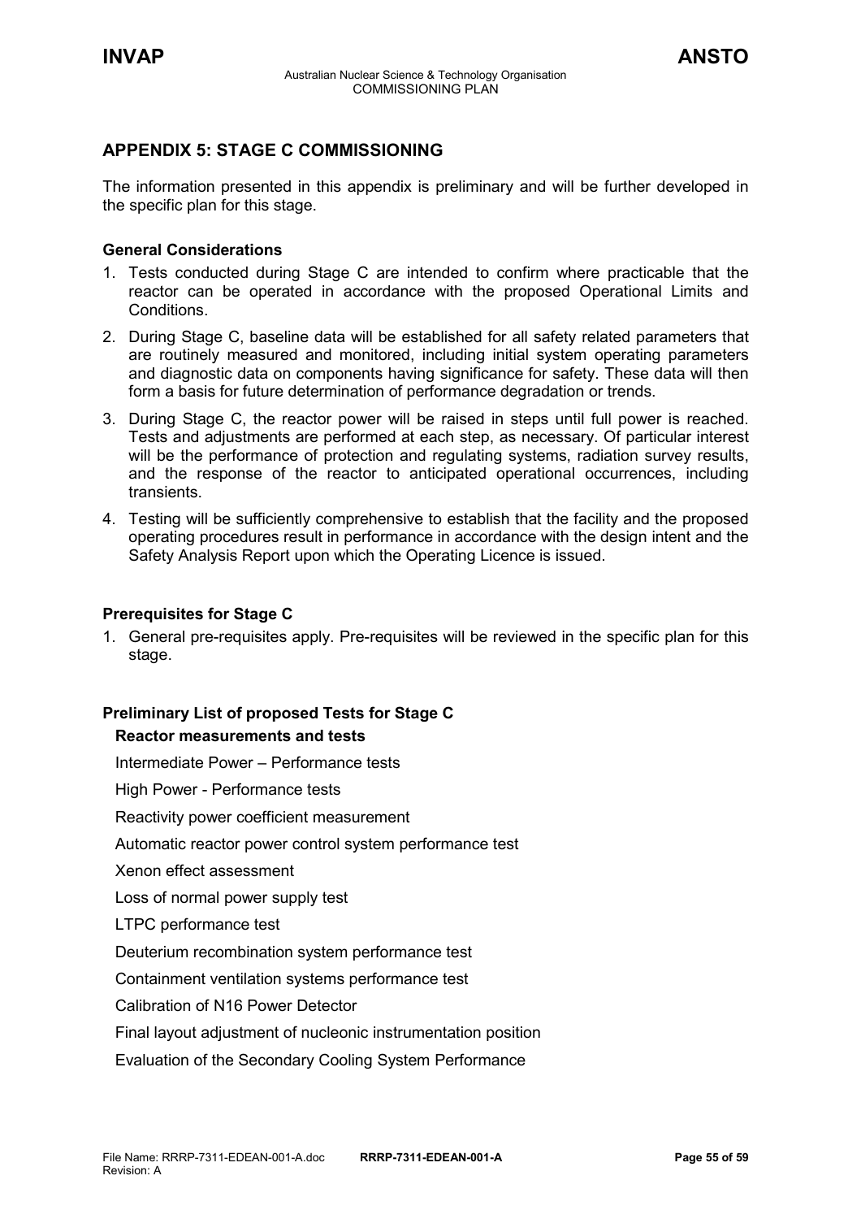## APPENDIX 5: STAGE C COMMISSIONING

The information presented in this appendix is preliminary and will be further developed in the specific plan for this stage.

### General Considerations

1. Tests conducted during Stage C are intended to confirm where practicable that the reactor can be operated in accordance with the proposed Operational Limits and Conditions.
2. During Stage C, baseline data will be established for all safety related parameters that are routinely measured and monitored, including initial system operating parameters and diagnostic data on components having significance for safety. These data will then form a basis for future determination of performance degradation or trends.
3. During Stage C, the reactor power will be raised in steps until full power is reached. Tests and adjustments are performed at each step, as necessary. Of particular interest will be the performance of protection and regulating systems, radiation survey results, and the response of the reactor to anticipated operational occurrences, including transients.
4. Testing will be sufficiently comprehensive to establish that the facility and the proposed operating procedures result in performance in accordance with the design intent and the Safety Analysis Report upon which the Operating Licence is issued.

### Prerequisites for Stage C

1. General pre-requisites apply. Pre-requisites will be reviewed in the specific plan for this stage.

### Preliminary List of proposed Tests for Stage C

**Reactor measurements and tests**

Intermediate Power – Performance tests

High Power - Performance tests

Reactivity power coefficient measurement

Automatic reactor power control system performance test

Xenon effect assessment

Loss of normal power supply test

LTPC performance test

Deuterium recombination system performance test

Containment ventilation systems performance test

Calibration of N16 Power Detector

Final layout adjustment of nucleonic instrumentation position

Evaluation of the Secondary Cooling System Performance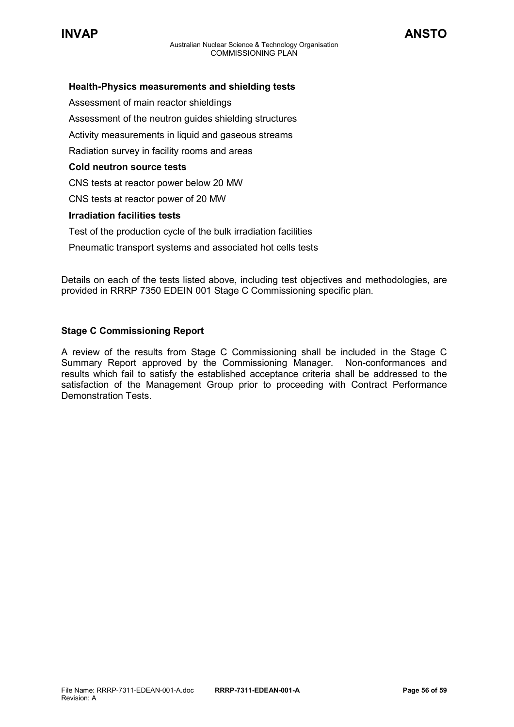**Health-Physics measurements and shielding tests**

Assessment of main reactor shieldings

Assessment of the neutron guides shielding structures

Activity measurements in liquid and gaseous streams

Radiation survey in facility rooms and areas

**Cold neutron source tests**

CNS tests at reactor power below 20 MW

CNS tests at reactor power of 20 MW

**Irradiation facilities tests**

Test of the production cycle of the bulk irradiation facilities

Pneumatic transport systems and associated hot cells tests

Details on each of the tests listed above, including test objectives and methodologies, are provided in RRRP 7350 EDEIN 001 Stage C Commissioning specific plan.

**Stage C Commissioning Report**

A review of the results from Stage C Commissioning shall be included in the Stage C Summary Report approved by the Commissioning Manager. Non-conformances and results which fail to satisfy the established acceptance criteria shall be addressed to the satisfaction of the Management Group prior to proceeding with Contract Performance Demonstration Tests.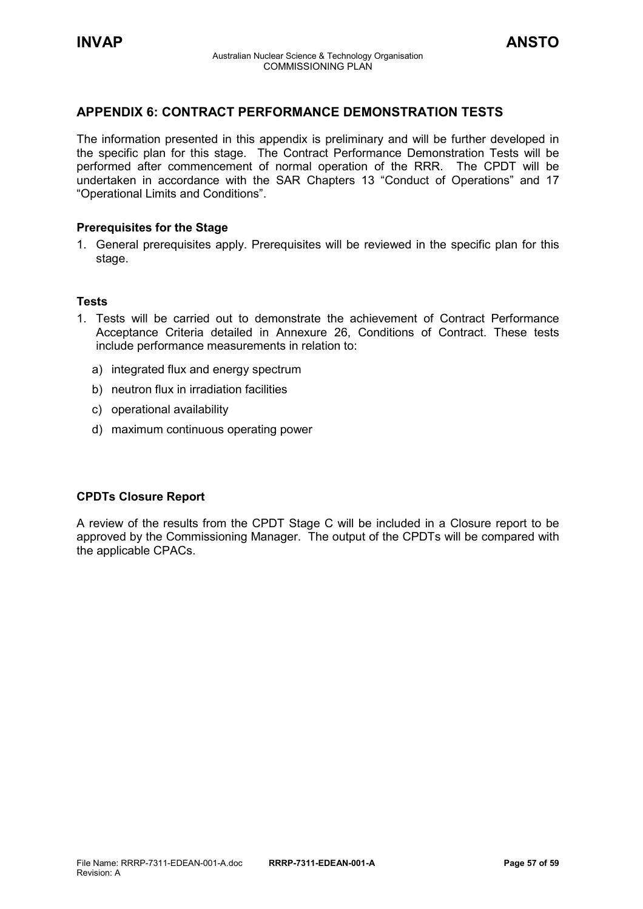## APPENDIX 6: CONTRACT PERFORMANCE DEMONSTRATION TESTS

The information presented in this appendix is preliminary and will be further developed in the specific plan for this stage. The Contract Performance Demonstration Tests will be performed after commencement of normal operation of the RRR. The CPDT will be undertaken in accordance with the SAR Chapters 13 "Conduct of Operations" and 17 "Operational Limits and Conditions".

### Prerequisites for the Stage

1. General prerequisites apply. Prerequisites will be reviewed in the specific plan for this stage.

### Tests

1. Tests will be carried out to demonstrate the achievement of Contract Performance Acceptance Criteria detailed in Annexure 26, Conditions of Contract. These tests include performance measurements in relation to:
   a) integrated flux and energy spectrum
   b) neutron flux in irradiation facilities
   c) operational availability
   d) maximum continuous operating power

### CPDTs Closure Report

A review of the results from the CPDT Stage C will be included in a Closure report to be approved by the Commissioning Manager. The output of the CPDTs will be compared with the applicable CPACs.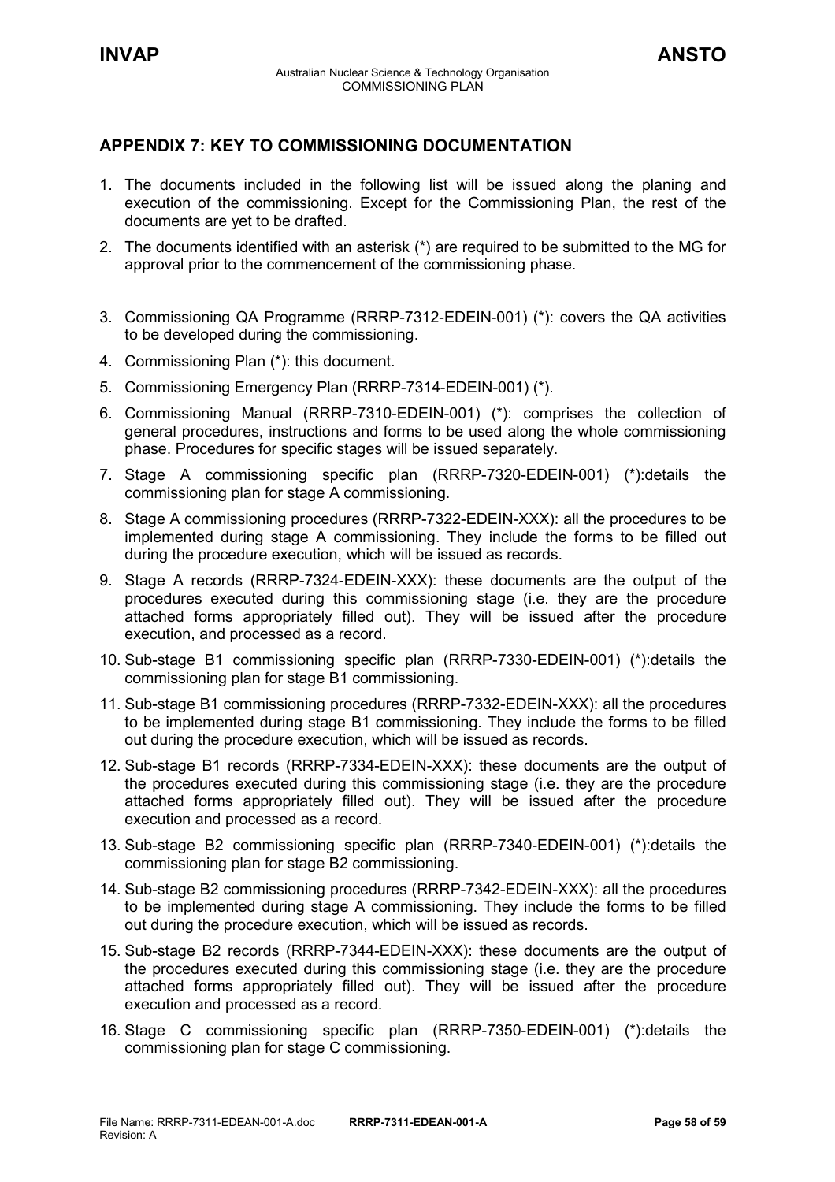## APPENDIX 7: KEY TO COMMISSIONING DOCUMENTATION

1. The documents included in the following list will be issued along the planing and execution of the commissioning. Except for the Commissioning Plan, the rest of the documents are yet to be drafted.
2. The documents identified with an asterisk (*) are required to be submitted to the MG for approval prior to the commencement of the commissioning phase.
3. Commissioning QA Programme (RRRP-7312-EDEIN-001) (*): covers the QA activities to be developed during the commissioning.
4. Commissioning Plan (*): this document.
5. Commissioning Emergency Plan (RRRP-7314-EDEIN-001) (*).
6. Commissioning Manual (RRRP-7310-EDEIN-001) (*): comprises the collection of general procedures, instructions and forms to be used along the whole commissioning phase. Procedures for specific stages will be issued separately.
7. Stage A commissioning specific plan (RRRP-7320-EDEIN-001) (*):details the commissioning plan for stage A commissioning.
8. Stage A commissioning procedures (RRRP-7322-EDEIN-XXX): all the procedures to be implemented during stage A commissioning. They include the forms to be filled out during the procedure execution, which will be issued as records.
9. Stage A records (RRRP-7324-EDEIN-XXX): these documents are the output of the procedures executed during this commissioning stage (i.e. they are the procedure attached forms appropriately filled out). They will be issued after the procedure execution, and processed as a record.
10. Sub-stage B1 commissioning specific plan (RRRP-7330-EDEIN-001) (*):details the commissioning plan for stage B1 commissioning.
11. Sub-stage B1 commissioning procedures (RRRP-7332-EDEIN-XXX): all the procedures to be implemented during stage B1 commissioning. They include the forms to be filled out during the procedure execution, which will be issued as records.
12. Sub-stage B1 records (RRRP-7334-EDEIN-XXX): these documents are the output of the procedures executed during this commissioning stage (i.e. they are the procedure attached forms appropriately filled out). They will be issued after the procedure execution and processed as a record.
13. Sub-stage B2 commissioning specific plan (RRRP-7340-EDEIN-001) (*):details the commissioning plan for stage B2 commissioning.
14. Sub-stage B2 commissioning procedures (RRRP-7342-EDEIN-XXX): all the procedures to be implemented during stage A commissioning. They include the forms to be filled out during the procedure execution, which will be issued as records.
15. Sub-stage B2 records (RRRP-7344-EDEIN-XXX): these documents are the output of the procedures executed during this commissioning stage (i.e. they are the procedure attached forms appropriately filled out). They will be issued after the procedure execution and processed as a record.
16. Stage C commissioning specific plan (RRRP-7350-EDEIN-001) (*):details the commissioning plan for stage C commissioning.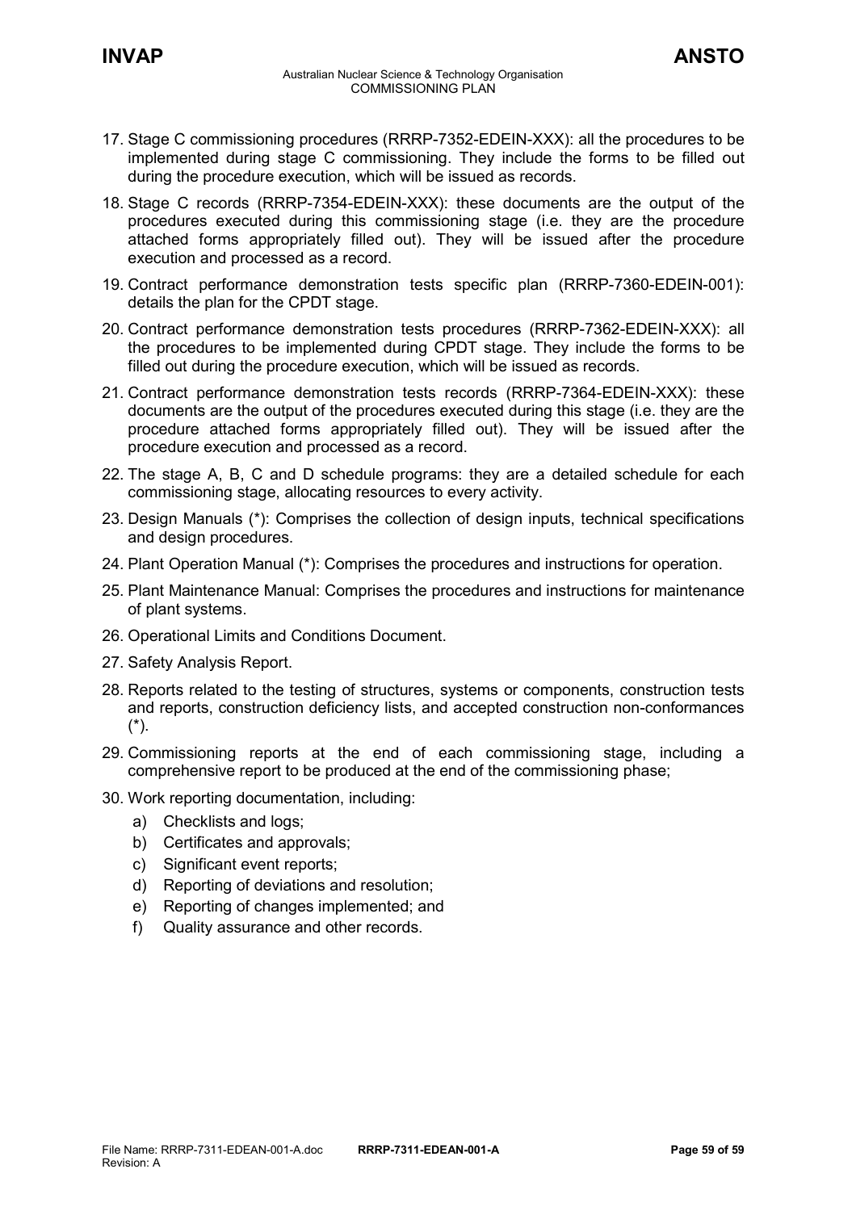17. Stage C commissioning procedures (RRRP-7352-EDEIN-XXX): all the procedures to be implemented during stage C commissioning. They include the forms to be filled out during the procedure execution, which will be issued as records.
18. Stage C records (RRRP-7354-EDEIN-XXX): these documents are the output of the procedures executed during this commissioning stage (i.e. they are the procedure attached forms appropriately filled out). They will be issued after the procedure execution and processed as a record.
19. Contract performance demonstration tests specific plan (RRRP-7360-EDEIN-001): details the plan for the CPDT stage.
20. Contract performance demonstration tests procedures (RRRP-7362-EDEIN-XXX): all the procedures to be implemented during CPDT stage. They include the forms to be filled out during the procedure execution, which will be issued as records.
21. Contract performance demonstration tests records (RRRP-7364-EDEIN-XXX): these documents are the output of the procedures executed during this stage (i.e. they are the procedure attached forms appropriately filled out). They will be issued after the procedure execution and processed as a record.
22. The stage A, B, C and D schedule programs: they are a detailed schedule for each commissioning stage, allocating resources to every activity.
23. Design Manuals (*): Comprises the collection of design inputs, technical specifications and design procedures.
24. Plant Operation Manual (*): Comprises the procedures and instructions for operation.
25. Plant Maintenance Manual: Comprises the procedures and instructions for maintenance of plant systems.
26. Operational Limits and Conditions Document.
27. Safety Analysis Report.
28. Reports related to the testing of structures, systems or components, construction tests and reports, construction deficiency lists, and accepted construction non-conformances (*).
29. Commissioning reports at the end of each commissioning stage, including a comprehensive report to be produced at the end of the commissioning phase;
30. Work reporting documentation, including:
    a) Checklists and logs;
    b) Certificates and approvals;
    c) Significant event reports;
    d) Reporting of deviations and resolution;
    e) Reporting of changes implemented; and
    f) Quality assurance and other records.